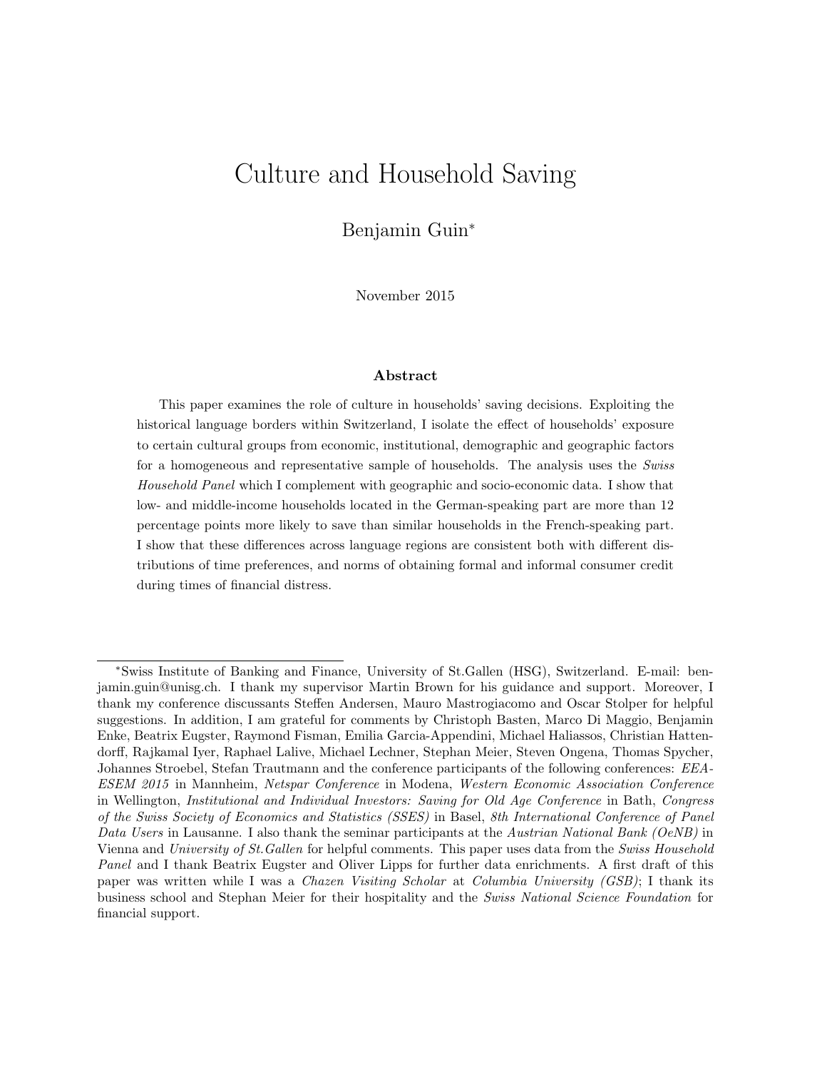# Culture and Household Saving

Benjamin Guin*

November 2015

## Abstract

This paper examines the role of culture in households' saving decisions. Exploiting the historical language borders within Switzerland, I isolate the effect of households' exposure to certain cultural groups from economic, institutional, demographic and geographic factors for a homogeneous and representative sample of households. The analysis uses the *Swiss Household Panel* which I complement with geographic and socio-economic data. I show that low- and middle-income households located in the German-speaking part are more than 12 percentage points more likely to save than similar households in the French-speaking part. I show that these differences across language regions are consistent both with different distributions of time preferences, and norms of obtaining formal and informal consumer credit during times of financial distress.

---

*Swiss Institute of Banking and Finance, University of St.Gallen (HSG), Switzerland. E-mail: benjamin.guin@unisg.ch. I thank my supervisor Martin Brown for his guidance and support. Moreover, I thank my conference discussants Steffen Andersen, Mauro Mastrogiacomo and Oscar Stolper for helpful suggestions. In addition, I am grateful for comments by Christoph Basten, Marco Di Maggio, Benjamin Enke, Beatrix Eugster, Raymond Fisman, Emilia Garcia-Appendini, Michael Haliassos, Christian Hattendorff, Rajkamal Iyer, Raphael Lalive, Michael Lechner, Stephan Meier, Steven Ongena, Thomas Spycher, Johannes Stroebel, Stefan Trautmann and the conference participants of the following conferences: *EEA-ESEM 2015* in Mannheim, *Netspar Conference* in Modena, *Western Economic Association Conference* in Wellington, *Institutional and Individual Investors: Saving for Old Age Conference* in Bath, *Congress of the Swiss Society of Economics and Statistics (SSES)* in Basel, *8th International Conference of Panel Data Users* in Lausanne. I also thank the seminar participants at the *Austrian National Bank (OeNB)* in Vienna and *University of St.Gallen* for helpful comments. This paper uses data from the *Swiss Household Panel* and I thank Beatrix Eugster and Oliver Lipps for further data enrichments. A first draft of this paper was written while I was a *Chazen Visiting Scholar* at *Columbia University (GSB)*; I thank its business school and Stephan Meier for their hospitality and the *Swiss National Science Foundation* for financial support.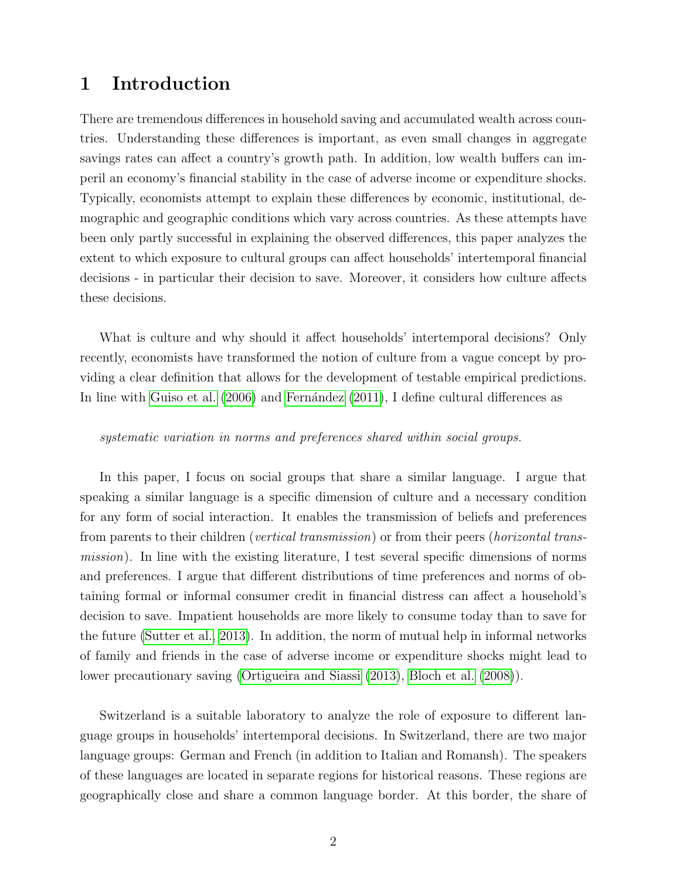# 1 Introduction

There are tremendous differences in household saving and accumulated wealth across countries. Understanding these differences is important, as even small changes in aggregate savings rates can affect a country's growth path. In addition, low wealth buffers can imperil an economy's financial stability in the case of adverse income or expenditure shocks. Typically, economists attempt to explain these differences by economic, institutional, demographic and geographic conditions which vary across countries. As these attempts have been only partly successful in explaining the observed differences, this paper analyzes the extent to which exposure to cultural groups can affect households' intertemporal financial decisions - in particular their decision to save. Moreover, it considers how culture affects these decisions.

What is culture and why should it affect households' intertemporal decisions? Only recently, economists have transformed the notion of culture from a vague concept by providing a clear definition that allows for the development of testable empirical predictions. In line with Guiso et al. (2006) and Fernández (2011), I define cultural differences as

*systematic variation in norms and preferences shared within social groups.*

In this paper, I focus on social groups that share a similar language. I argue that speaking a similar language is a specific dimension of culture and a necessary condition for any form of social interaction. It enables the transmission of beliefs and preferences from parents to their children (*vertical transmission*) or from their peers (*horizontal transmission*). In line with the existing literature, I test several specific dimensions of norms and preferences. I argue that different distributions of time preferences and norms of obtaining formal or informal consumer credit in financial distress can affect a household's decision to save. Impatient households are more likely to consume today than to save for the future (Sutter et al., 2013). In addition, the norm of mutual help in informal networks of family and friends in the case of adverse income or expenditure shocks might lead to lower precautionary saving (Ortigueira and Siassi (2013), Bloch et al. (2008)).

Switzerland is a suitable laboratory to analyze the role of exposure to different language groups in households' intertemporal decisions. In Switzerland, there are two major language groups: German and French (in addition to Italian and Romansh). The speakers of these languages are located in separate regions for historical reasons. These regions are geographically close and share a common language border. At this border, the share of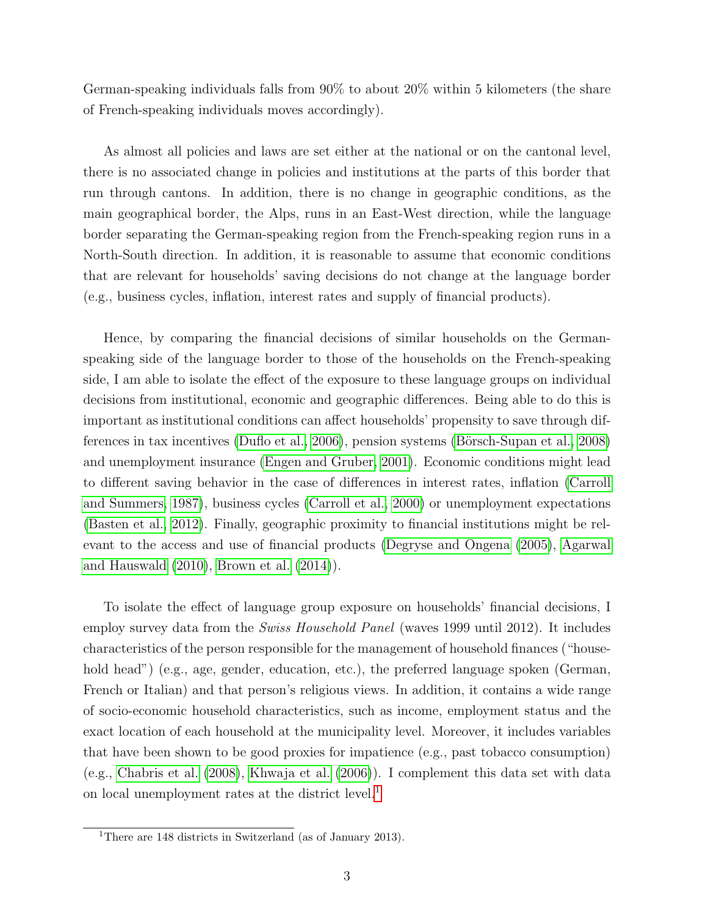German-speaking individuals falls from 90% to about 20% within 5 kilometers (the share of French-speaking individuals moves accordingly).

As almost all policies and laws are set either at the national or on the cantonal level, there is no associated change in policies and institutions at the parts of this border that run through cantons. In addition, there is no change in geographic conditions, as the main geographical border, the Alps, runs in an East-West direction, while the language border separating the German-speaking region from the French-speaking region runs in a North-South direction. In addition, it is reasonable to assume that economic conditions that are relevant for households' saving decisions do not change at the language border (e.g., business cycles, inflation, interest rates and supply of financial products).

Hence, by comparing the financial decisions of similar households on the German-speaking side of the language border to those of the households on the French-speaking side, I am able to isolate the effect of the exposure to these language groups on individual decisions from institutional, economic and geographic differences. Being able to do this is important as institutional conditions can affect households' propensity to save through differences in tax incentives (Duflo et al., 2006), pension systems (Börsch-Supan et al., 2008) and unemployment insurance (Engen and Gruber, 2001). Economic conditions might lead to different saving behavior in the case of differences in interest rates, inflation (Carroll and Summers, 1987), business cycles (Carroll et al., 2000) or unemployment expectations (Basten et al., 2012). Finally, geographic proximity to financial institutions might be relevant to the access and use of financial products (Degryse and Ongena (2005), Agarwal and Hauswald (2010), Brown et al. (2014)).

To isolate the effect of language group exposure on households' financial decisions, I employ survey data from the *Swiss Household Panel* (waves 1999 until 2012). It includes characteristics of the person responsible for the management of household finances ("household head") (e.g., age, gender, education, etc.), the preferred language spoken (German, French or Italian) and that person's religious views. In addition, it contains a wide range of socio-economic household characteristics, such as income, employment status and the exact location of each household at the municipality level. Moreover, it includes variables that have been shown to be good proxies for impatience (e.g., past tobacco consumption) (e.g., Chabris et al. (2008), Khwaja et al. (2006)). I complement this data set with data on local unemployment rates at the district level.[1]

[1] There are 148 districts in Switzerland (as of January 2013).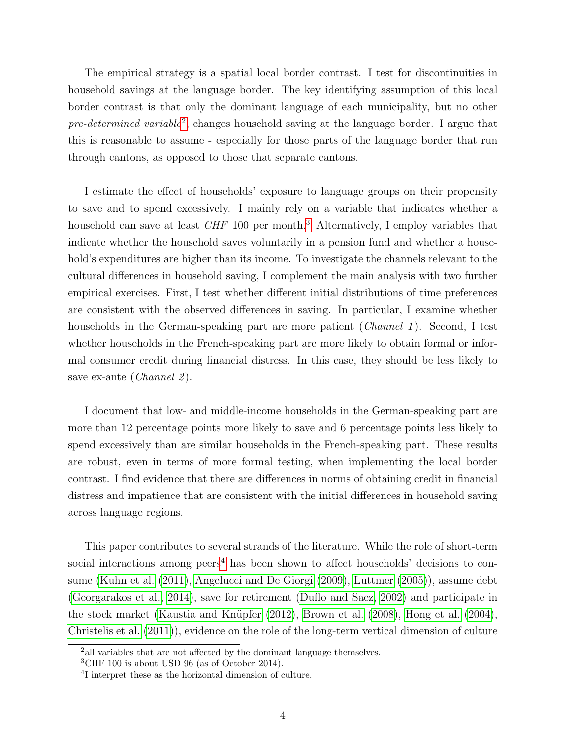The empirical strategy is a spatial local border contrast. I test for discontinuities in household savings at the language border. The key identifying assumption of this local border contrast is that only the dominant language of each municipality, but no other *pre-determined variable*[2], changes household saving at the language border. I argue that this is reasonable to assume - especially for those parts of the language border that run through cantons, as opposed to those that separate cantons.

I estimate the effect of households' exposure to language groups on their propensity to save and to spend excessively. I mainly rely on a variable that indicates whether a household can save at least *CHF* 100 per month.[3] Alternatively, I employ variables that indicate whether the household saves voluntarily in a pension fund and whether a household's expenditures are higher than its income. To investigate the channels relevant to the cultural differences in household saving, I complement the main analysis with two further empirical exercises. First, I test whether different initial distributions of time preferences are consistent with the observed differences in saving. In particular, I examine whether households in the German-speaking part are more patient (*Channel 1*). Second, I test whether households in the French-speaking part are more likely to obtain formal or informal consumer credit during financial distress. In this case, they should be less likely to save ex-ante (*Channel 2*).

I document that low- and middle-income households in the German-speaking part are more than 12 percentage points more likely to save and 6 percentage points less likely to spend excessively than are similar households in the French-speaking part. These results are robust, even in terms of more formal testing, when implementing the local border contrast. I find evidence that there are differences in norms of obtaining credit in financial distress and impatience that are consistent with the initial differences in household saving across language regions.

This paper contributes to several strands of the literature. While the role of short-term social interactions among peers[4] has been shown to affect households' decisions to consume (Kuhn et al. (2011), Angelucci and De Giorgi (2009), Luttmer (2005)), assume debt (Georgarakos et al., 2014), save for retirement (Duflo and Saez, 2002) and participate in the stock market (Kaustia and Knüpfer (2012), Brown et al. (2008), Hong et al. (2004), Christelis et al. (2011)), evidence on the role of the long-term vertical dimension of culture

[2] all variables that are not affected by the dominant language themselves.

[3] CHF 100 is about USD 96 (as of October 2014).

[4] I interpret these as the horizontal dimension of culture.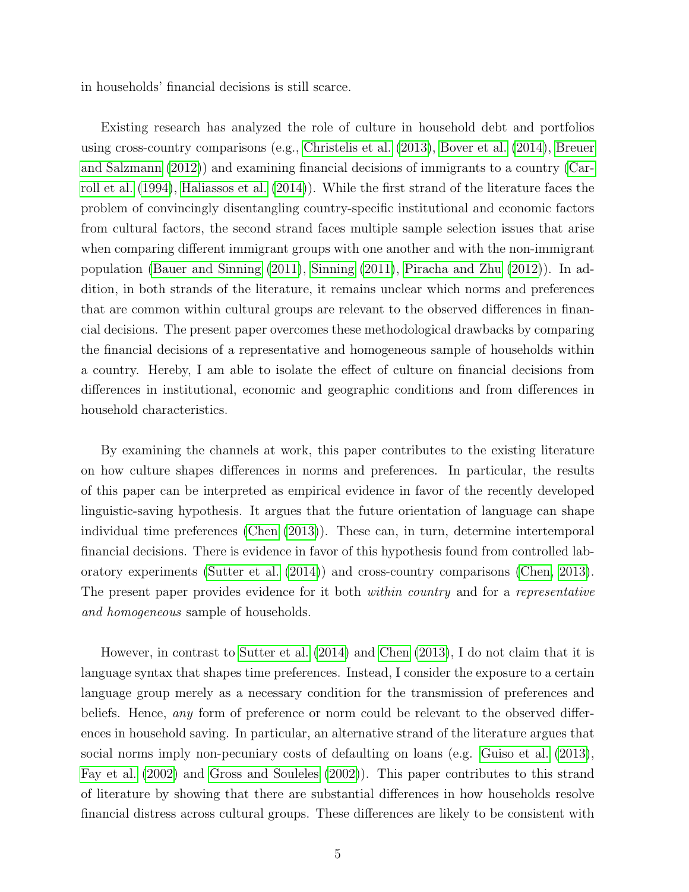in households' financial decisions is still scarce.

Existing research has analyzed the role of culture in household debt and portfolios using cross-country comparisons (e.g., Christelis et al. (2013), Bover et al. (2014), Breuer and Salzmann (2012)) and examining financial decisions of immigrants to a country (Carroll et al. (1994), Haliassos et al. (2014)). While the first strand of the literature faces the problem of convincingly disentangling country-specific institutional and economic factors from cultural factors, the second strand faces multiple sample selection issues that arise when comparing different immigrant groups with one another and with the non-immigrant population (Bauer and Sinning (2011), Sinning (2011), Piracha and Zhu (2012)). In addition, in both strands of the literature, it remains unclear which norms and preferences that are common within cultural groups are relevant to the observed differences in financial decisions. The present paper overcomes these methodological drawbacks by comparing the financial decisions of a representative and homogeneous sample of households within a country. Hereby, I am able to isolate the effect of culture on financial decisions from differences in institutional, economic and geographic conditions and from differences in household characteristics.

By examining the channels at work, this paper contributes to the existing literature on how culture shapes differences in norms and preferences. In particular, the results of this paper can be interpreted as empirical evidence in favor of the recently developed linguistic-saving hypothesis. It argues that the future orientation of language can shape individual time preferences (Chen (2013)). These can, in turn, determine intertemporal financial decisions. There is evidence in favor of this hypothesis found from controlled laboratory experiments (Sutter et al. (2014)) and cross-country comparisons (Chen, 2013). The present paper provides evidence for it both *within country* and for a *representative and homogeneous* sample of households.

However, in contrast to Sutter et al. (2014) and Chen (2013), I do not claim that it is language syntax that shapes time preferences. Instead, I consider the exposure to a certain language group merely as a necessary condition for the transmission of preferences and beliefs. Hence, *any* form of preference or norm could be relevant to the observed differences in household saving. In particular, an alternative strand of the literature argues that social norms imply non-pecuniary costs of defaulting on loans (e.g. Guiso et al. (2013), Fay et al. (2002) and Gross and Souleles (2002)). This paper contributes to this strand of literature by showing that there are substantial differences in how households resolve financial distress across cultural groups. These differences are likely to be consistent with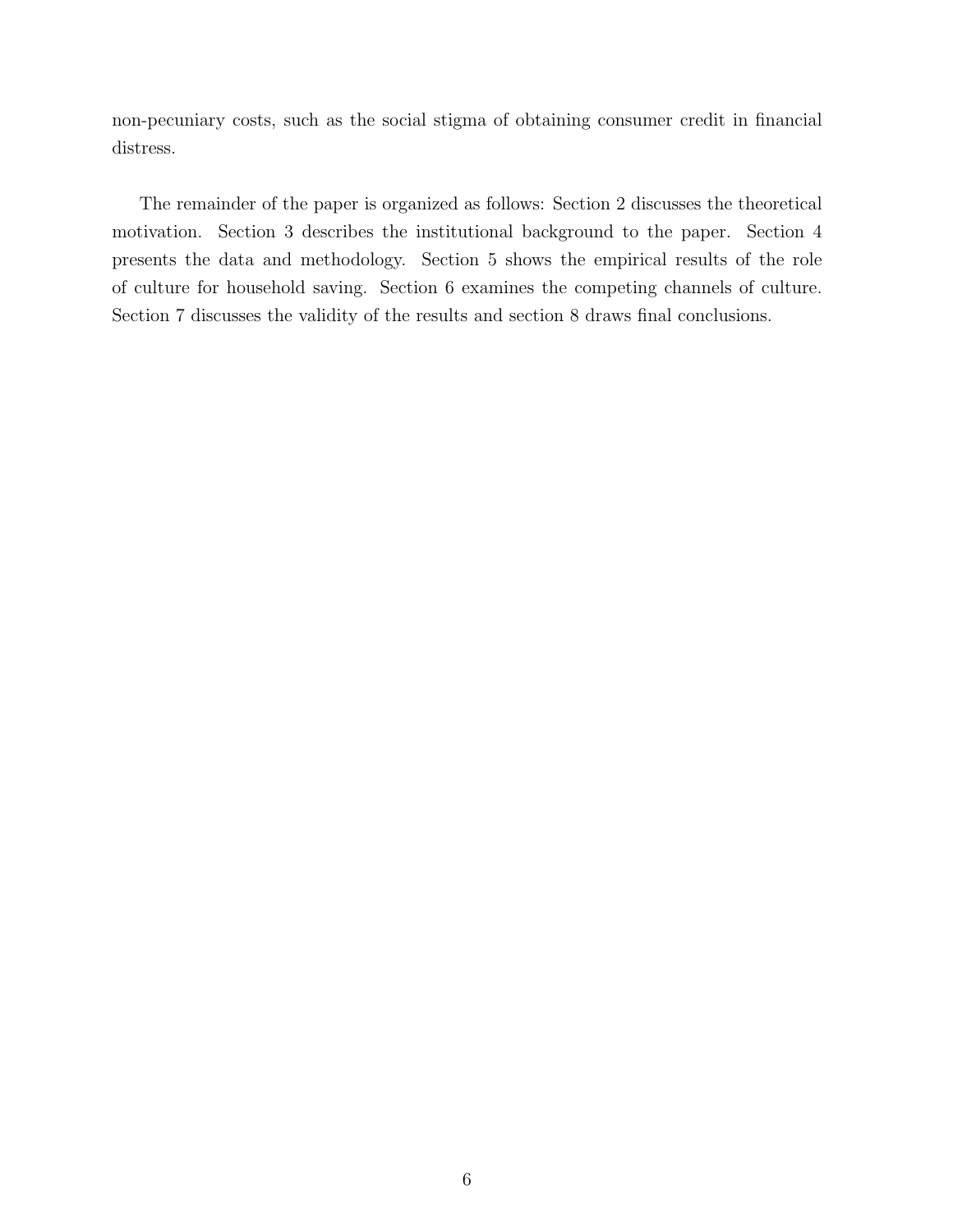non-pecuniary costs, such as the social stigma of obtaining consumer credit in financial distress.

The remainder of the paper is organized as follows: Section 2 discusses the theoretical motivation. Section 3 describes the institutional background to the paper. Section 4 presents the data and methodology. Section 5 shows the empirical results of the role of culture for household saving. Section 6 examines the competing channels of culture. Section 7 discusses the validity of the results and section 8 draws final conclusions.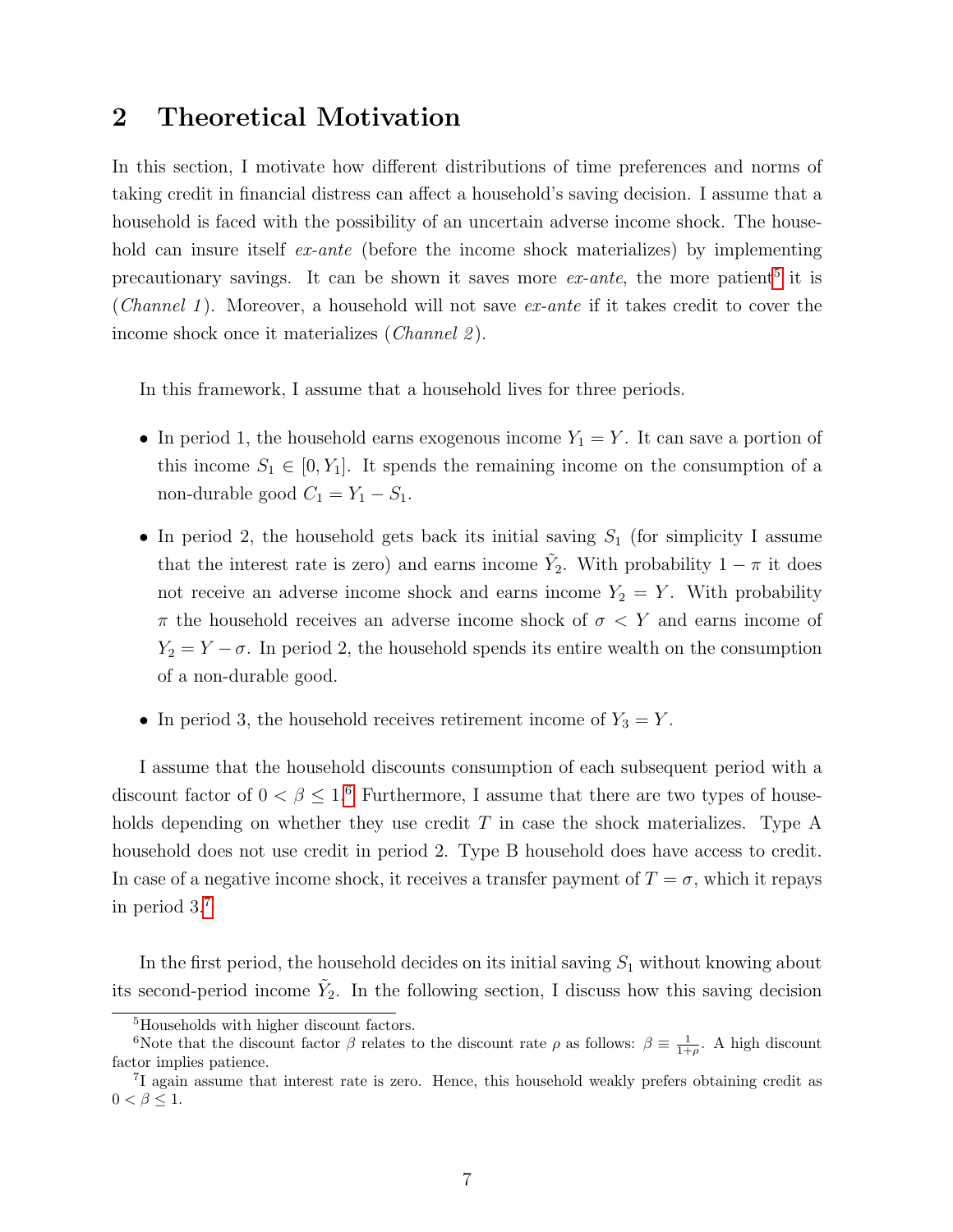## 2 Theoretical Motivation

In this section, I motivate how different distributions of time preferences and norms of taking credit in financial distress can affect a household's saving decision. I assume that a household is faced with the possibility of an uncertain adverse income shock. The household can insure itself *ex-ante* (before the income shock materializes) by implementing precautionary savings. It can be shown it saves more *ex-ante*, the more patient[5] it is (*Channel 1*). Moreover, a household will not save *ex-ante* if it takes credit to cover the income shock once it materializes (*Channel 2*).

In this framework, I assume that a household lives for three periods.

- In period 1, the household earns exogenous income $Y_1 = Y$. It can save a portion of this income $S_1 \in [0, Y_1]$. It spends the remaining income on the consumption of a non-durable good $C_1 = Y_1 - S_1$.
- In period 2, the household gets back its initial saving $S_1$ (for simplicity I assume that the interest rate is zero) and earns income $\tilde{Y}_2$. With probability $1 - \pi$ it does not receive an adverse income shock and earns income $Y_2 = Y$. With probability $\pi$ the household receives an adverse income shock of $\sigma < Y$ and earns income of $Y_2 = Y - \sigma$. In period 2, the household spends its entire wealth on the consumption of a non-durable good.
- In period 3, the household receives retirement income of $Y_3 = Y$.

I assume that the household discounts consumption of each subsequent period with a discount factor of $0 < \beta \leq 1$.[6] Furthermore, I assume that there are two types of households depending on whether they use credit $T$ in case the shock materializes. Type A household does not use credit in period 2. Type B household does have access to credit. In case of a negative income shock, it receives a transfer payment of $T = \sigma$, which it repays in period 3.[7]

In the first period, the household decides on its initial saving $S_1$ without knowing about its second-period income $\tilde{Y}_2$. In the following section, I discuss how this saving decision

[5] Households with higher discount factors.

[6] Note that the discount factor $\beta$ relates to the discount rate $\rho$ as follows: $\beta \equiv \frac{1}{1+\rho}$. A high discount factor implies patience.

[7] I again assume that interest rate is zero. Hence, this household weakly prefers obtaining credit as $0 < \beta \leq 1$.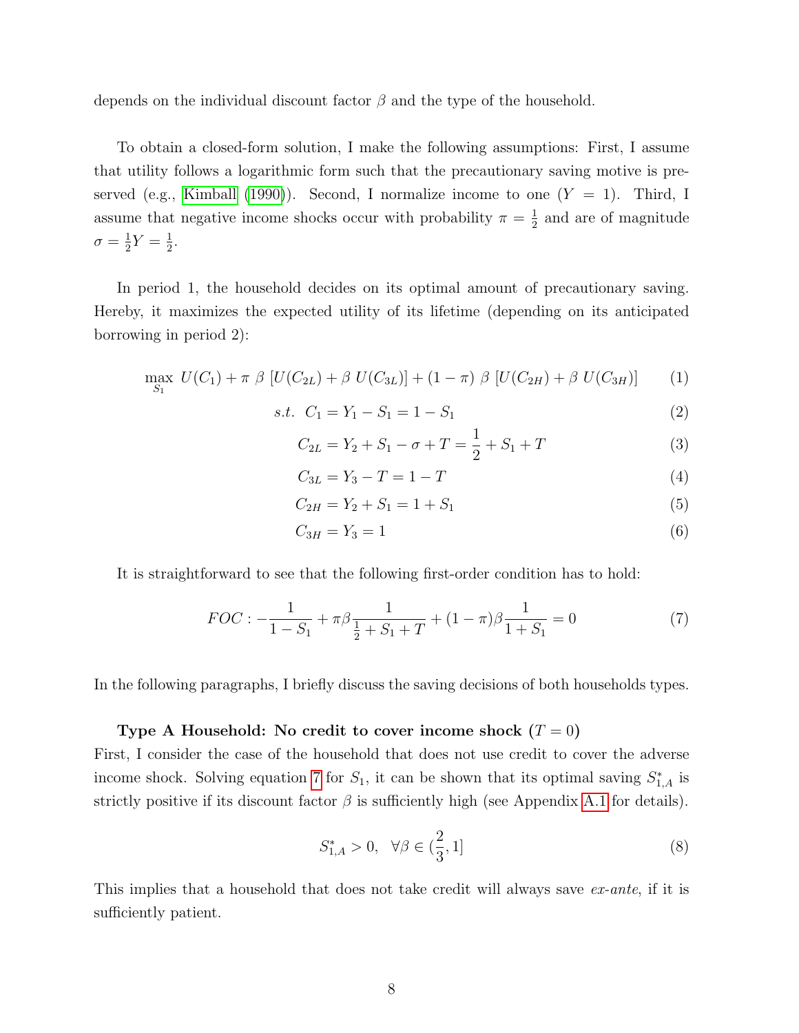depends on the individual discount factor $\beta$ and the type of the household.

To obtain a closed-form solution, I make the following assumptions: First, I assume that utility follows a logarithmic form such that the precautionary saving motive is preserved (e.g., Kimball (1990)). Second, I normalize income to one ($Y = 1$). Third, I assume that negative income shocks occur with probability $\pi = \frac{1}{2}$ and are of magnitude $\sigma = \frac{1}{2}Y = \frac{1}{2}$.

In period 1, the household decides on its optimal amount of precautionary saving. Hereby, it maximizes the expected utility of its lifetime (depending on its anticipated borrowing in period 2):

$$\max_{S_1} \; U(C_1) + \pi \; \beta \; [U(C_{2L}) + \beta \; U(C_{3L})] + (1-\pi) \; \beta \; [U(C_{2H}) + \beta \; U(C_{3H})] \tag{1}$$

$$s.t. \;\; C_1 = Y_1 - S_1 = 1 - S_1 \tag{2}$$

$$C_{2L} = Y_2 + S_1 - \sigma + T = \frac{1}{2} + S_1 + T \tag{3}$$

$$C_{3L} = Y_3 - T = 1 - T \tag{4}$$

$$C_{2H} = Y_2 + S_1 = 1 + S_1 \tag{5}$$

$$C_{3H} = Y_3 = 1 \tag{6}$$

It is straightforward to see that the following first-order condition has to hold:

$$FOC: -\frac{1}{1-S_1} + \pi\beta\frac{1}{\frac{1}{2} + S_1 + T} + (1-\pi)\beta\frac{1}{1+S_1} = 0 \tag{7}$$

In the following paragraphs, I briefly discuss the saving decisions of both households types.

**Type A Household: No credit to cover income shock ($T = 0$)**

First, I consider the case of the household that does not use credit to cover the adverse income shock. Solving equation 7 for $S_1$, it can be shown that its optimal saving $S^*_{1,A}$ is strictly positive if its discount factor $\beta$ is sufficiently high (see Appendix A.1 for details).

$$S^*_{1,A} > 0, \;\; \forall\beta \in (\frac{2}{3}, 1] \tag{8}$$

This implies that a household that does not take credit will always save *ex-ante*, if it is sufficiently patient.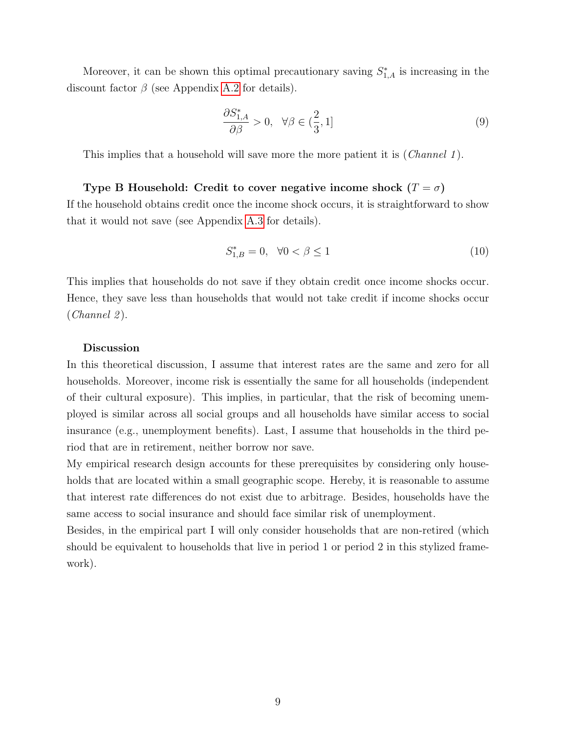Moreover, it can be shown this optimal precautionary saving $S^*_{1,A}$ is increasing in the discount factor $\beta$ (see Appendix A.2 for details).

$$\frac{\partial S^*_{1,A}}{\partial \beta} > 0, \quad \forall \beta \in (\frac{2}{3}, 1] \tag{9}$$

This implies that a household will save more the more patient it is (*Channel 1*).

**Type B Household: Credit to cover negative income shock ($T = \sigma$)**
If the household obtains credit once the income shock occurs, it is straightforward to show that it would not save (see Appendix A.3 for details).

$$S^*_{1,B} = 0, \quad \forall 0 < \beta \leq 1 \tag{10}$$

This implies that households do not save if they obtain credit once income shocks occur. Hence, they save less than households that would not take credit if income shocks occur (*Channel 2*).

**Discussion**
In this theoretical discussion, I assume that interest rates are the same and zero for all households. Moreover, income risk is essentially the same for all households (independent of their cultural exposure). This implies, in particular, that the risk of becoming unemployed is similar across all social groups and all households have similar access to social insurance (e.g., unemployment benefits). Last, I assume that households in the third period that are in retirement, neither borrow nor save.
My empirical research design accounts for these prerequisites by considering only households that are located within a small geographic scope. Hereby, it is reasonable to assume that interest rate differences do not exist due to arbitrage. Besides, households have the same access to social insurance and should face similar risk of unemployment.
Besides, in the empirical part I will only consider households that are non-retired (which should be equivalent to households that live in period 1 or period 2 in this stylized framework).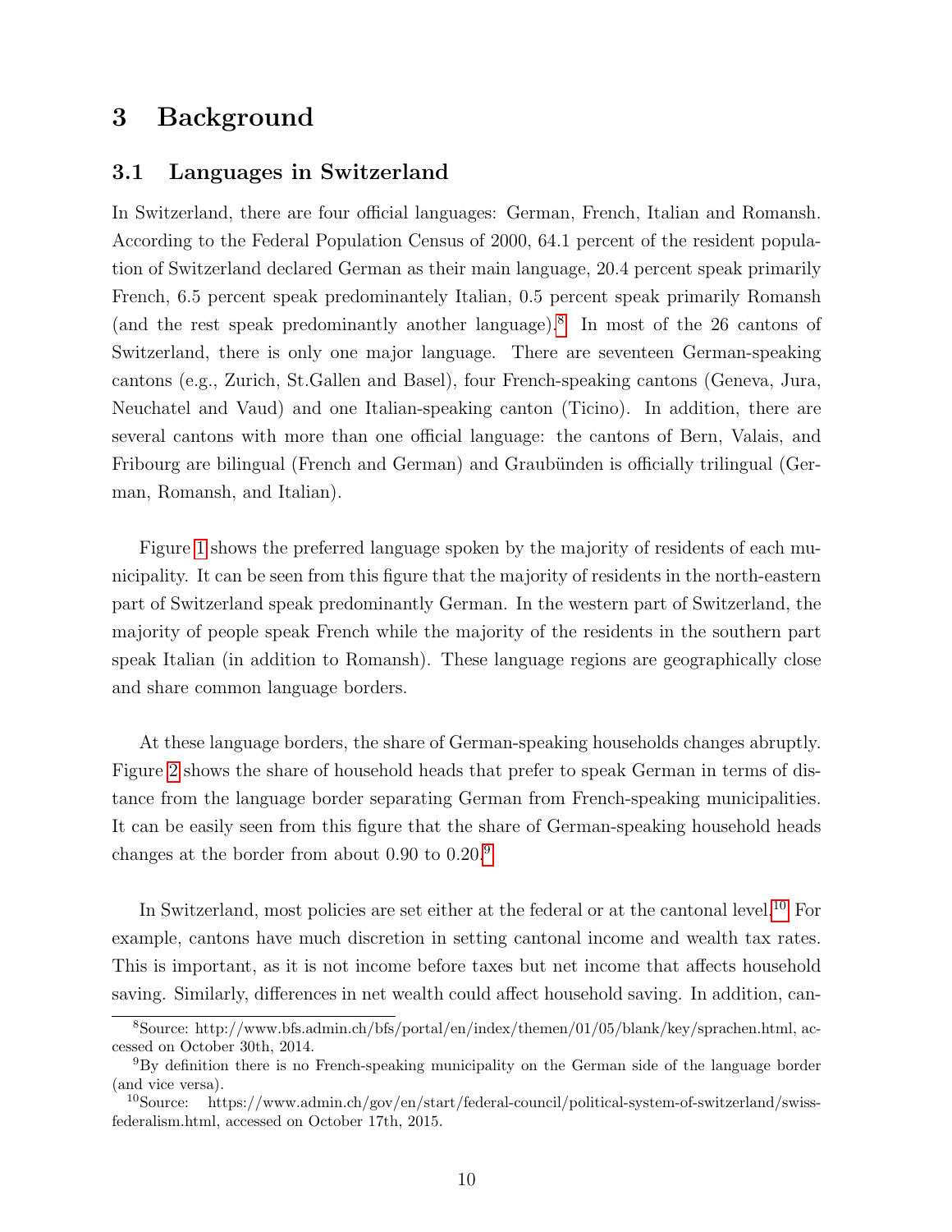## 3 Background

### 3.1 Languages in Switzerland

In Switzerland, there are four official languages: German, French, Italian and Romansh. According to the Federal Population Census of 2000, 64.1 percent of the resident population of Switzerland declared German as their main language, 20.4 percent speak primarily French, 6.5 percent speak predominantely Italian, 0.5 percent speak primarily Romansh (and the rest speak predominantly another language).[8] In most of the 26 cantons of Switzerland, there is only one major language. There are seventeen German-speaking cantons (e.g., Zurich, St.Gallen and Basel), four French-speaking cantons (Geneva, Jura, Neuchatel and Vaud) and one Italian-speaking canton (Ticino). In addition, there are several cantons with more than one official language: the cantons of Bern, Valais, and Fribourg are bilingual (French and German) and Graubünden is officially trilingual (German, Romansh, and Italian).

Figure 1 shows the preferred language spoken by the majority of residents of each municipality. It can be seen from this figure that the majority of residents in the north-eastern part of Switzerland speak predominantly German. In the western part of Switzerland, the majority of people speak French while the majority of the residents in the southern part speak Italian (in addition to Romansh). These language regions are geographically close and share common language borders.

At these language borders, the share of German-speaking households changes abruptly. Figure 2 shows the share of household heads that prefer to speak German in terms of distance from the language border separating German from French-speaking municipalities. It can be easily seen from this figure that the share of German-speaking household heads changes at the border from about 0.90 to 0.20.[9]

In Switzerland, most policies are set either at the federal or at the cantonal level.[10] For example, cantons have much discretion in setting cantonal income and wealth tax rates. This is important, as it is not income before taxes but net income that affects household saving. Similarly, differences in net wealth could affect household saving. In addition, can-

---

[8] Source: http://www.bfs.admin.ch/bfs/portal/en/index/themen/01/05/blank/key/sprachen.html, accessed on October 30th, 2014.

[9] By definition there is no French-speaking municipality on the German side of the language border (and vice versa).

[10] Source: https://www.admin.ch/gov/en/start/federal-council/political-system-of-switzerland/swiss-federalism.html, accessed on October 17th, 2015.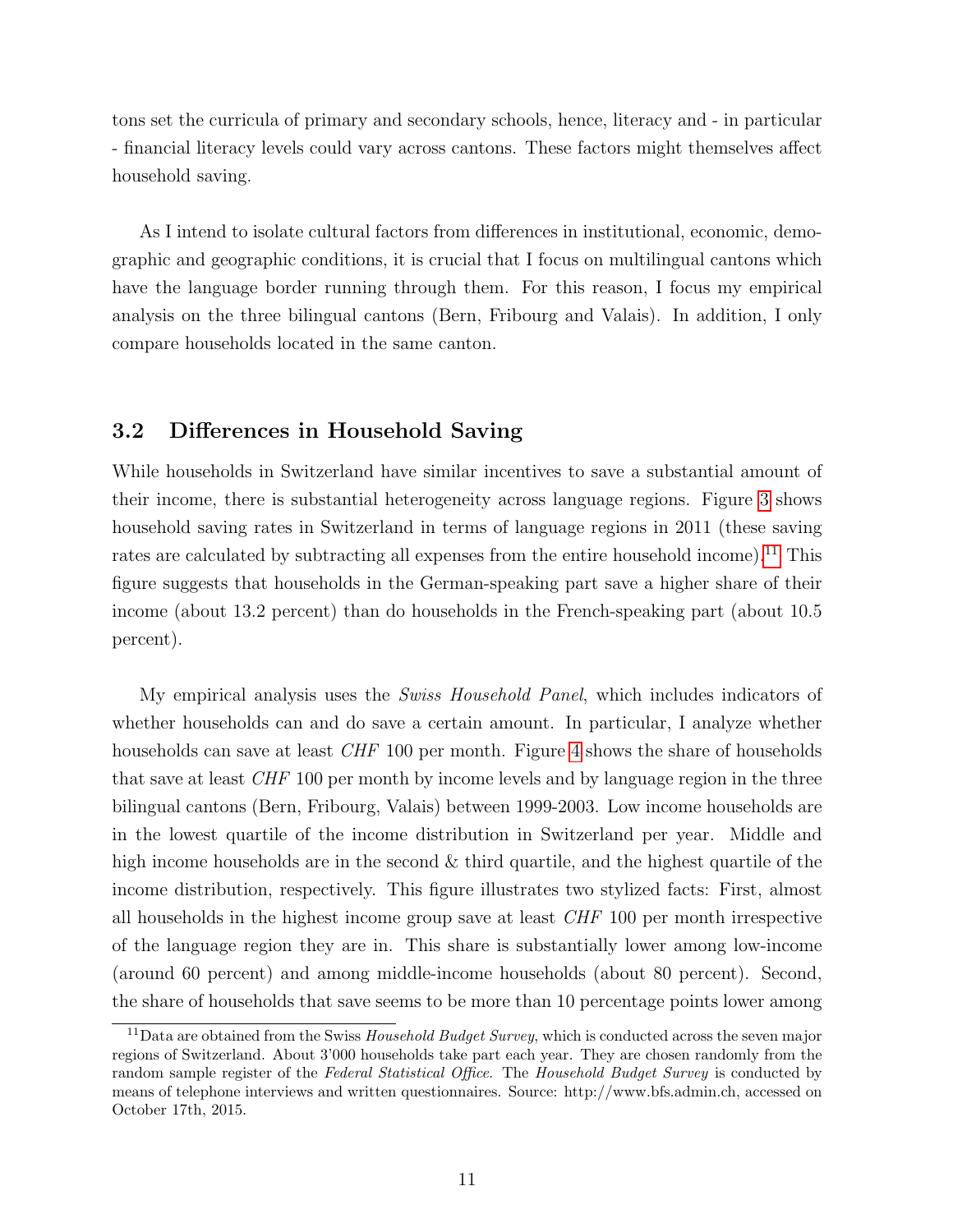tons set the curricula of primary and secondary schools, hence, literacy and - in particular - financial literacy levels could vary across cantons. These factors might themselves affect household saving.

As I intend to isolate cultural factors from differences in institutional, economic, demographic and geographic conditions, it is crucial that I focus on multilingual cantons which have the language border running through them. For this reason, I focus my empirical analysis on the three bilingual cantons (Bern, Fribourg and Valais). In addition, I only compare households located in the same canton.

### 3.2 Differences in Household Saving

While households in Switzerland have similar incentives to save a substantial amount of their income, there is substantial heterogeneity across language regions. Figure 3 shows household saving rates in Switzerland in terms of language regions in 2011 (these saving rates are calculated by subtracting all expenses from the entire household income).[11] This figure suggests that households in the German-speaking part save a higher share of their income (about 13.2 percent) than do households in the French-speaking part (about 10.5 percent).

My empirical analysis uses the *Swiss Household Panel*, which includes indicators of whether households can and do save a certain amount. In particular, I analyze whether households can save at least *CHF* 100 per month. Figure 4 shows the share of households that save at least *CHF* 100 per month by income levels and by language region in the three bilingual cantons (Bern, Fribourg, Valais) between 1999-2003. Low income households are in the lowest quartile of the income distribution in Switzerland per year. Middle and high income households are in the second & third quartile, and the highest quartile of the income distribution, respectively. This figure illustrates two stylized facts: First, almost all households in the highest income group save at least *CHF* 100 per month irrespective of the language region they are in. This share is substantially lower among low-income (around 60 percent) and among middle-income households (about 80 percent). Second, the share of households that save seems to be more than 10 percentage points lower among

[11] Data are obtained from the Swiss *Household Budget Survey*, which is conducted across the seven major regions of Switzerland. About 3'000 households take part each year. They are chosen randomly from the random sample register of the *Federal Statistical Office*. The *Household Budget Survey* is conducted by means of telephone interviews and written questionnaires. Source: http://www.bfs.admin.ch, accessed on October 17th, 2015.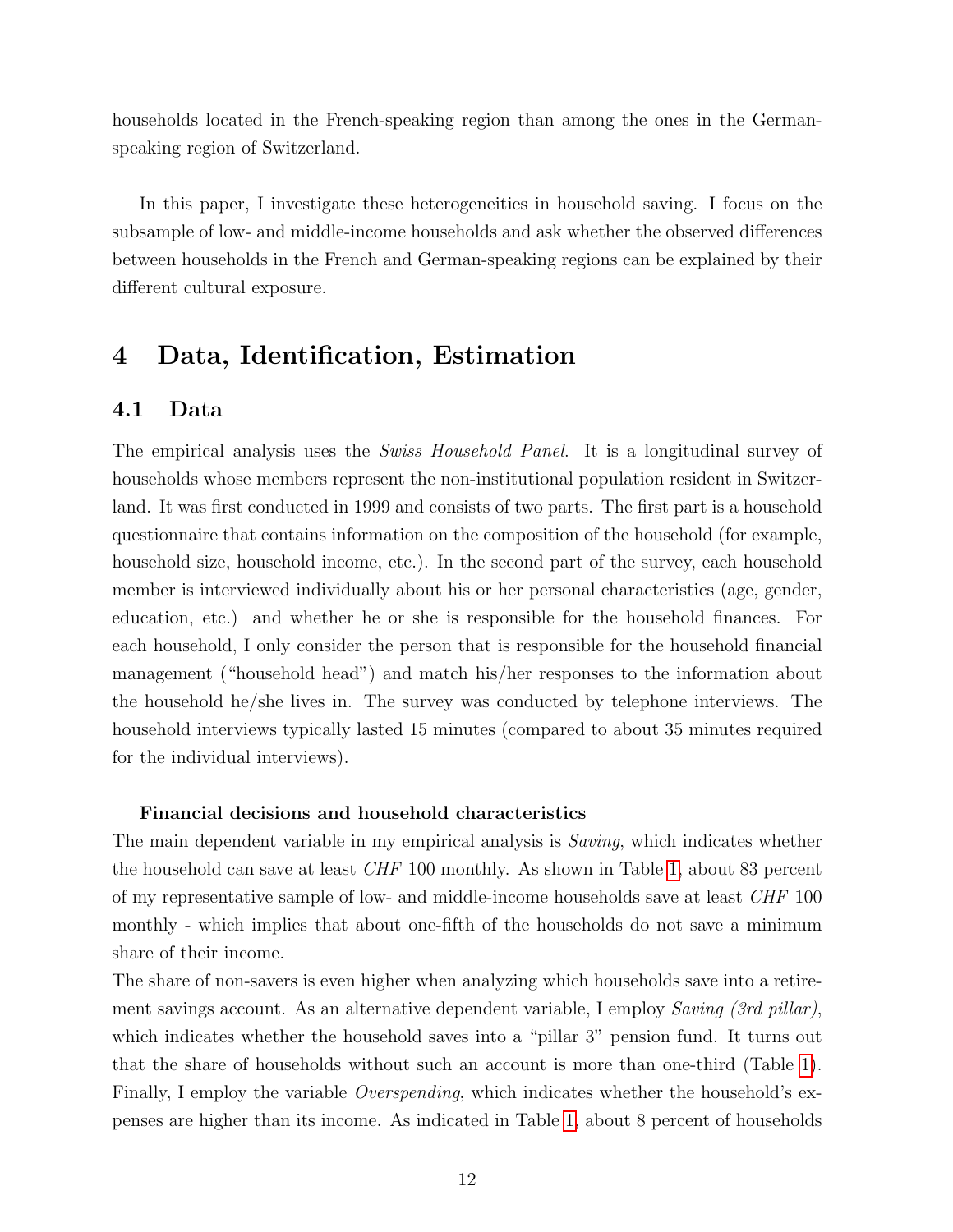households located in the French-speaking region than among the ones in the German-speaking region of Switzerland.

In this paper, I investigate these heterogeneities in household saving. I focus on the subsample of low- and middle-income households and ask whether the observed differences between households in the French and German-speaking regions can be explained by their different cultural exposure.

# 4 Data, Identification, Estimation

## 4.1 Data

The empirical analysis uses the *Swiss Household Panel*. It is a longitudinal survey of households whose members represent the non-institutional population resident in Switzerland. It was first conducted in 1999 and consists of two parts. The first part is a household questionnaire that contains information on the composition of the household (for example, household size, household income, etc.). In the second part of the survey, each household member is interviewed individually about his or her personal characteristics (age, gender, education, etc.) and whether he or she is responsible for the household finances. For each household, I only consider the person that is responsible for the household financial management ("household head") and match his/her responses to the information about the household he/she lives in. The survey was conducted by telephone interviews. The household interviews typically lasted 15 minutes (compared to about 35 minutes required for the individual interviews).

**Financial decisions and household characteristics**

The main dependent variable in my empirical analysis is *Saving*, which indicates whether the household can save at least *CHF* 100 monthly. As shown in Table 1, about 83 percent of my representative sample of low- and middle-income households save at least *CHF* 100 monthly - which implies that about one-fifth of the households do not save a minimum share of their income.

The share of non-savers is even higher when analyzing which households save into a retirement savings account. As an alternative dependent variable, I employ *Saving (3rd pillar)*, which indicates whether the household saves into a "pillar 3" pension fund. It turns out that the share of households without such an account is more than one-third (Table 1). Finally, I employ the variable *Overspending*, which indicates whether the household's expenses are higher than its income. As indicated in Table 1, about 8 percent of households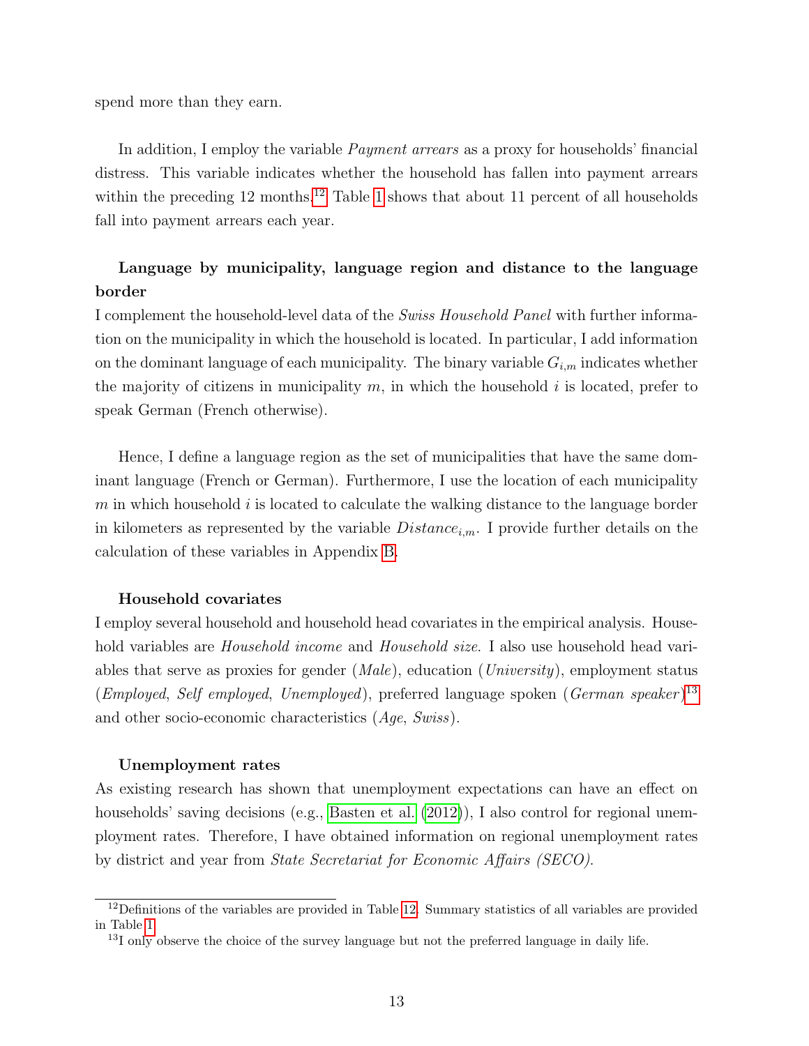spend more than they earn.

In addition, I employ the variable *Payment arrears* as a proxy for households' financial distress. This variable indicates whether the household has fallen into payment arrears within the preceding 12 months.[12] Table 1 shows that about 11 percent of all households fall into payment arrears each year.

**Language by municipality, language region and distance to the language border**

I complement the household-level data of the *Swiss Household Panel* with further information on the municipality in which the household is located. In particular, I add information on the dominant language of each municipality. The binary variable $G_{i,m}$ indicates whether the majority of citizens in municipality $m$, in which the household $i$ is located, prefer to speak German (French otherwise).

Hence, I define a language region as the set of municipalities that have the same dominant language (French or German). Furthermore, I use the location of each municipality $m$ in which household $i$ is located to calculate the walking distance to the language border in kilometers as represented by the variable $Distance_{i,m}$. I provide further details on the calculation of these variables in Appendix B.

**Household covariates**

I employ several household and household head covariates in the empirical analysis. Household variables are *Household income* and *Household size*. I also use household head variables that serve as proxies for gender (*Male*), education (*University*), employment status (*Employed*, *Self employed*, *Unemployed*), preferred language spoken (*German speaker*)[13] and other socio-economic characteristics (*Age*, *Swiss*).

**Unemployment rates**

As existing research has shown that unemployment expectations can have an effect on households' saving decisions (e.g., Basten et al. (2012)), I also control for regional unemployment rates. Therefore, I have obtained information on regional unemployment rates by district and year from *State Secretariat for Economic Affairs (SECO)*.

[12] Definitions of the variables are provided in Table 12. Summary statistics of all variables are provided in Table 1.

[13] I only observe the choice of the survey language but not the preferred language in daily life.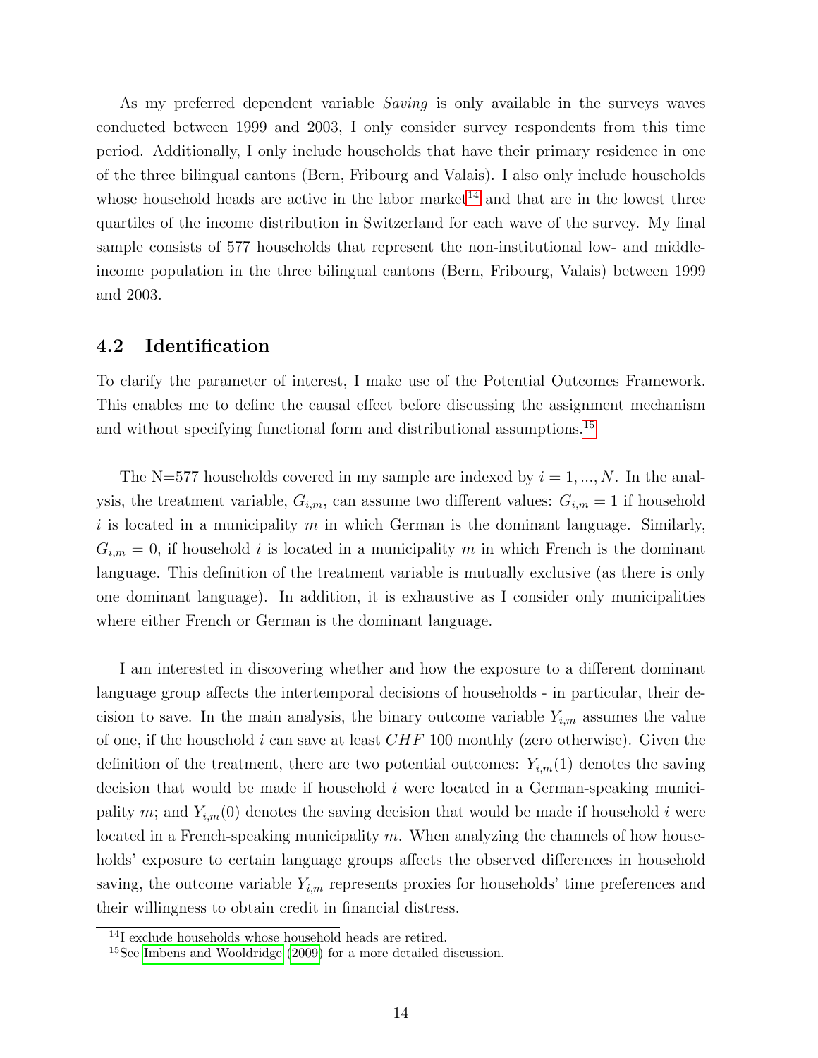As my preferred dependent variable *Saving* is only available in the surveys waves conducted between 1999 and 2003, I only consider survey respondents from this time period. Additionally, I only include households that have their primary residence in one of the three bilingual cantons (Bern, Fribourg and Valais). I also only include households whose household heads are active in the labor market[14] and that are in the lowest three quartiles of the income distribution in Switzerland for each wave of the survey. My final sample consists of 577 households that represent the non-institutional low- and middle-income population in the three bilingual cantons (Bern, Fribourg, Valais) between 1999 and 2003.

## 4.2 Identification

To clarify the parameter of interest, I make use of the Potential Outcomes Framework. This enables me to define the causal effect before discussing the assignment mechanism and without specifying functional form and distributional assumptions.[15]

The N=577 households covered in my sample are indexed by $i = 1, ..., N$. In the analysis, the treatment variable, $G_{i,m}$, can assume two different values: $G_{i,m} = 1$ if household $i$ is located in a municipality $m$ in which German is the dominant language. Similarly, $G_{i,m} = 0$, if household $i$ is located in a municipality $m$ in which French is the dominant language. This definition of the treatment variable is mutually exclusive (as there is only one dominant language). In addition, it is exhaustive as I consider only municipalities where either French or German is the dominant language.

I am interested in discovering whether and how the exposure to a different dominant language group affects the intertemporal decisions of households - in particular, their decision to save. In the main analysis, the binary outcome variable $Y_{i,m}$ assumes the value of one, if the household $i$ can save at least $CHF$ 100 monthly (zero otherwise). Given the definition of the treatment, there are two potential outcomes: $Y_{i,m}(1)$ denotes the saving decision that would be made if household $i$ were located in a German-speaking municipality $m$; and $Y_{i,m}(0)$ denotes the saving decision that would be made if household $i$ were located in a French-speaking municipality $m$. When analyzing the channels of how households' exposure to certain language groups affects the observed differences in household saving, the outcome variable $Y_{i,m}$ represents proxies for households' time preferences and their willingness to obtain credit in financial distress.

[14] I exclude households whose household heads are retired.

[15] See Imbens and Wooldridge (2009) for a more detailed discussion.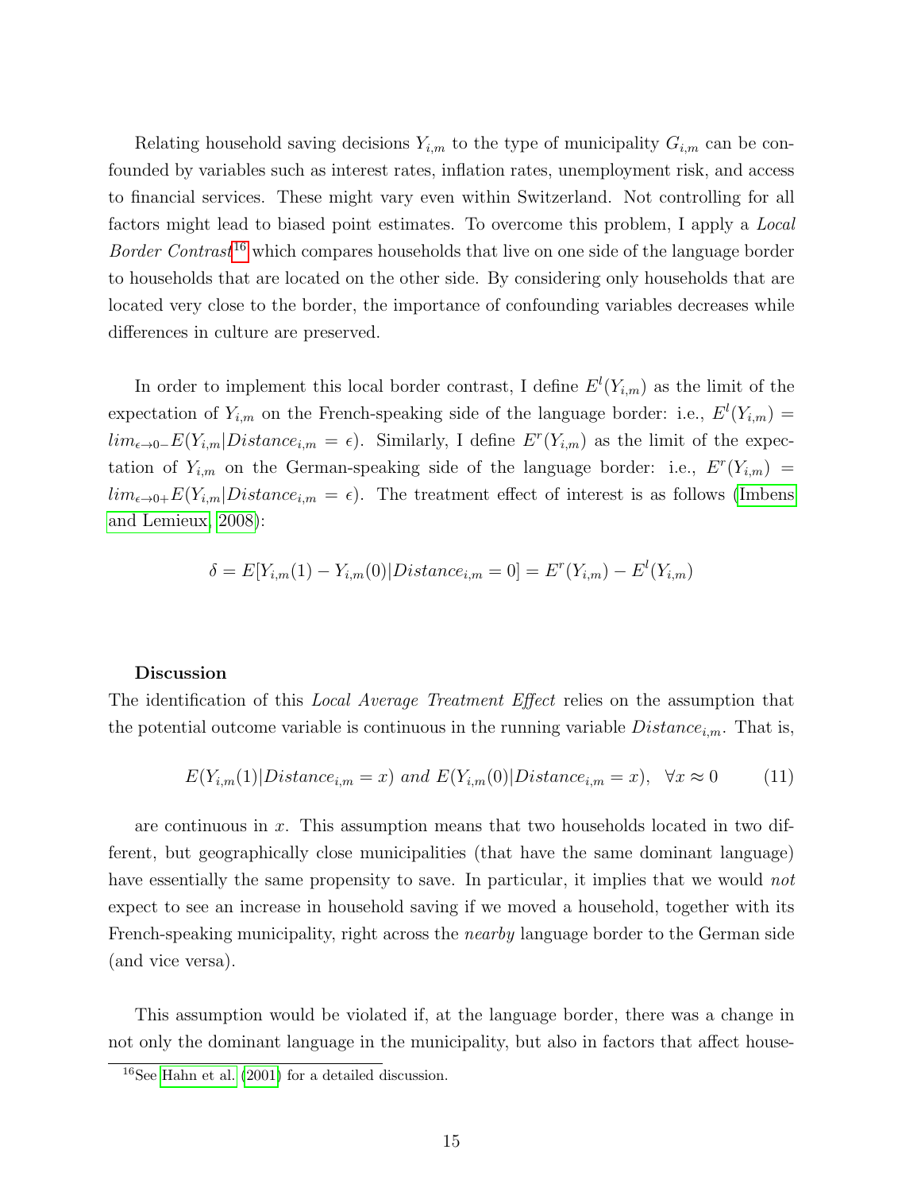Relating household saving decisions $Y_{i,m}$ to the type of municipality $G_{i,m}$ can be confounded by variables such as interest rates, inflation rates, unemployment risk, and access to financial services. These might vary even within Switzerland. Not controlling for all factors might lead to biased point estimates. To overcome this problem, I apply a *Local Border Contrast*[16] which compares households that live on one side of the language border to households that are located on the other side. By considering only households that are located very close to the border, the importance of confounding variables decreases while differences in culture are preserved.

In order to implement this local border contrast, I define $E^l(Y_{i,m})$ as the limit of the expectation of $Y_{i,m}$ on the French-speaking side of the language border: i.e., $E^l(Y_{i,m}) = lim_{\epsilon \to 0-} E(Y_{i,m}|Distance_{i,m} = \epsilon)$. Similarly, I define $E^r(Y_{i,m})$ as the limit of the expectation of $Y_{i,m}$ on the German-speaking side of the language border: i.e., $E^r(Y_{i,m}) = lim_{\epsilon \to 0+} E(Y_{i,m}|Distance_{i,m} = \epsilon)$. The treatment effect of interest is as follows (Imbens and Lemieux, 2008):

$$\delta = E[Y_{i,m}(1) - Y_{i,m}(0)|Distance_{i,m} = 0] = E^r(Y_{i,m}) - E^l(Y_{i,m})$$

**Discussion**

The identification of this *Local Average Treatment Effect* relies on the assumption that the potential outcome variable is continuous in the running variable $Distance_{i,m}$. That is,

$$E(Y_{i,m}(1)|Distance_{i,m} = x) \text{ and } E(Y_{i,m}(0)|Distance_{i,m} = x), \quad \forall x \approx 0 \tag{11}$$

are continuous in $x$. This assumption means that two households located in two different, but geographically close municipalities (that have the same dominant language) have essentially the same propensity to save. In particular, it implies that we would *not* expect to see an increase in household saving if we moved a household, together with its French-speaking municipality, right across the *nearby* language border to the German side (and vice versa).

This assumption would be violated if, at the language border, there was a change in not only the dominant language in the municipality, but also in factors that affect house-

[16] See Hahn et al. (2001) for a detailed discussion.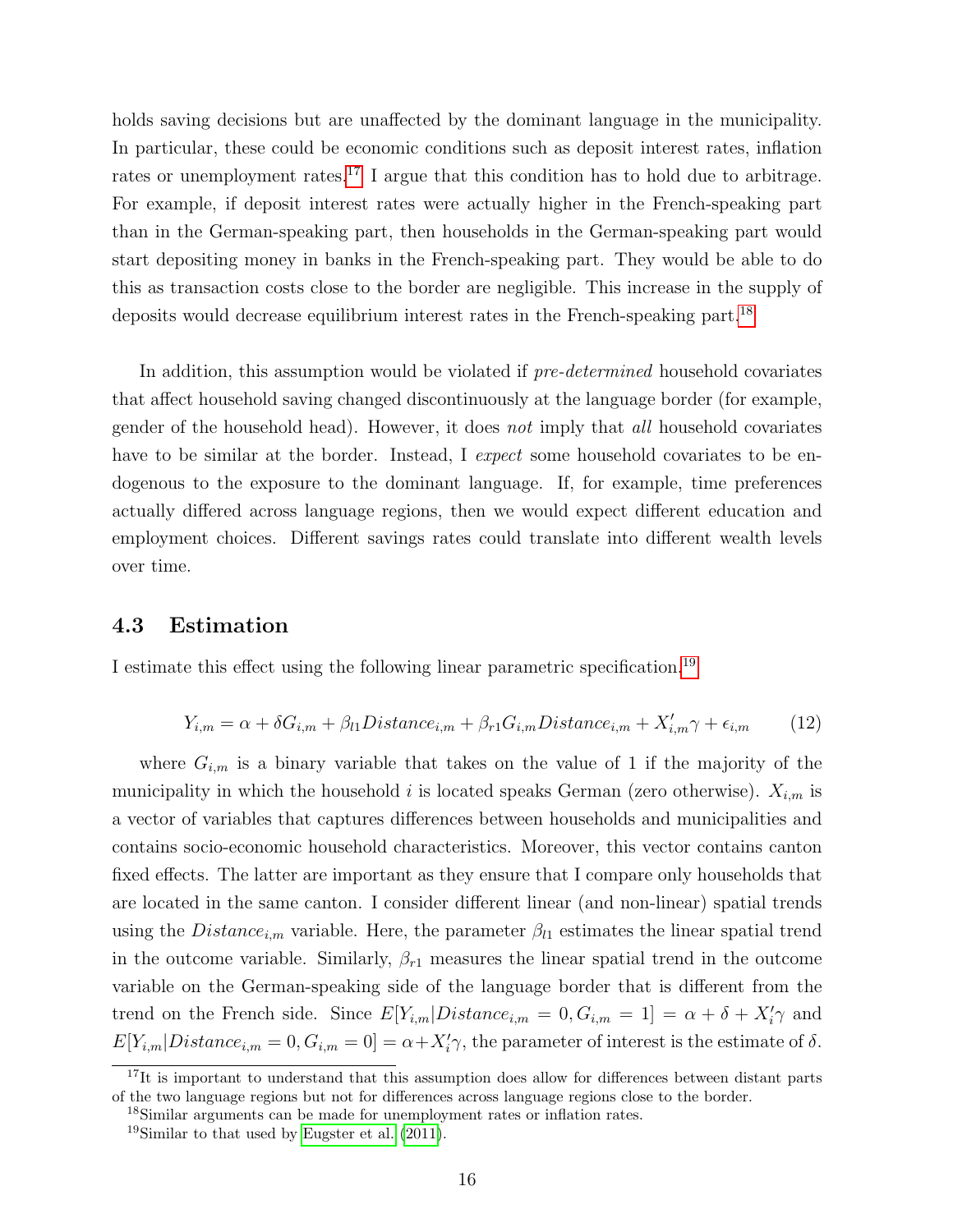holds saving decisions but are unaffected by the dominant language in the municipality. In particular, these could be economic conditions such as deposit interest rates, inflation rates or unemployment rates.[17] I argue that this condition has to hold due to arbitrage. For example, if deposit interest rates were actually higher in the French-speaking part than in the German-speaking part, then households in the German-speaking part would start depositing money in banks in the French-speaking part. They would be able to do this as transaction costs close to the border are negligible. This increase in the supply of deposits would decrease equilibrium interest rates in the French-speaking part.[18]

In addition, this assumption would be violated if *pre-determined* household covariates that affect household saving changed discontinuously at the language border (for example, gender of the household head). However, it does *not* imply that *all* household covariates have to be similar at the border. Instead, I *expect* some household covariates to be endogenous to the exposure to the dominant language. If, for example, time preferences actually differed across language regions, then we would expect different education and employment choices. Different savings rates could translate into different wealth levels over time.

### 4.3 Estimation

I estimate this effect using the following linear parametric specification.[19]

$$Y_{i,m} = \alpha + \delta G_{i,m} + \beta_{l1} Distance_{i,m} + \beta_{r1} G_{i,m} Distance_{i,m} + X'_{i,m}\gamma + \epsilon_{i,m} \qquad (12)$$

where $G_{i,m}$ is a binary variable that takes on the value of 1 if the majority of the municipality in which the household $i$ is located speaks German (zero otherwise). $X_{i,m}$ is a vector of variables that captures differences between households and municipalities and contains socio-economic household characteristics. Moreover, this vector contains canton fixed effects. The latter are important as they ensure that I compare only households that are located in the same canton. I consider different linear (and non-linear) spatial trends using the $Distance_{i,m}$ variable. Here, the parameter $\beta_{l1}$ estimates the linear spatial trend in the outcome variable. Similarly, $\beta_{r1}$ measures the linear spatial trend in the outcome variable on the German-speaking side of the language border that is different from the trend on the French side. Since $E[Y_{i,m}|Distance_{i,m} = 0, G_{i,m} = 1] = \alpha + \delta + X'_i\gamma$ and $E[Y_{i,m}|Distance_{i,m} = 0, G_{i,m} = 0] = \alpha + X'_i\gamma$, the parameter of interest is the estimate of $\delta$.

[17] It is important to understand that this assumption does allow for differences between distant parts of the two language regions but not for differences across language regions close to the border.

[18] Similar arguments can be made for unemployment rates or inflation rates.

[19] Similar to that used by Eugster et al. (2011).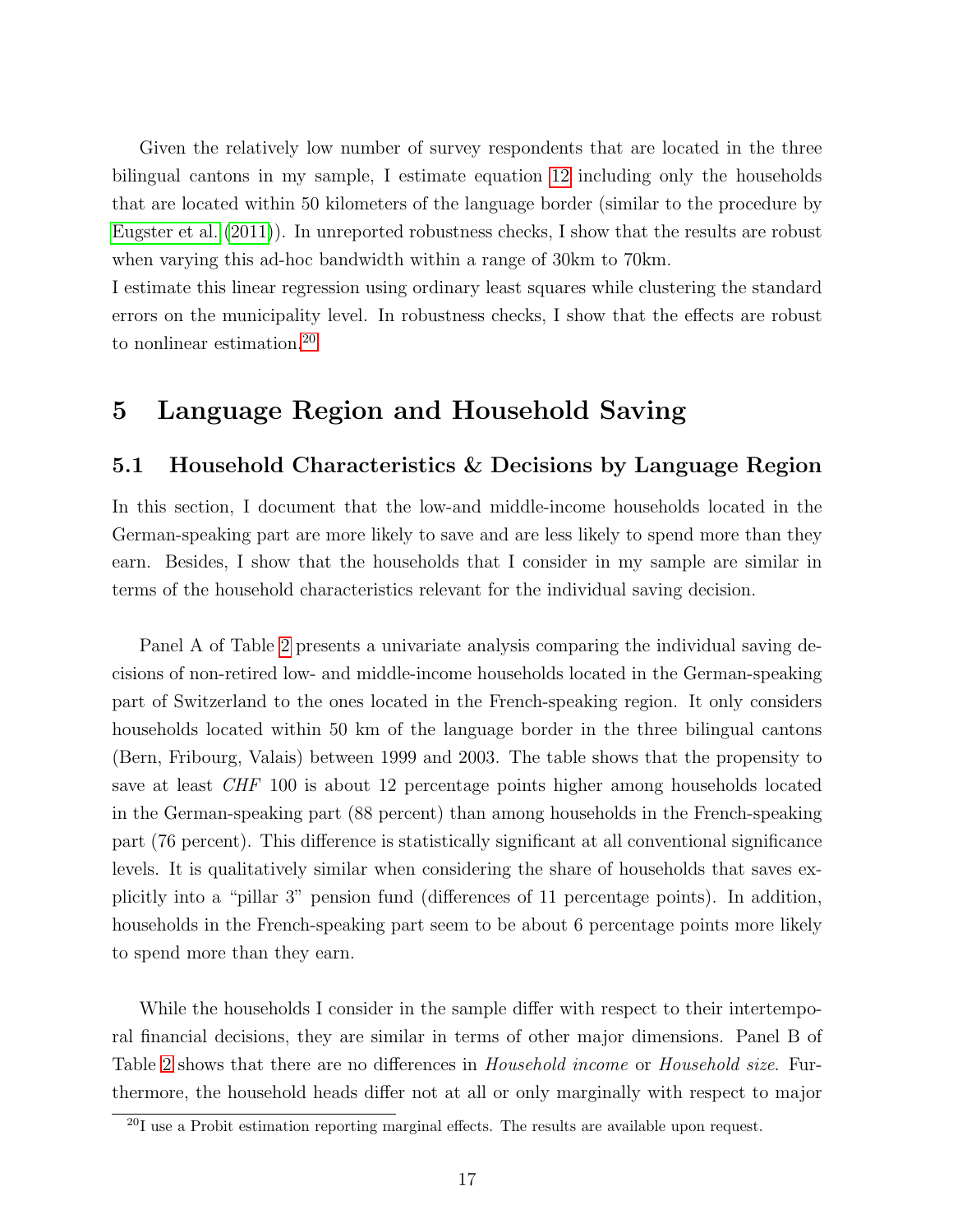Given the relatively low number of survey respondents that are located in the three bilingual cantons in my sample, I estimate equation 12 including only the households that are located within 50 kilometers of the language border (similar to the procedure by Eugster et al. (2011)). In unreported robustness checks, I show that the results are robust when varying this ad-hoc bandwidth within a range of 30km to 70km.
I estimate this linear regression using ordinary least squares while clustering the standard errors on the municipality level. In robustness checks, I show that the effects are robust to nonlinear estimation.[20]

# 5 Language Region and Household Saving

## 5.1 Household Characteristics & Decisions by Language Region

In this section, I document that the low-and middle-income households located in the German-speaking part are more likely to save and are less likely to spend more than they earn. Besides, I show that the households that I consider in my sample are similar in terms of the household characteristics relevant for the individual saving decision.

Panel A of Table 2 presents a univariate analysis comparing the individual saving decisions of non-retired low- and middle-income households located in the German-speaking part of Switzerland to the ones located in the French-speaking region. It only considers households located within 50 km of the language border in the three bilingual cantons (Bern, Fribourg, Valais) between 1999 and 2003. The table shows that the propensity to save at least *CHF* 100 is about 12 percentage points higher among households located in the German-speaking part (88 percent) than among households in the French-speaking part (76 percent). This difference is statistically significant at all conventional significance levels. It is qualitatively similar when considering the share of households that saves explicitly into a "pillar 3" pension fund (differences of 11 percentage points). In addition, households in the French-speaking part seem to be about 6 percentage points more likely to spend more than they earn.

While the households I consider in the sample differ with respect to their intertemporal financial decisions, they are similar in terms of other major dimensions. Panel B of Table 2 shows that there are no differences in *Household income* or *Household size*. Furthermore, the household heads differ not at all or only marginally with respect to major

[20] I use a Probit estimation reporting marginal effects. The results are available upon request.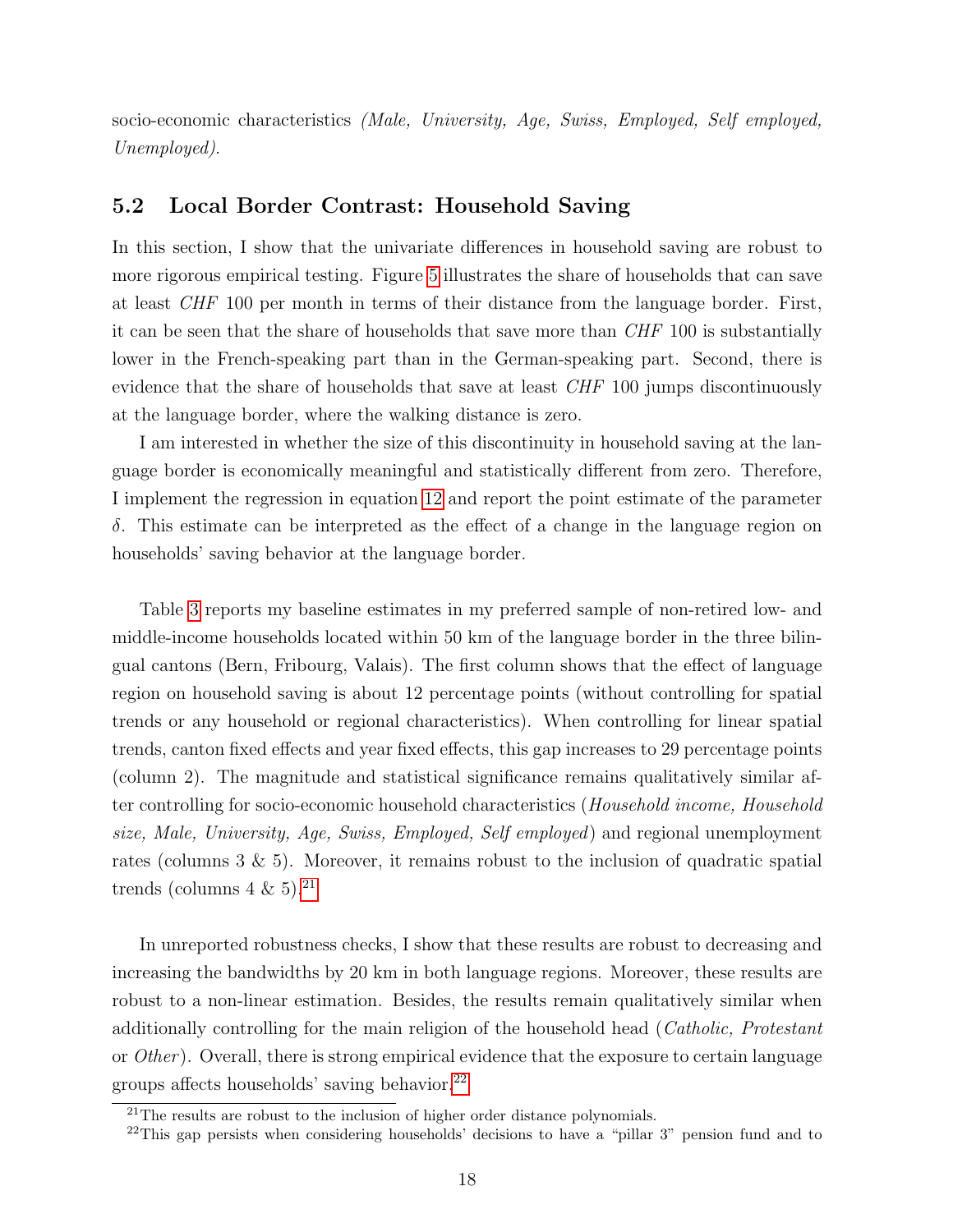socio-economic characteristics *(Male, University, Age, Swiss, Employed, Self employed, Unemployed)*.

## 5.2 Local Border Contrast: Household Saving

In this section, I show that the univariate differences in household saving are robust to more rigorous empirical testing. Figure 5 illustrates the share of households that can save at least *CHF* 100 per month in terms of their distance from the language border. First, it can be seen that the share of households that save more than *CHF* 100 is substantially lower in the French-speaking part than in the German-speaking part. Second, there is evidence that the share of households that save at least *CHF* 100 jumps discontinuously at the language border, where the walking distance is zero.

I am interested in whether the size of this discontinuity in household saving at the language border is economically meaningful and statistically different from zero. Therefore, I implement the regression in equation 12 and report the point estimate of the parameter $\delta$. This estimate can be interpreted as the effect of a change in the language region on households' saving behavior at the language border.

Table 3 reports my baseline estimates in my preferred sample of non-retired low- and middle-income households located within 50 km of the language border in the three bilingual cantons (Bern, Fribourg, Valais). The first column shows that the effect of language region on household saving is about 12 percentage points (without controlling for spatial trends or any household or regional characteristics). When controlling for linear spatial trends, canton fixed effects and year fixed effects, this gap increases to 29 percentage points (column 2). The magnitude and statistical significance remains qualitatively similar after controlling for socio-economic household characteristics (*Household income, Household size, Male, University, Age, Swiss, Employed, Self employed*) and regional unemployment rates (columns 3 & 5). Moreover, it remains robust to the inclusion of quadratic spatial trends (columns 4 & 5).[21]

In unreported robustness checks, I show that these results are robust to decreasing and increasing the bandwidths by 20 km in both language regions. Moreover, these results are robust to a non-linear estimation. Besides, the results remain qualitatively similar when additionally controlling for the main religion of the household head (*Catholic, Protestant* or *Other*). Overall, there is strong empirical evidence that the exposure to certain language groups affects households' saving behavior.[22]

[21] The results are robust to the inclusion of higher order distance polynomials.

[22] This gap persists when considering households' decisions to have a "pillar 3" pension fund and to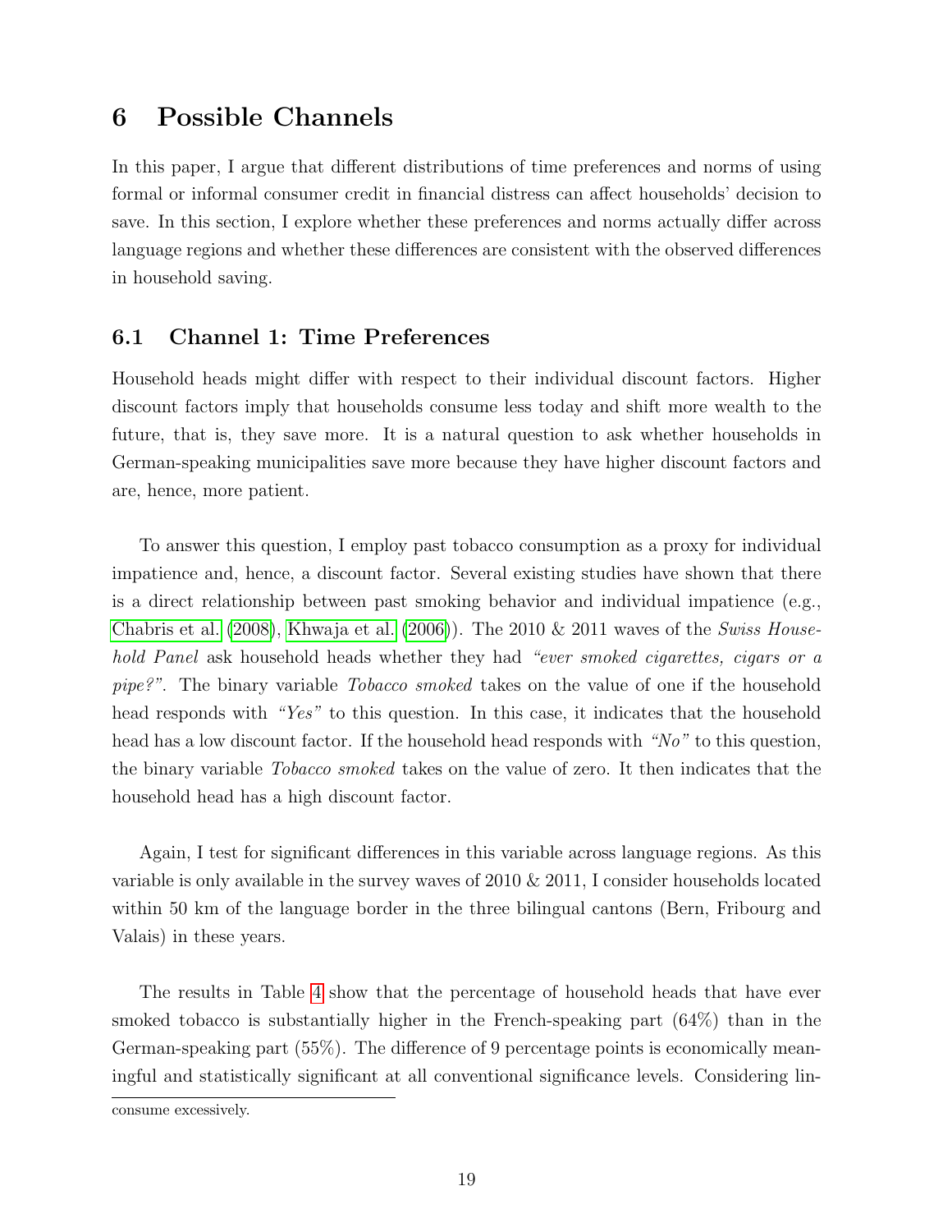# 6 Possible Channels

In this paper, I argue that different distributions of time preferences and norms of using formal or informal consumer credit in financial distress can affect households' decision to save. In this section, I explore whether these preferences and norms actually differ across language regions and whether these differences are consistent with the observed differences in household saving.

## 6.1 Channel 1: Time Preferences

Household heads might differ with respect to their individual discount factors. Higher discount factors imply that households consume less today and shift more wealth to the future, that is, they save more. It is a natural question to ask whether households in German-speaking municipalities save more because they have higher discount factors and are, hence, more patient.

To answer this question, I employ past tobacco consumption as a proxy for individual impatience and, hence, a discount factor. Several existing studies have shown that there is a direct relationship between past smoking behavior and individual impatience (e.g., Chabris et al. (2008), Khwaja et al. (2006)). The 2010 & 2011 waves of the *Swiss Household Panel* ask household heads whether they had *"ever smoked cigarettes, cigars or a pipe?"*. The binary variable *Tobacco smoked* takes on the value of one if the household head responds with *"Yes"* to this question. In this case, it indicates that the household head has a low discount factor. If the household head responds with *"No"* to this question, the binary variable *Tobacco smoked* takes on the value of zero. It then indicates that the household head has a high discount factor.

Again, I test for significant differences in this variable across language regions. As this variable is only available in the survey waves of 2010 & 2011, I consider households located within 50 km of the language border in the three bilingual cantons (Bern, Fribourg and Valais) in these years.

The results in Table 4 show that the percentage of household heads that have ever smoked tobacco is substantially higher in the French-speaking part (64%) than in the German-speaking part (55%). The difference of 9 percentage points is economically meaningful and statistically significant at all conventional significance levels. Considering lin-

consume excessively.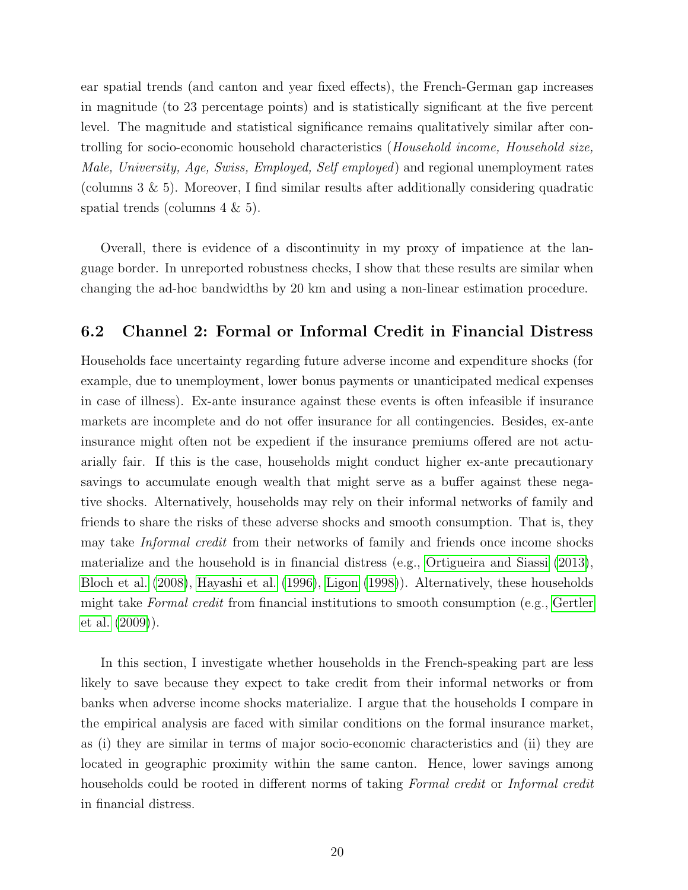ear spatial trends (and canton and year fixed effects), the French-German gap increases in magnitude (to 23 percentage points) and is statistically significant at the five percent level. The magnitude and statistical significance remains qualitatively similar after controlling for socio-economic household characteristics (*Household income, Household size, Male, University, Age, Swiss, Employed, Self employed*) and regional unemployment rates (columns 3 & 5). Moreover, I find similar results after additionally considering quadratic spatial trends (columns 4 & 5).

Overall, there is evidence of a discontinuity in my proxy of impatience at the language border. In unreported robustness checks, I show that these results are similar when changing the ad-hoc bandwidths by 20 km and using a non-linear estimation procedure.

## 6.2 Channel 2: Formal or Informal Credit in Financial Distress

Households face uncertainty regarding future adverse income and expenditure shocks (for example, due to unemployment, lower bonus payments or unanticipated medical expenses in case of illness). Ex-ante insurance against these events is often infeasible if insurance markets are incomplete and do not offer insurance for all contingencies. Besides, ex-ante insurance might often not be expedient if the insurance premiums offered are not actuarially fair. If this is the case, households might conduct higher ex-ante precautionary savings to accumulate enough wealth that might serve as a buffer against these negative shocks. Alternatively, households may rely on their informal networks of family and friends to share the risks of these adverse shocks and smooth consumption. That is, they may take *Informal credit* from their networks of family and friends once income shocks materialize and the household is in financial distress (e.g., Ortigueira and Siassi (2013), Bloch et al. (2008), Hayashi et al. (1996), Ligon (1998)). Alternatively, these households might take *Formal credit* from financial institutions to smooth consumption (e.g., Gertler et al. (2009)).

In this section, I investigate whether households in the French-speaking part are less likely to save because they expect to take credit from their informal networks or from banks when adverse income shocks materialize. I argue that the households I compare in the empirical analysis are faced with similar conditions on the formal insurance market, as (i) they are similar in terms of major socio-economic characteristics and (ii) they are located in geographic proximity within the same canton. Hence, lower savings among households could be rooted in different norms of taking *Formal credit* or *Informal credit* in financial distress.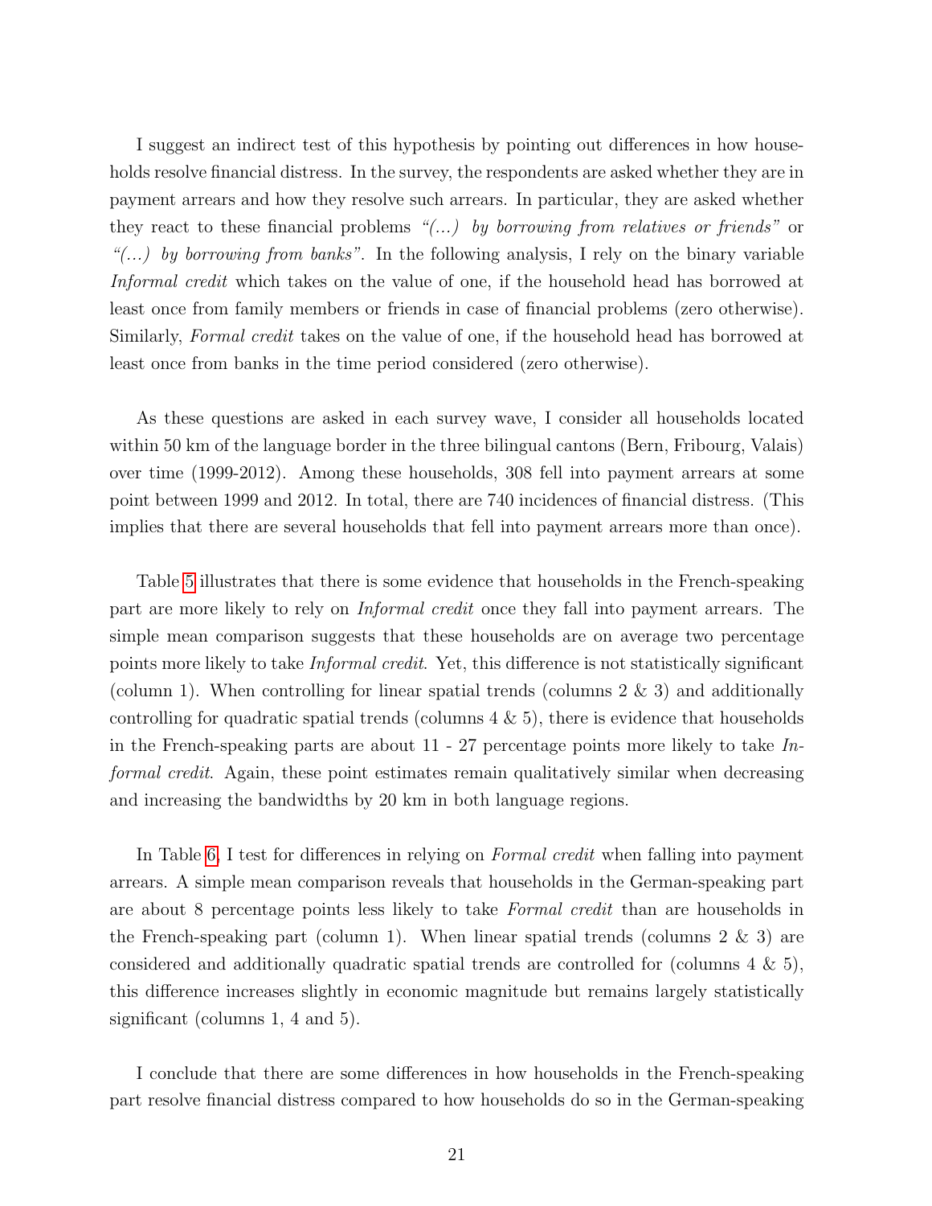I suggest an indirect test of this hypothesis by pointing out differences in how households resolve financial distress. In the survey, the respondents are asked whether they are in payment arrears and how they resolve such arrears. In particular, they are asked whether they react to these financial problems *"(...) by borrowing from relatives or friends"* or *"(...) by borrowing from banks"*. In the following analysis, I rely on the binary variable *Informal credit* which takes on the value of one, if the household head has borrowed at least once from family members or friends in case of financial problems (zero otherwise). Similarly, *Formal credit* takes on the value of one, if the household head has borrowed at least once from banks in the time period considered (zero otherwise).

As these questions are asked in each survey wave, I consider all households located within 50 km of the language border in the three bilingual cantons (Bern, Fribourg, Valais) over time (1999-2012). Among these households, 308 fell into payment arrears at some point between 1999 and 2012. In total, there are 740 incidences of financial distress. (This implies that there are several households that fell into payment arrears more than once).

Table 5 illustrates that there is some evidence that households in the French-speaking part are more likely to rely on *Informal credit* once they fall into payment arrears. The simple mean comparison suggests that these households are on average two percentage points more likely to take *Informal credit*. Yet, this difference is not statistically significant (column 1). When controlling for linear spatial trends (columns 2 & 3) and additionally controlling for quadratic spatial trends (columns 4 & 5), there is evidence that households in the French-speaking parts are about 11 - 27 percentage points more likely to take *Informal credit*. Again, these point estimates remain qualitatively similar when decreasing and increasing the bandwidths by 20 km in both language regions.

In Table 6, I test for differences in relying on *Formal credit* when falling into payment arrears. A simple mean comparison reveals that households in the German-speaking part are about 8 percentage points less likely to take *Formal credit* than are households in the French-speaking part (column 1). When linear spatial trends (columns 2 & 3) are considered and additionally quadratic spatial trends are controlled for (columns 4 & 5), this difference increases slightly in economic magnitude but remains largely statistically significant (columns 1, 4 and 5).

I conclude that there are some differences in how households in the French-speaking part resolve financial distress compared to how households do so in the German-speaking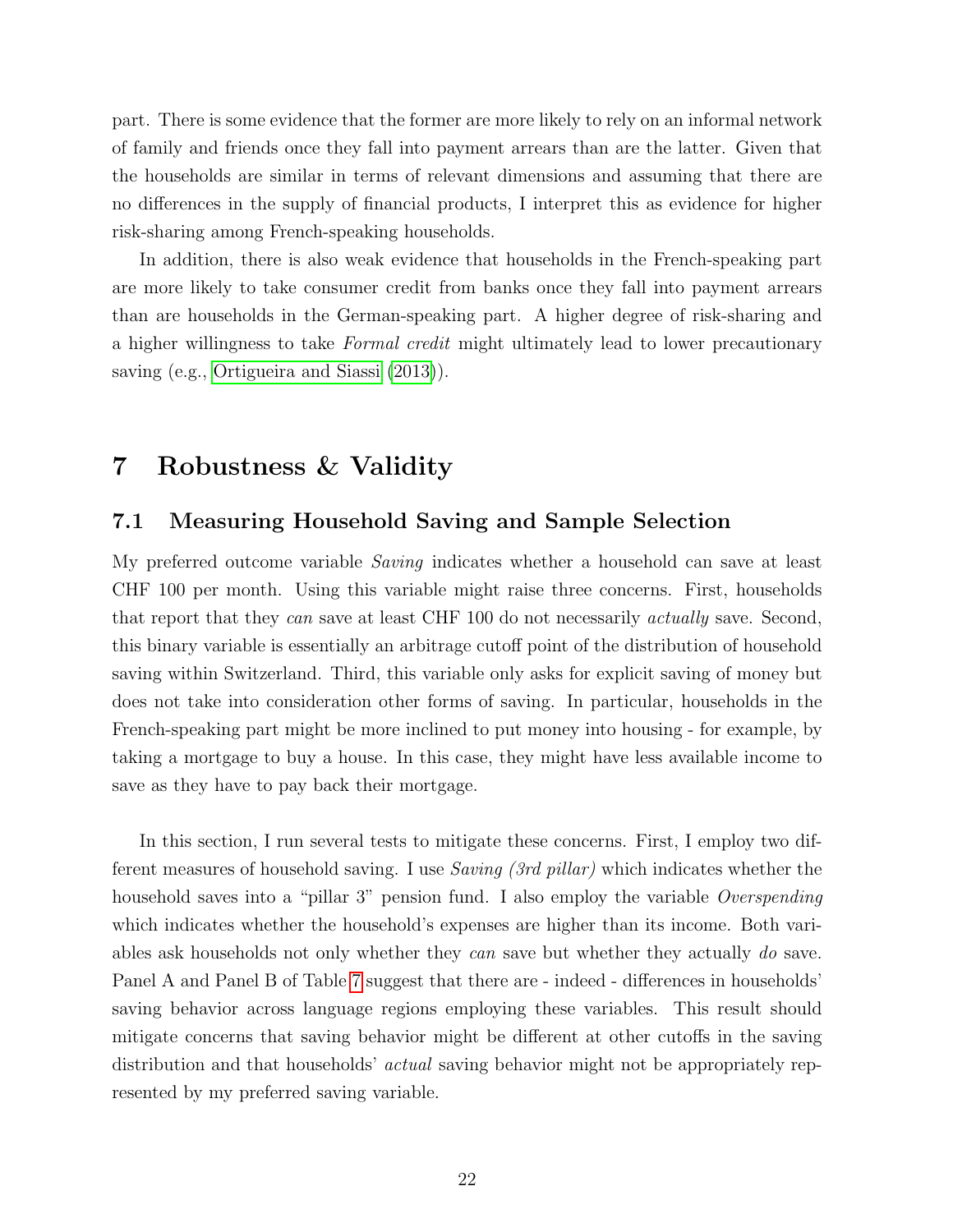part. There is some evidence that the former are more likely to rely on an informal network of family and friends once they fall into payment arrears than are the latter. Given that the households are similar in terms of relevant dimensions and assuming that there are no differences in the supply of financial products, I interpret this as evidence for higher risk-sharing among French-speaking households.

In addition, there is also weak evidence that households in the French-speaking part are more likely to take consumer credit from banks once they fall into payment arrears than are households in the German-speaking part. A higher degree of risk-sharing and a higher willingness to take *Formal credit* might ultimately lead to lower precautionary saving (e.g., Ortigueira and Siassi (2013)).

## 7 Robustness & Validity

### 7.1 Measuring Household Saving and Sample Selection

My preferred outcome variable *Saving* indicates whether a household can save at least CHF 100 per month. Using this variable might raise three concerns. First, households that report that they *can* save at least CHF 100 do not necessarily *actually* save. Second, this binary variable is essentially an arbitrage cutoff point of the distribution of household saving within Switzerland. Third, this variable only asks for explicit saving of money but does not take into consideration other forms of saving. In particular, households in the French-speaking part might be more inclined to put money into housing - for example, by taking a mortgage to buy a house. In this case, they might have less available income to save as they have to pay back their mortgage.

In this section, I run several tests to mitigate these concerns. First, I employ two different measures of household saving. I use *Saving (3rd pillar)* which indicates whether the household saves into a "pillar 3" pension fund. I also employ the variable *Overspending* which indicates whether the household's expenses are higher than its income. Both variables ask households not only whether they *can* save but whether they actually *do* save. Panel A and Panel B of Table 7 suggest that there are - indeed - differences in households' saving behavior across language regions employing these variables. This result should mitigate concerns that saving behavior might be different at other cutoffs in the saving distribution and that households' *actual* saving behavior might not be appropriately represented by my preferred saving variable.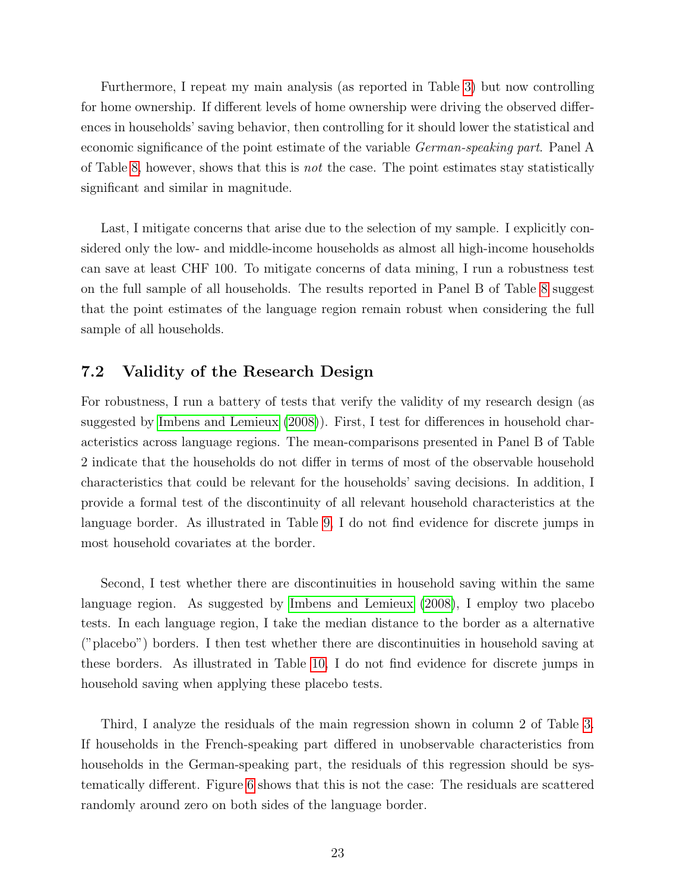Furthermore, I repeat my main analysis (as reported in Table 3) but now controlling for home ownership. If different levels of home ownership were driving the observed differences in households' saving behavior, then controlling for it should lower the statistical and economic significance of the point estimate of the variable *German-speaking part*. Panel A of Table 8, however, shows that this is *not* the case. The point estimates stay statistically significant and similar in magnitude.

Last, I mitigate concerns that arise due to the selection of my sample. I explicitly considered only the low- and middle-income households as almost all high-income households can save at least CHF 100. To mitigate concerns of data mining, I run a robustness test on the full sample of all households. The results reported in Panel B of Table 8 suggest that the point estimates of the language region remain robust when considering the full sample of all households.

## 7.2 Validity of the Research Design

For robustness, I run a battery of tests that verify the validity of my research design (as suggested by Imbens and Lemieux (2008)). First, I test for differences in household characteristics across language regions. The mean-comparisons presented in Panel B of Table 2 indicate that the households do not differ in terms of most of the observable household characteristics that could be relevant for the households' saving decisions. In addition, I provide a formal test of the discontinuity of all relevant household characteristics at the language border. As illustrated in Table 9, I do not find evidence for discrete jumps in most household covariates at the border.

Second, I test whether there are discontinuities in household saving within the same language region. As suggested by Imbens and Lemieux (2008), I employ two placebo tests. In each language region, I take the median distance to the border as a alternative ("placebo") borders. I then test whether there are discontinuities in household saving at these borders. As illustrated in Table 10, I do not find evidence for discrete jumps in household saving when applying these placebo tests.

Third, I analyze the residuals of the main regression shown in column 2 of Table 3. If households in the French-speaking part differed in unobservable characteristics from households in the German-speaking part, the residuals of this regression should be systematically different. Figure 6 shows that this is not the case: The residuals are scattered randomly around zero on both sides of the language border.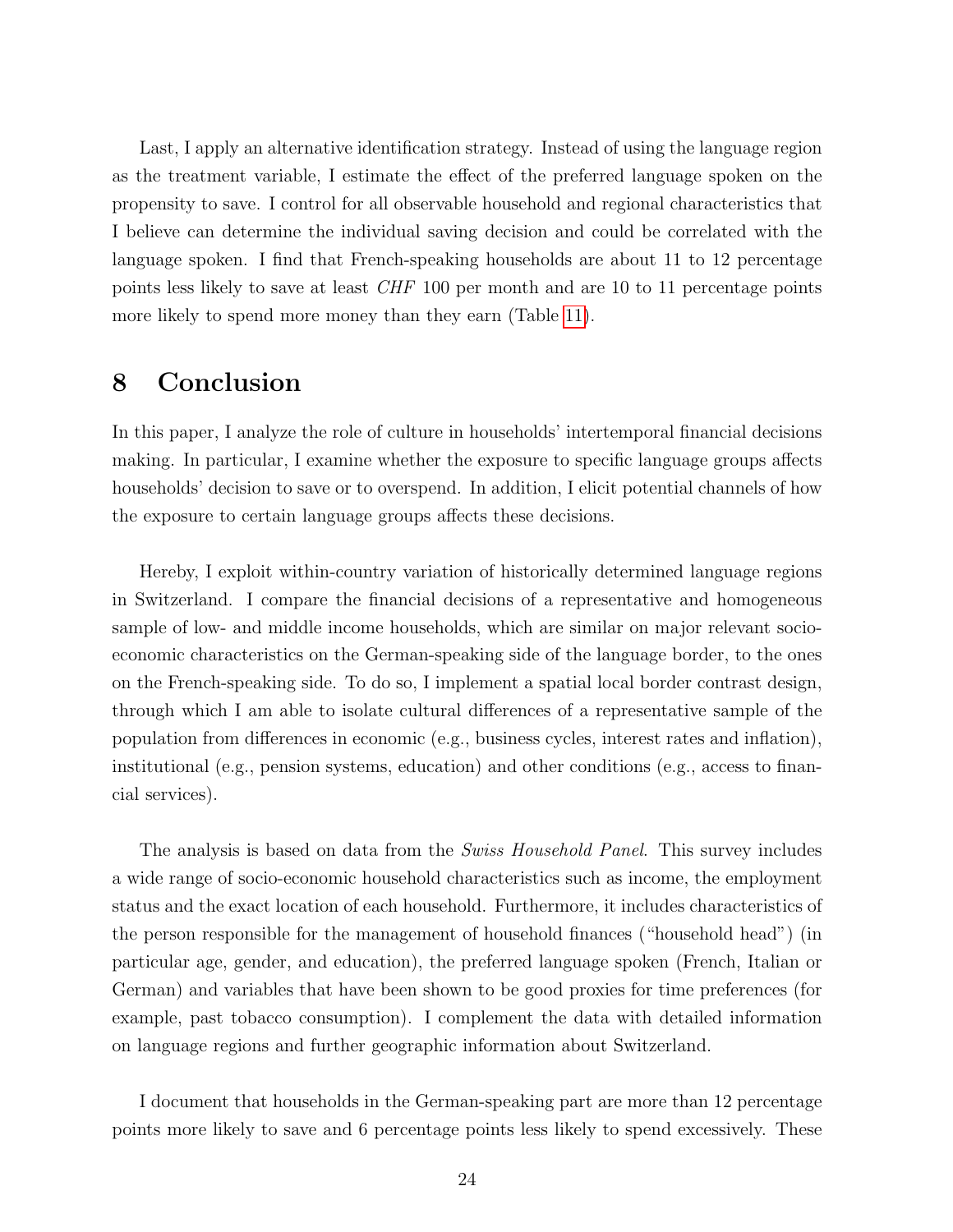Last, I apply an alternative identification strategy. Instead of using the language region as the treatment variable, I estimate the effect of the preferred language spoken on the propensity to save. I control for all observable household and regional characteristics that I believe can determine the individual saving decision and could be correlated with the language spoken. I find that French-speaking households are about 11 to 12 percentage points less likely to save at least *CHF* 100 per month and are 10 to 11 percentage points more likely to spend more money than they earn (Table 11).

# 8 Conclusion

In this paper, I analyze the role of culture in households' intertemporal financial decisions making. In particular, I examine whether the exposure to specific language groups affects households' decision to save or to overspend. In addition, I elicit potential channels of how the exposure to certain language groups affects these decisions.

Hereby, I exploit within-country variation of historically determined language regions in Switzerland. I compare the financial decisions of a representative and homogeneous sample of low- and middle income households, which are similar on major relevant socio-economic characteristics on the German-speaking side of the language border, to the ones on the French-speaking side. To do so, I implement a spatial local border contrast design, through which I am able to isolate cultural differences of a representative sample of the population from differences in economic (e.g., business cycles, interest rates and inflation), institutional (e.g., pension systems, education) and other conditions (e.g., access to financial services).

The analysis is based on data from the *Swiss Household Panel*. This survey includes a wide range of socio-economic household characteristics such as income, the employment status and the exact location of each household. Furthermore, it includes characteristics of the person responsible for the management of household finances ("household head") (in particular age, gender, and education), the preferred language spoken (French, Italian or German) and variables that have been shown to be good proxies for time preferences (for example, past tobacco consumption). I complement the data with detailed information on language regions and further geographic information about Switzerland.

I document that households in the German-speaking part are more than 12 percentage points more likely to save and 6 percentage points less likely to spend excessively. These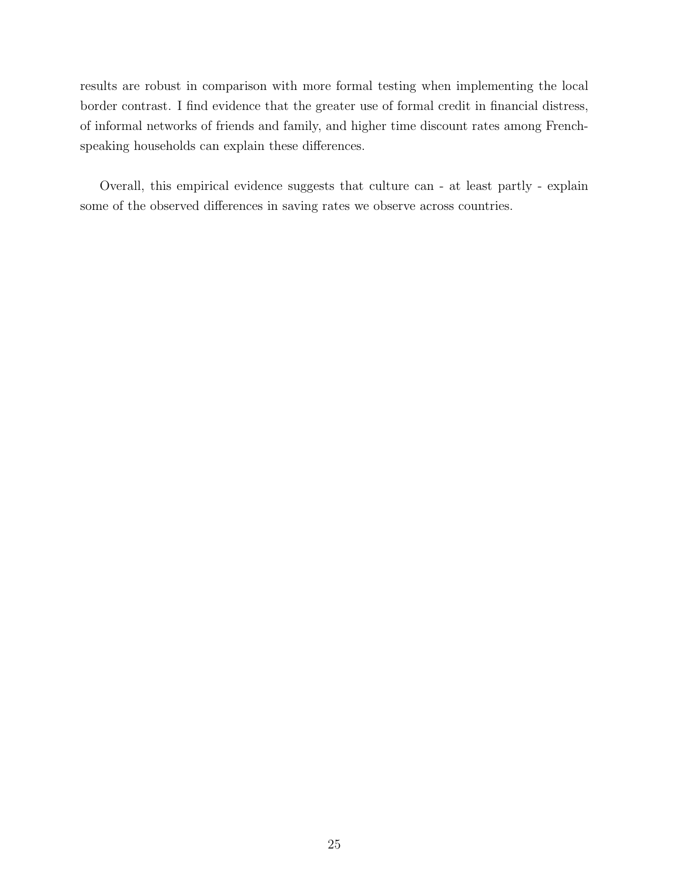results are robust in comparison with more formal testing when implementing the local border contrast. I find evidence that the greater use of formal credit in financial distress, of informal networks of friends and family, and higher time discount rates among French-speaking households can explain these differences.

Overall, this empirical evidence suggests that culture can - at least partly - explain some of the observed differences in saving rates we observe across countries.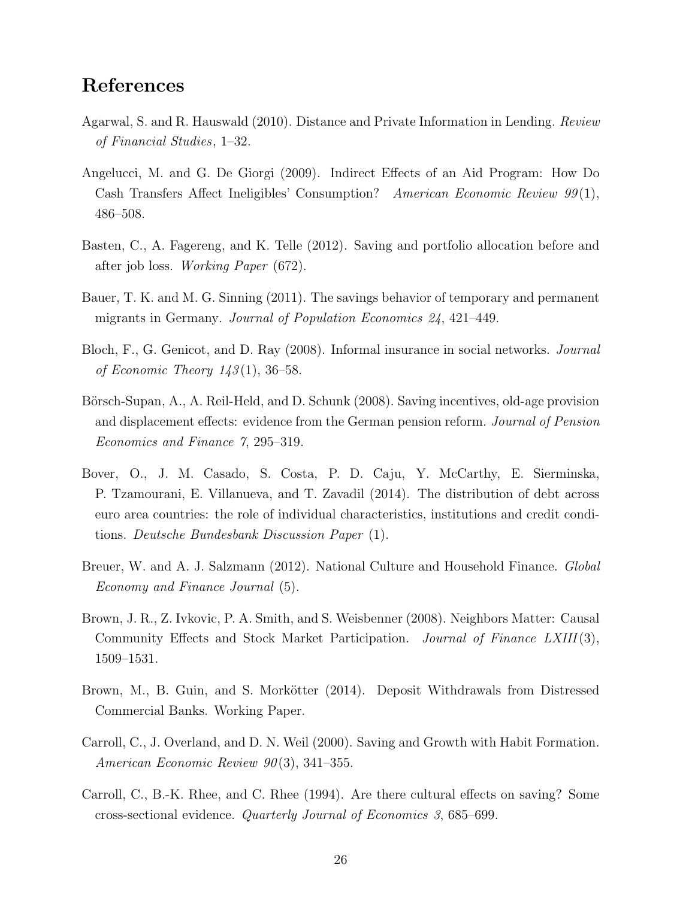# References

Agarwal, S. and R. Hauswald (2010). Distance and Private Information in Lending. *Review of Financial Studies*, 1–32.

Angelucci, M. and G. De Giorgi (2009). Indirect Effects of an Aid Program: How Do Cash Transfers Affect Ineligibles' Consumption? *American Economic Review 99*(1), 486–508.

Basten, C., A. Fagereng, and K. Telle (2012). Saving and portfolio allocation before and after job loss. *Working Paper* (672).

Bauer, T. K. and M. G. Sinning (2011). The savings behavior of temporary and permanent migrants in Germany. *Journal of Population Economics 24*, 421–449.

Bloch, F., G. Genicot, and D. Ray (2008). Informal insurance in social networks. *Journal of Economic Theory 143*(1), 36–58.

Börsch-Supan, A., A. Reil-Held, and D. Schunk (2008). Saving incentives, old-age provision and displacement effects: evidence from the German pension reform. *Journal of Pension Economics and Finance 7*, 295–319.

Bover, O., J. M. Casado, S. Costa, P. D. Caju, Y. McCarthy, E. Sierminska, P. Tzamourani, E. Villanueva, and T. Zavadil (2014). The distribution of debt across euro area countries: the role of individual characteristics, institutions and credit conditions. *Deutsche Bundesbank Discussion Paper* (1).

Breuer, W. and A. J. Salzmann (2012). National Culture and Household Finance. *Global Economy and Finance Journal* (5).

Brown, J. R., Z. Ivkovic, P. A. Smith, and S. Weisbenner (2008). Neighbors Matter: Causal Community Effects and Stock Market Participation. *Journal of Finance LXIII*(3), 1509–1531.

Brown, M., B. Guin, and S. Morkötter (2014). Deposit Withdrawals from Distressed Commercial Banks. Working Paper.

Carroll, C., J. Overland, and D. N. Weil (2000). Saving and Growth with Habit Formation. *American Economic Review 90*(3), 341–355.

Carroll, C., B.-K. Rhee, and C. Rhee (1994). Are there cultural effects on saving? Some cross-sectional evidence. *Quarterly Journal of Economics 3*, 685–699.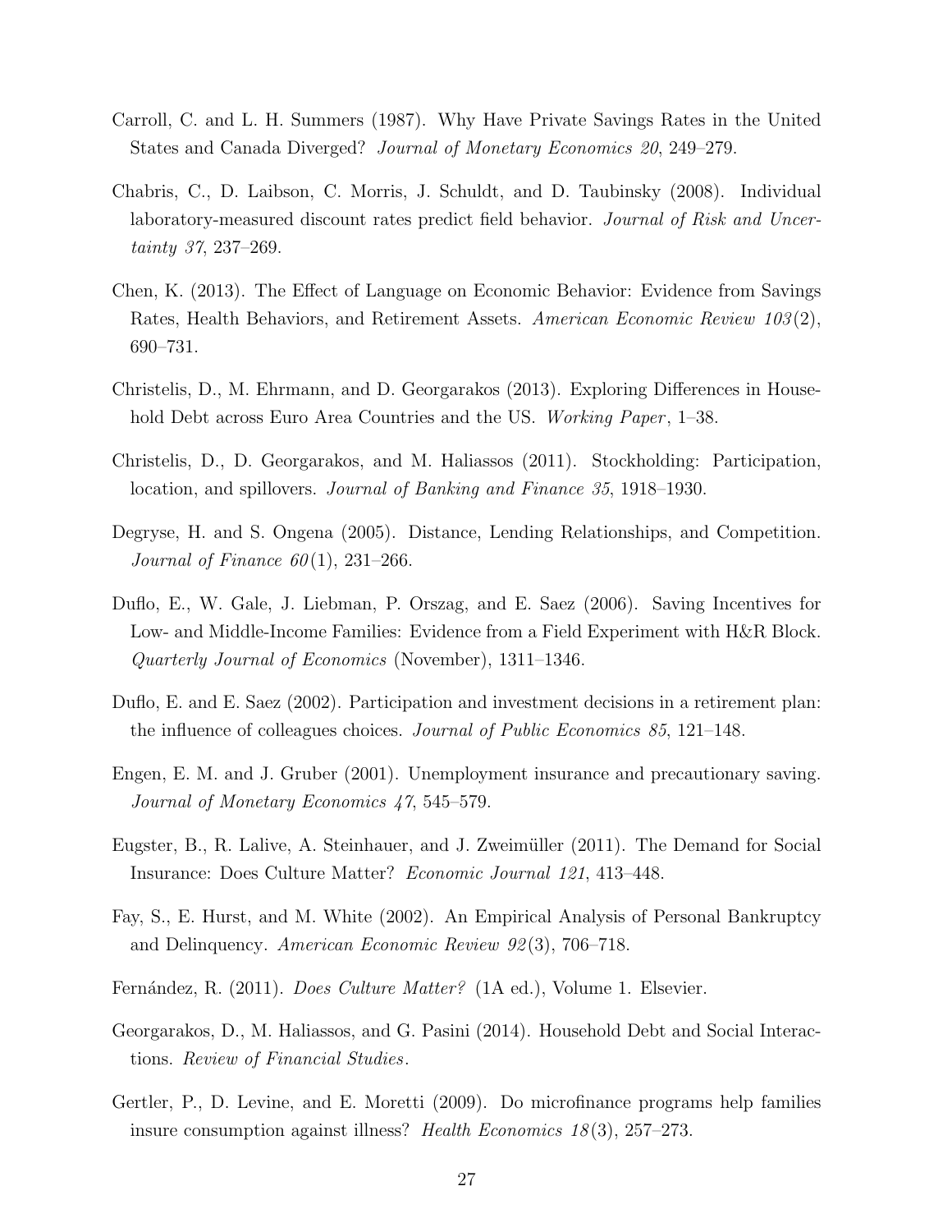Carroll, C. and L. H. Summers (1987). Why Have Private Savings Rates in the United States and Canada Diverged? *Journal of Monetary Economics 20*, 249–279.

Chabris, C., D. Laibson, C. Morris, J. Schuldt, and D. Taubinsky (2008). Individual laboratory-measured discount rates predict field behavior. *Journal of Risk and Uncertainty 37*, 237–269.

Chen, K. (2013). The Effect of Language on Economic Behavior: Evidence from Savings Rates, Health Behaviors, and Retirement Assets. *American Economic Review 103*(2), 690–731.

Christelis, D., M. Ehrmann, and D. Georgarakos (2013). Exploring Differences in Household Debt across Euro Area Countries and the US. *Working Paper*, 1–38.

Christelis, D., D. Georgarakos, and M. Haliassos (2011). Stockholding: Participation, location, and spillovers. *Journal of Banking and Finance 35*, 1918–1930.

Degryse, H. and S. Ongena (2005). Distance, Lending Relationships, and Competition. *Journal of Finance 60*(1), 231–266.

Duflo, E., W. Gale, J. Liebman, P. Orszag, and E. Saez (2006). Saving Incentives for Low- and Middle-Income Families: Evidence from a Field Experiment with H&R Block. *Quarterly Journal of Economics* (November), 1311–1346.

Duflo, E. and E. Saez (2002). Participation and investment decisions in a retirement plan: the influence of colleagues choices. *Journal of Public Economics 85*, 121–148.

Engen, E. M. and J. Gruber (2001). Unemployment insurance and precautionary saving. *Journal of Monetary Economics 47*, 545–579.

Eugster, B., R. Lalive, A. Steinhauer, and J. Zweimüller (2011). The Demand for Social Insurance: Does Culture Matter? *Economic Journal 121*, 413–448.

Fay, S., E. Hurst, and M. White (2002). An Empirical Analysis of Personal Bankruptcy and Delinquency. *American Economic Review 92*(3), 706–718.

Fernández, R. (2011). *Does Culture Matter?* (1A ed.), Volume 1. Elsevier.

Georgarakos, D., M. Haliassos, and G. Pasini (2014). Household Debt and Social Interactions. *Review of Financial Studies*.

Gertler, P., D. Levine, and E. Moretti (2009). Do microfinance programs help families insure consumption against illness? *Health Economics 18*(3), 257–273.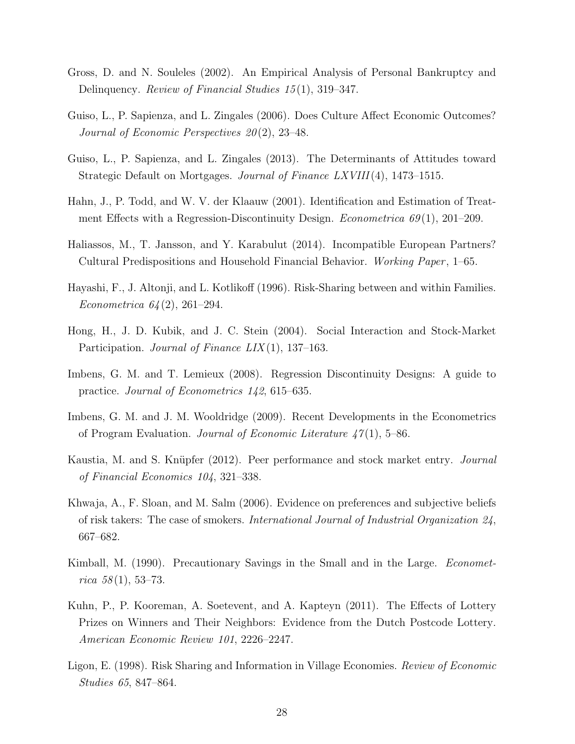Gross, D. and N. Souleles (2002). An Empirical Analysis of Personal Bankruptcy and Delinquency. *Review of Financial Studies 15*(1), 319–347.

Guiso, L., P. Sapienza, and L. Zingales (2006). Does Culture Affect Economic Outcomes? *Journal of Economic Perspectives 20*(2), 23–48.

Guiso, L., P. Sapienza, and L. Zingales (2013). The Determinants of Attitudes toward Strategic Default on Mortgages. *Journal of Finance LXVIII*(4), 1473–1515.

Hahn, J., P. Todd, and W. V. der Klaauw (2001). Identification and Estimation of Treatment Effects with a Regression-Discontinuity Design. *Econometrica 69*(1), 201–209.

Haliassos, M., T. Jansson, and Y. Karabulut (2014). Incompatible European Partners? Cultural Predispositions and Household Financial Behavior. *Working Paper*, 1–65.

Hayashi, F., J. Altonji, and L. Kotlikoff (1996). Risk-Sharing between and within Families. *Econometrica 64*(2), 261–294.

Hong, H., J. D. Kubik, and J. C. Stein (2004). Social Interaction and Stock-Market Participation. *Journal of Finance LIX*(1), 137–163.

Imbens, G. M. and T. Lemieux (2008). Regression Discontinuity Designs: A guide to practice. *Journal of Econometrics 142*, 615–635.

Imbens, G. M. and J. M. Wooldridge (2009). Recent Developments in the Econometrics of Program Evaluation. *Journal of Economic Literature 47*(1), 5–86.

Kaustia, M. and S. Knüpfer (2012). Peer performance and stock market entry. *Journal of Financial Economics 104*, 321–338.

Khwaja, A., F. Sloan, and M. Salm (2006). Evidence on preferences and subjective beliefs of risk takers: The case of smokers. *International Journal of Industrial Organization 24*, 667–682.

Kimball, M. (1990). Precautionary Savings in the Small and in the Large. *Econometrica 58*(1), 53–73.

Kuhn, P., P. Kooreman, A. Soetevent, and A. Kapteyn (2011). The Effects of Lottery Prizes on Winners and Their Neighbors: Evidence from the Dutch Postcode Lottery. *American Economic Review 101*, 2226–2247.

Ligon, E. (1998). Risk Sharing and Information in Village Economies. *Review of Economic Studies 65*, 847–864.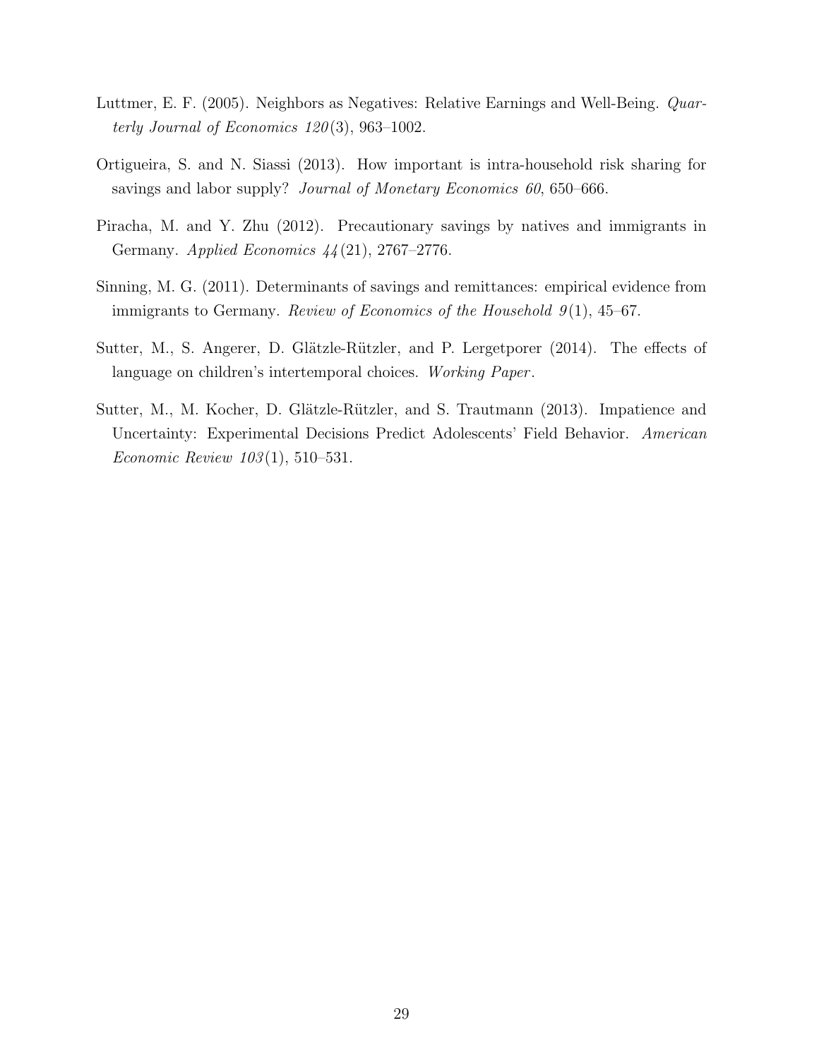Luttmer, E. F. (2005). Neighbors as Negatives: Relative Earnings and Well-Being. *Quarterly Journal of Economics 120*(3), 963–1002.

Ortigueira, S. and N. Siassi (2013). How important is intra-household risk sharing for savings and labor supply? *Journal of Monetary Economics 60*, 650–666.

Piracha, M. and Y. Zhu (2012). Precautionary savings by natives and immigrants in Germany. *Applied Economics 44*(21), 2767–2776.

Sinning, M. G. (2011). Determinants of savings and remittances: empirical evidence from immigrants to Germany. *Review of Economics of the Household 9*(1), 45–67.

Sutter, M., S. Angerer, D. Glätzle-Rützler, and P. Lergetporer (2014). The effects of language on children's intertemporal choices. *Working Paper*.

Sutter, M., M. Kocher, D. Glätzle-Rützler, and S. Trautmann (2013). Impatience and Uncertainty: Experimental Decisions Predict Adolescents' Field Behavior. *American Economic Review 103*(1), 510–531.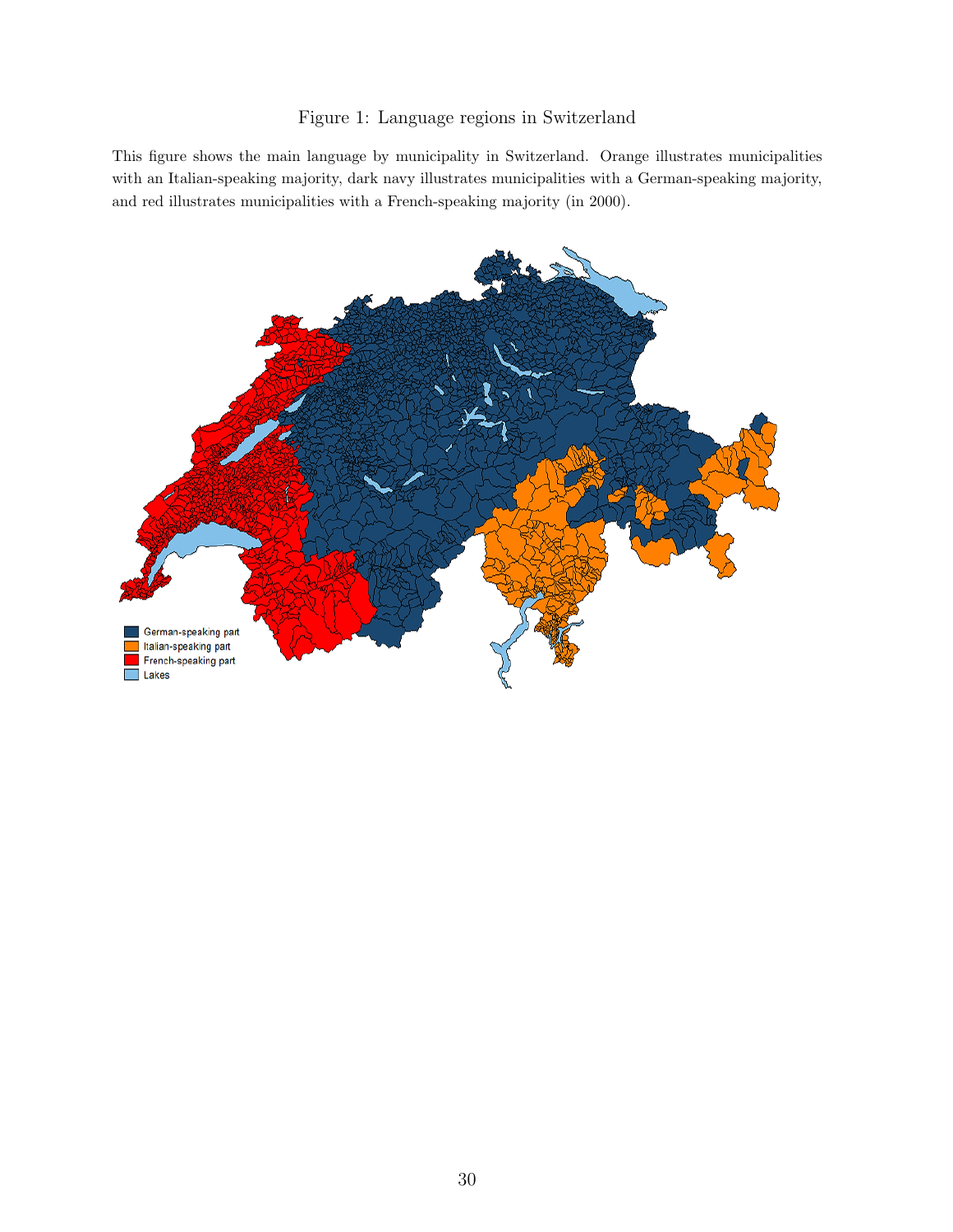Figure 1: Language regions in Switzerland

This figure shows the main language by municipality in Switzerland. Orange illustrates municipalities with an Italian-speaking majority, dark navy illustrates municipalities with a German-speaking majority, and red illustrates municipalities with a French-speaking majority (in 2000).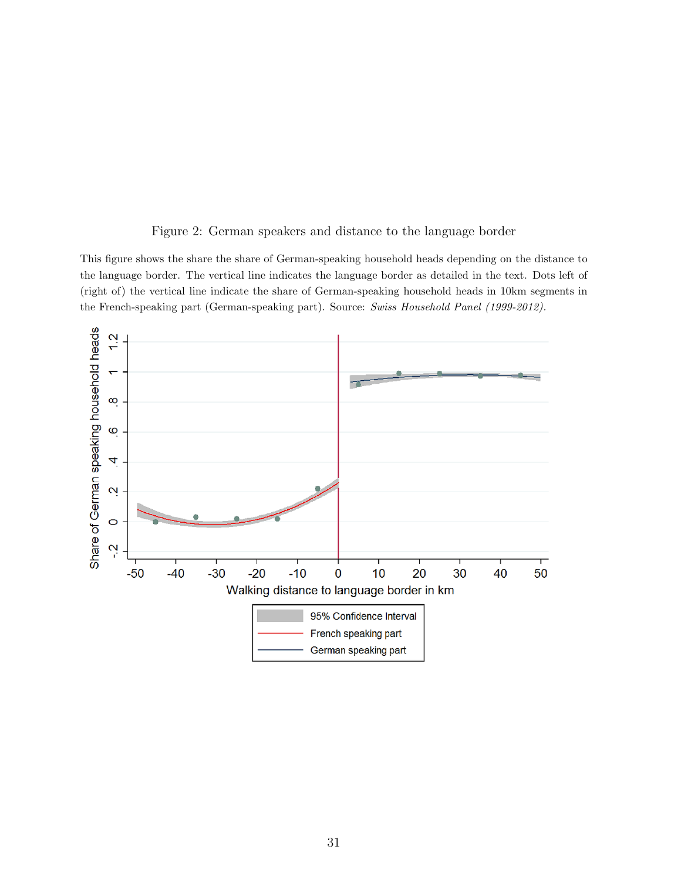Figure 2: German speakers and distance to the language border

This figure shows the share the share of German-speaking household heads depending on the distance to the language border. The vertical line indicates the language border as detailed in the text. Dots left of (right of) the vertical line indicate the share of German-speaking household heads in 10km segments in the French-speaking part (German-speaking part). Source: *Swiss Household Panel (1999-2012).*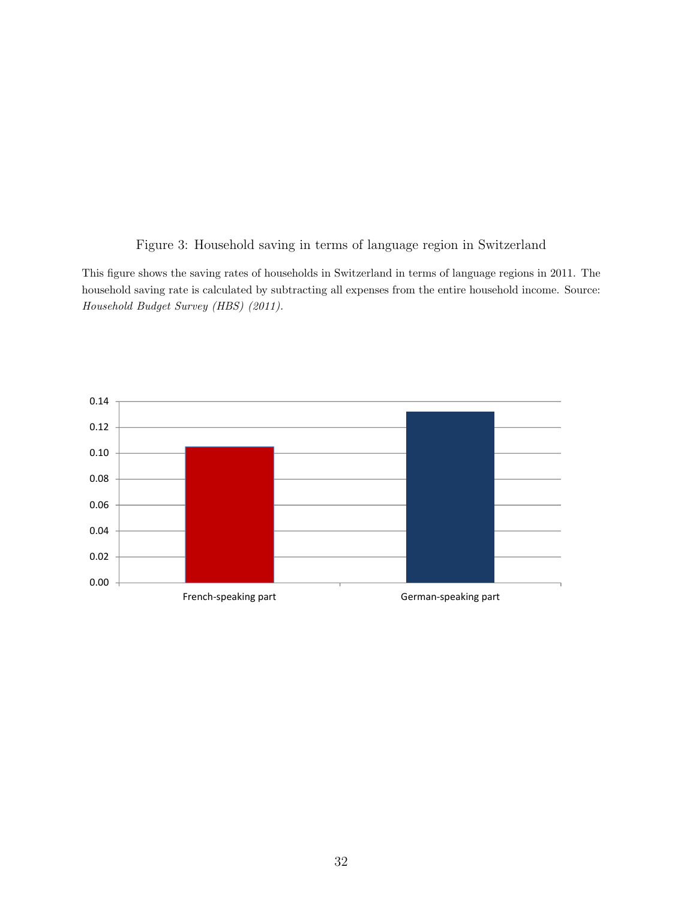Figure 3: Household saving in terms of language region in Switzerland

This figure shows the saving rates of households in Switzerland in terms of language regions in 2011. The household saving rate is calculated by subtracting all expenses from the entire household income. Source: *Household Budget Survey (HBS) (2011)*.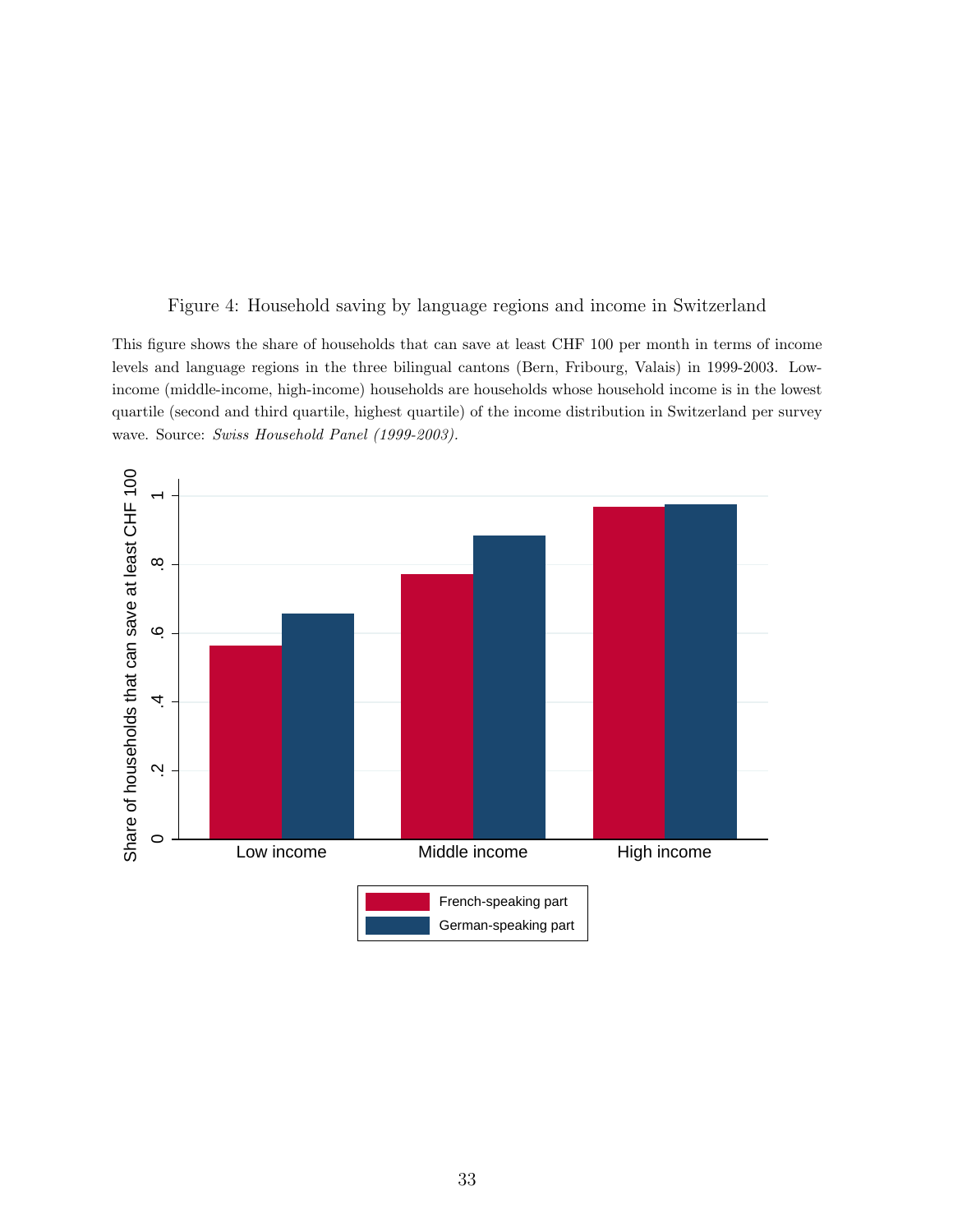Figure 4: Household saving by language regions and income in Switzerland

This figure shows the share of households that can save at least CHF 100 per month in terms of income levels and language regions in the three bilingual cantons (Bern, Fribourg, Valais) in 1999-2003. Low-income (middle-income, high-income) households are households whose household income is in the lowest quartile (second and third quartile, highest quartile) of the income distribution in Switzerland per survey wave. Source: *Swiss Household Panel (1999-2003)*.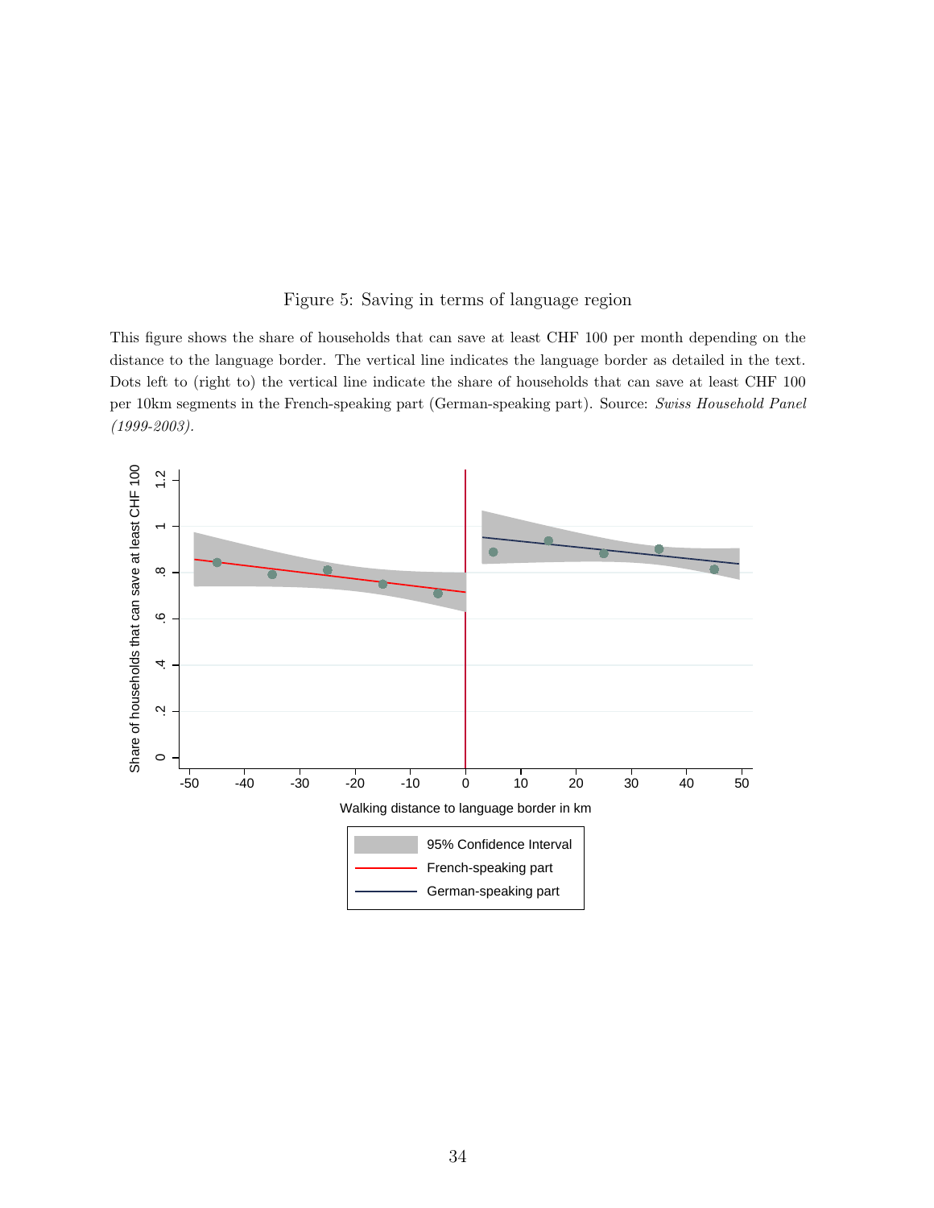Figure 5: Saving in terms of language region

This figure shows the share of households that can save at least CHF 100 per month depending on the distance to the language border. The vertical line indicates the language border as detailed in the text. Dots left to (right to) the vertical line indicate the share of households that can save at least CHF 100 per 10km segments in the French-speaking part (German-speaking part). Source: *Swiss Household Panel (1999-2003).*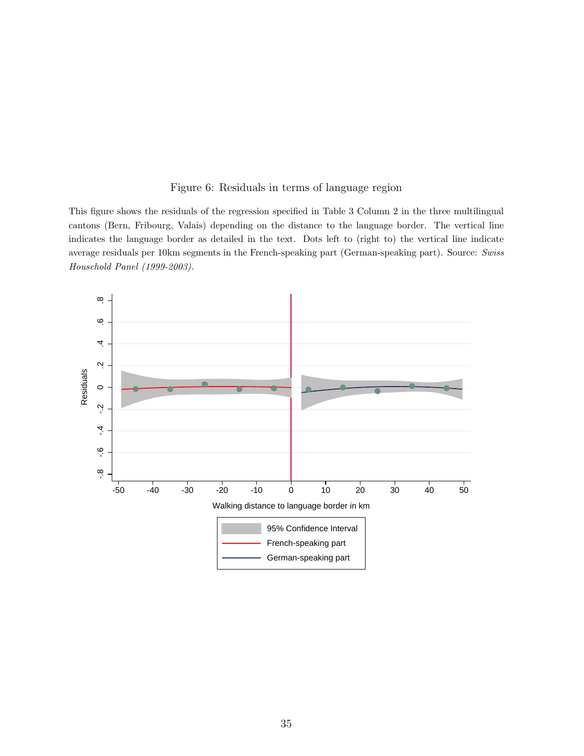Figure 6: Residuals in terms of language region

This figure shows the residuals of the regression specified in Table 3 Column 2 in the three multilingual cantons (Bern, Fribourg, Valais) depending on the distance to the language border. The vertical line indicates the language border as detailed in the text. Dots left to (right to) the vertical line indicate average residuals per 10km segments in the French-speaking part (German-speaking part). Source: *Swiss Household Panel (1999-2003).*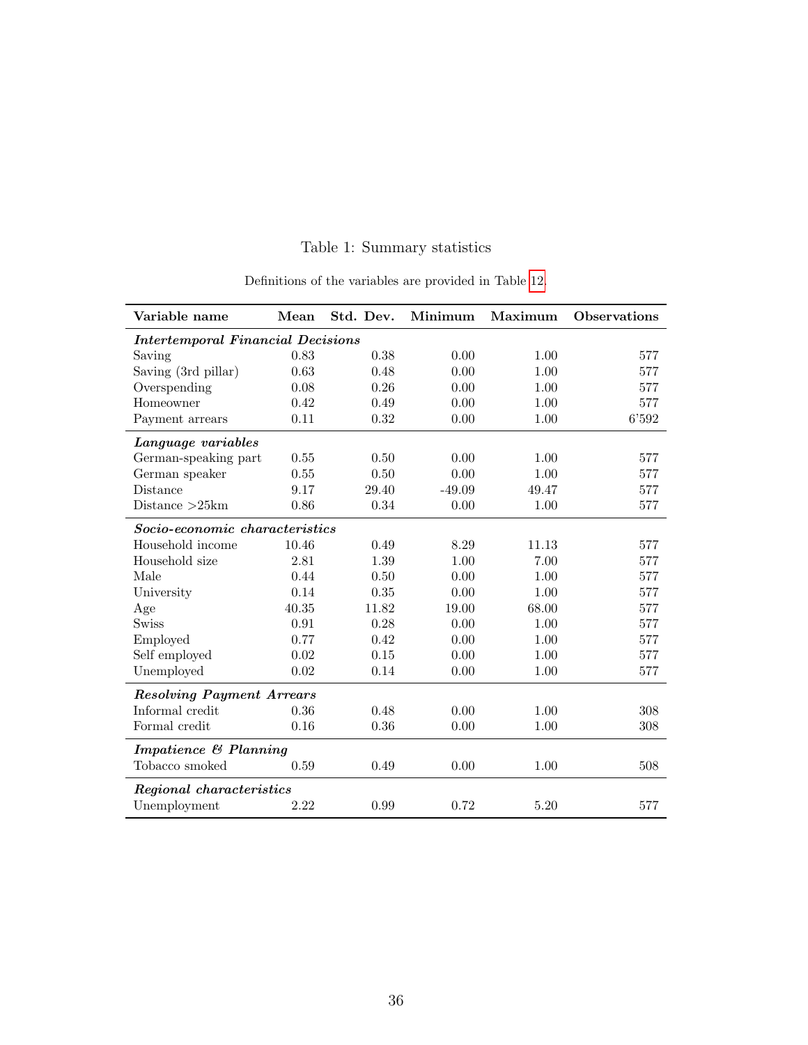Table 1: Summary statistics

Definitions of the variables are provided in Table 12.

| Variable name | Mean | Std. Dev. | Minimum | Maximum | Observations |
|---|---|---|---|---|---|
| ***Intertemporal Financial Decisions*** | | | | | |
| Saving | 0.83 | 0.38 | 0.00 | 1.00 | 577 |
| Saving (3rd pillar) | 0.63 | 0.48 | 0.00 | 1.00 | 577 |
| Overspending | 0.08 | 0.26 | 0.00 | 1.00 | 577 |
| Homeowner | 0.42 | 0.49 | 0.00 | 1.00 | 577 |
| Payment arrears | 0.11 | 0.32 | 0.00 | 1.00 | 6'592 |
| ***Language variables*** | | | | | |
| German-speaking part | 0.55 | 0.50 | 0.00 | 1.00 | 577 |
| German speaker | 0.55 | 0.50 | 0.00 | 1.00 | 577 |
| Distance | 9.17 | 29.40 | -49.09 | 49.47 | 577 |
| Distance >25km | 0.86 | 0.34 | 0.00 | 1.00 | 577 |
| ***Socio-economic characteristics*** | | | | | |
| Household income | 10.46 | 0.49 | 8.29 | 11.13 | 577 |
| Household size | 2.81 | 1.39 | 1.00 | 7.00 | 577 |
| Male | 0.44 | 0.50 | 0.00 | 1.00 | 577 |
| University | 0.14 | 0.35 | 0.00 | 1.00 | 577 |
| Age | 40.35 | 11.82 | 19.00 | 68.00 | 577 |
| Swiss | 0.91 | 0.28 | 0.00 | 1.00 | 577 |
| Employed | 0.77 | 0.42 | 0.00 | 1.00 | 577 |
| Self employed | 0.02 | 0.15 | 0.00 | 1.00 | 577 |
| Unemployed | 0.02 | 0.14 | 0.00 | 1.00 | 577 |
| ***Resolving Payment Arrears*** | | | | | |
| Informal credit | 0.36 | 0.48 | 0.00 | 1.00 | 308 |
| Formal credit | 0.16 | 0.36 | 0.00 | 1.00 | 308 |
| ***Impatience & Planning*** | | | | | |
| Tobacco smoked | 0.59 | 0.49 | 0.00 | 1.00 | 508 |
| ***Regional characteristics*** | | | | | |
| Unemployment | 2.22 | 0.99 | 0.72 | 5.20 | 577 |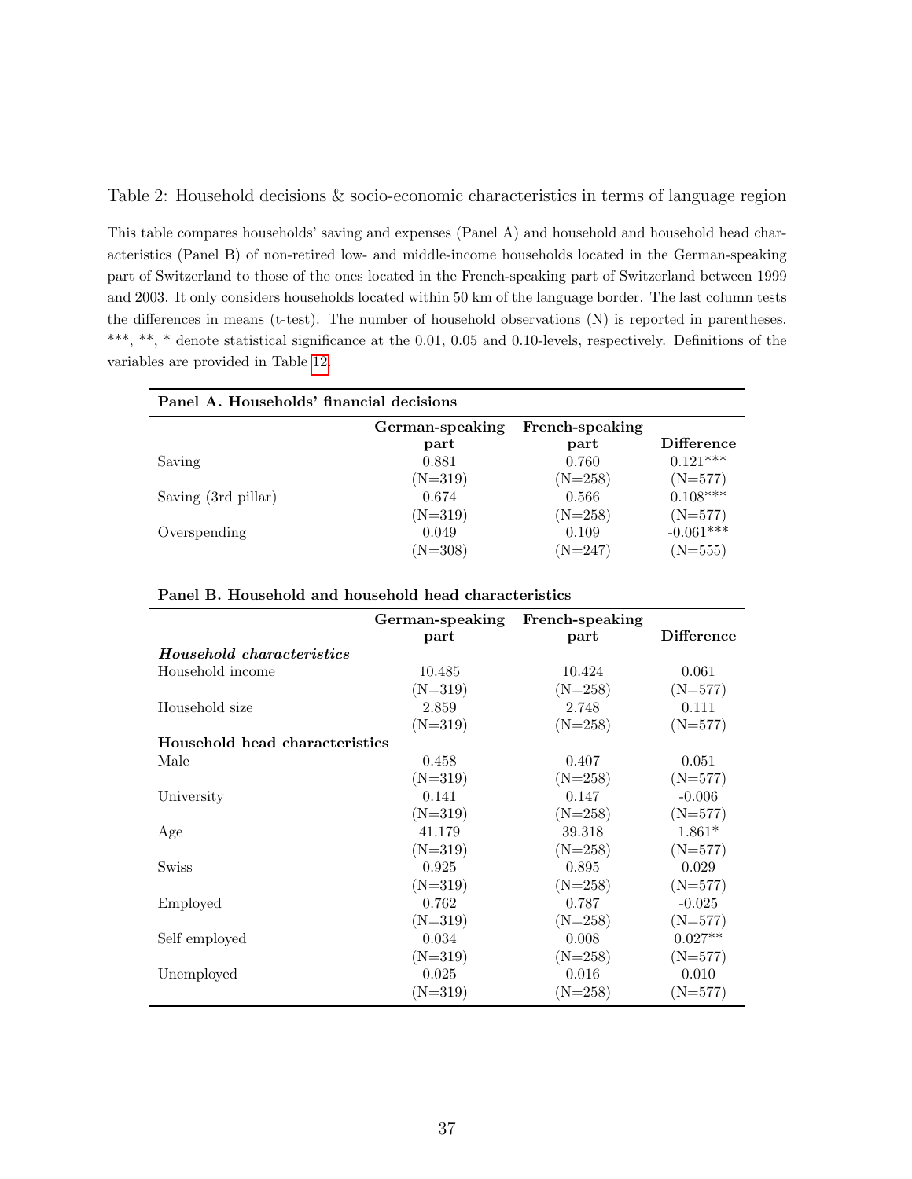Table 2: Household decisions & socio-economic characteristics in terms of language region

This table compares households' saving and expenses (Panel A) and household and household head characteristics (Panel B) of non-retired low- and middle-income households located in the German-speaking part of Switzerland to those of the ones located in the French-speaking part of Switzerland between 1999 and 2003. It only considers households located within 50 km of the language border. The last column tests the differences in means (t-test). The number of household observations (N) is reported in parentheses. ***, **, * denote statistical significance at the 0.01, 0.05 and 0.10-levels, respectively. Definitions of the variables are provided in Table 12.

| **Panel A. Households' financial decisions** | | | |
|---|---|---|---|
| | **German-speaking part** | **French-speaking part** | **Difference** |
| Saving | 0.881 | 0.760 | 0.121*** |
| | (N=319) | (N=258) | (N=577) |
| Saving (3rd pillar) | 0.674 | 0.566 | 0.108*** |
| | (N=319) | (N=258) | (N=577) |
| Overspending | 0.049 | 0.109 | -0.061*** |
| | (N=308) | (N=247) | (N=555) |

| **Panel B. Household and household head characteristics** | | | |
|---|---|---|---|
| | **German-speaking part** | **French-speaking part** | **Difference** |
| ***Household characteristics*** | | | |
| Household income | 10.485 | 10.424 | 0.061 |
| | (N=319) | (N=258) | (N=577) |
| Household size | 2.859 | 2.748 | 0.111 |
| | (N=319) | (N=258) | (N=577) |
| **Household head characteristics** | | | |
| Male | 0.458 | 0.407 | 0.051 |
| | (N=319) | (N=258) | (N=577) |
| University | 0.141 | 0.147 | -0.006 |
| | (N=319) | (N=258) | (N=577) |
| Age | 41.179 | 39.318 | 1.861* |
| | (N=319) | (N=258) | (N=577) |
| Swiss | 0.925 | 0.895 | 0.029 |
| | (N=319) | (N=258) | (N=577) |
| Employed | 0.762 | 0.787 | -0.025 |
| | (N=319) | (N=258) | (N=577) |
| Self employed | 0.034 | 0.008 | 0.027** |
| | (N=319) | (N=258) | (N=577) |
| Unemployed | 0.025 | 0.016 | 0.010 |
| | (N=319) | (N=258) | (N=577) |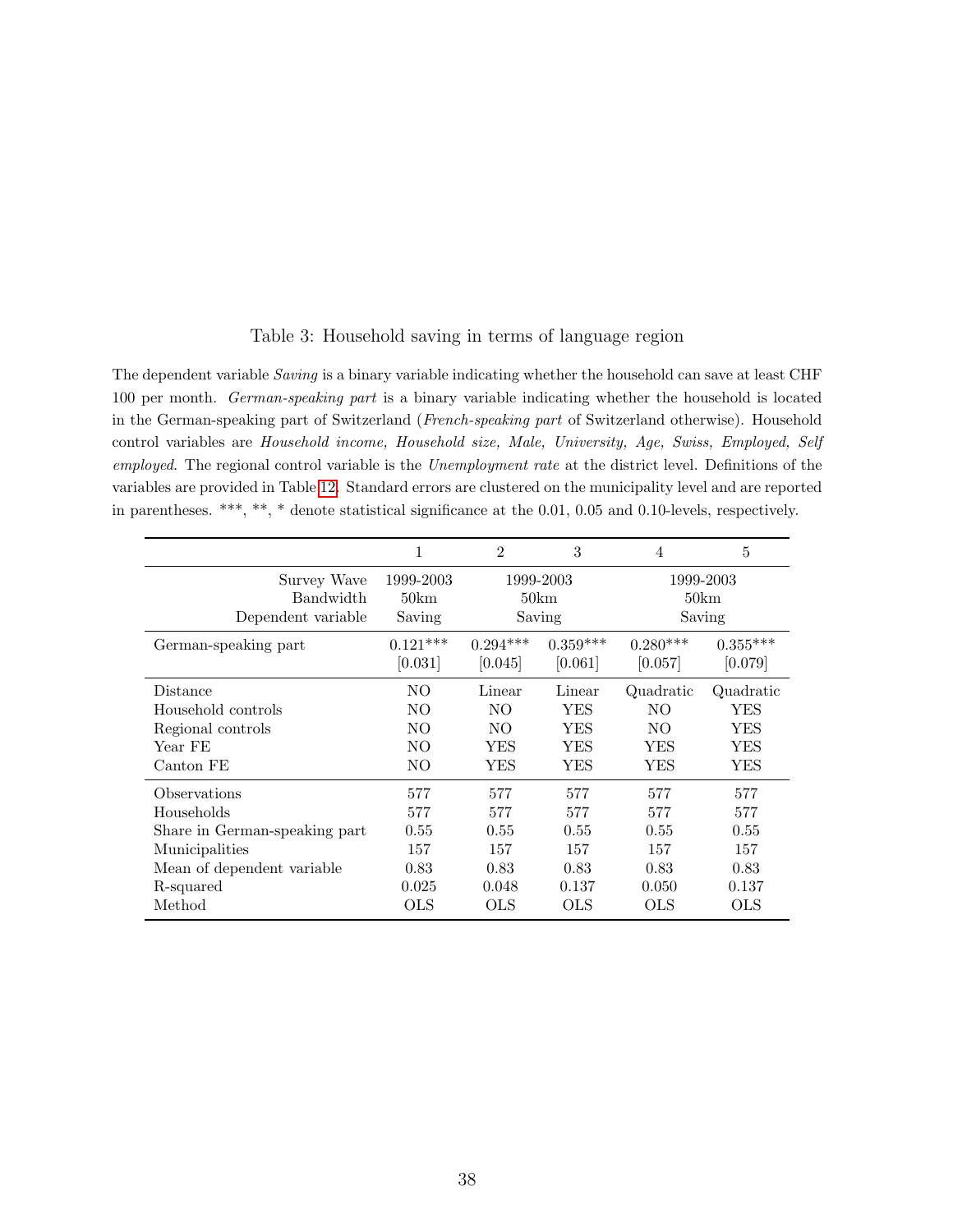Table 3: Household saving in terms of language region

The dependent variable *Saving* is a binary variable indicating whether the household can save at least CHF 100 per month. *German-speaking part* is a binary variable indicating whether the household is located in the German-speaking part of Switzerland (*French-speaking part* of Switzerland otherwise). Household control variables are *Household income, Household size, Male, University, Age, Swiss, Employed, Self employed*. The regional control variable is the *Unemployment rate* at the district level. Definitions of the variables are provided in Table 12. Standard errors are clustered on the municipality level and are reported in parentheses. ***, **, * denote statistical significance at the 0.01, 0.05 and 0.10-levels, respectively.

| | 1 | 2 | 3 | 4 | 5 |
|---|---|---|---|---|---|
| Survey Wave | 1999-2003 | 1999-2003 | | 1999-2003 | |
| Bandwidth | 50km | 50km | | 50km | |
| Dependent variable | Saving | Saving | | Saving | |
| German-speaking part | 0.121*** | 0.294*** | 0.359*** | 0.280*** | 0.355*** |
| | [0.031] | [0.045] | [0.061] | [0.057] | [0.079] |
| Distance | NO | Linear | Linear | Quadratic | Quadratic |
| Household controls | NO | NO | YES | NO | YES |
| Regional controls | NO | NO | YES | NO | YES |
| Year FE | NO | YES | YES | YES | YES |
| Canton FE | NO | YES | YES | YES | YES |
| Observations | 577 | 577 | 577 | 577 | 577 |
| Households | 577 | 577 | 577 | 577 | 577 |
| Share in German-speaking part | 0.55 | 0.55 | 0.55 | 0.55 | 0.55 |
| Municipalities | 157 | 157 | 157 | 157 | 157 |
| Mean of dependent variable | 0.83 | 0.83 | 0.83 | 0.83 | 0.83 |
| R-squared | 0.025 | 0.048 | 0.137 | 0.050 | 0.137 |
| Method | OLS | OLS | OLS | OLS | OLS |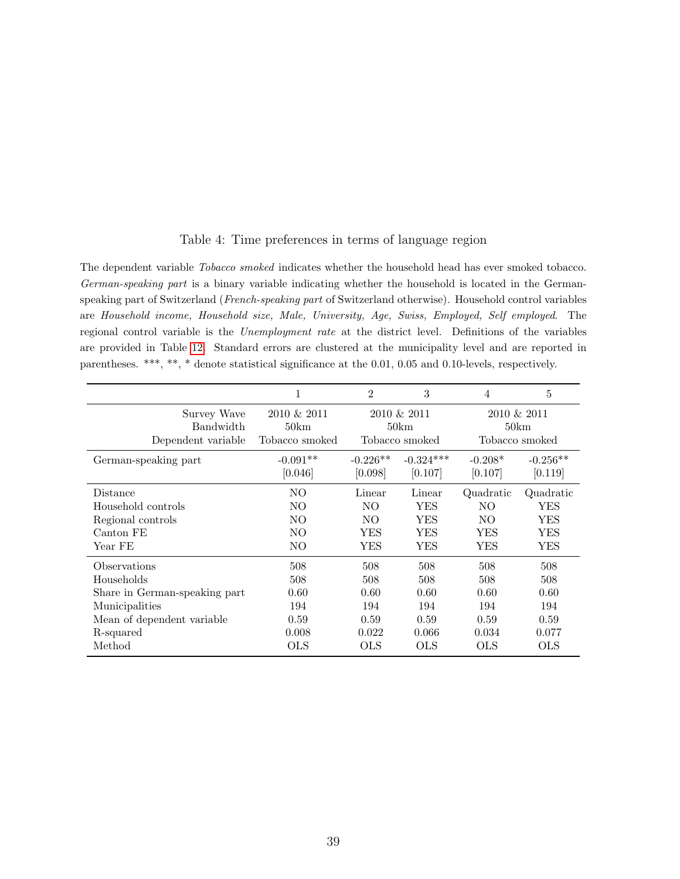Table 4: Time preferences in terms of language region

The dependent variable *Tobacco smoked* indicates whether the household head has ever smoked tobacco. *German-speaking part* is a binary variable indicating whether the household is located in the German-speaking part of Switzerland (*French-speaking part* of Switzerland otherwise). Household control variables are *Household income, Household size, Male, University, Age, Swiss, Employed, Self employed*. The regional control variable is the *Unemployment rate* at the district level. Definitions of the variables are provided in Table 12. Standard errors are clustered at the municipality level and are reported in parentheses. ***, **, * denote statistical significance at the 0.01, 0.05 and 0.10-levels, respectively.

| | 1 | 2 | 3 | 4 | 5 |
|---|---|---|---|---|---|
| Survey Wave | 2010 & 2011 | 2010 & 2011 | | 2010 & 2011 | |
| Bandwidth | 50km | 50km | | 50km | |
| Dependent variable | Tobacco smoked | Tobacco smoked | | Tobacco smoked | |
| German-speaking part | -0.091** | -0.226** | -0.324*** | -0.208* | -0.256** |
| | [0.046] | [0.098] | [0.107] | [0.107] | [0.119] |
| Distance | NO | Linear | Linear | Quadratic | Quadratic |
| Household controls | NO | NO | YES | NO | YES |
| Regional controls | NO | NO | YES | NO | YES |
| Canton FE | NO | YES | YES | YES | YES |
| Year FE | NO | YES | YES | YES | YES |
| Observations | 508 | 508 | 508 | 508 | 508 |
| Households | 508 | 508 | 508 | 508 | 508 |
| Share in German-speaking part | 0.60 | 0.60 | 0.60 | 0.60 | 0.60 |
| Municipalities | 194 | 194 | 194 | 194 | 194 |
| Mean of dependent variable | 0.59 | 0.59 | 0.59 | 0.59 | 0.59 |
| R-squared | 0.008 | 0.022 | 0.066 | 0.034 | 0.077 |
| Method | OLS | OLS | OLS | OLS | OLS |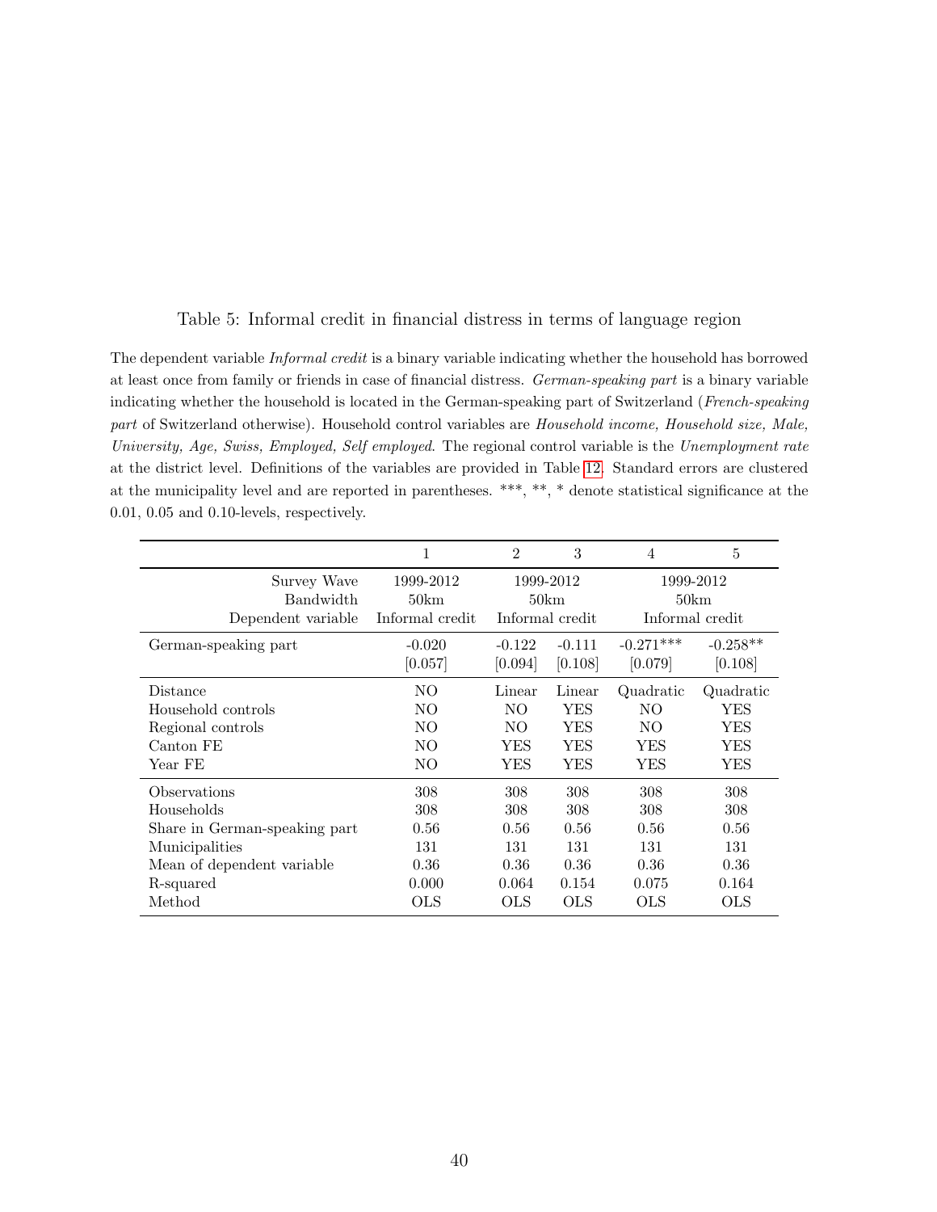Table 5: Informal credit in financial distress in terms of language region

The dependent variable *Informal credit* is a binary variable indicating whether the household has borrowed at least once from family or friends in case of financial distress. *German-speaking part* is a binary variable indicating whether the household is located in the German-speaking part of Switzerland (*French-speaking part* of Switzerland otherwise). Household control variables are *Household income, Household size, Male, University, Age, Swiss, Employed, Self employed*. The regional control variable is the *Unemployment rate* at the district level. Definitions of the variables are provided in Table 12. Standard errors are clustered at the municipality level and are reported in parentheses. ***, **, * denote statistical significance at the 0.01, 0.05 and 0.10-levels, respectively.

| | 1 | 2 | 3 | 4 | 5 |
|---|---|---|---|---|---|
| Survey Wave | 1999-2012 | 1999-2012 | | 1999-2012 | |
| Bandwidth | 50km | 50km | | 50km | |
| Dependent variable | Informal credit | Informal credit | | Informal credit | |
| German-speaking part | -0.020 | -0.122 | -0.111 | -0.271*** | -0.258** |
| | [0.057] | [0.094] | [0.108] | [0.079] | [0.108] |
| Distance | NO | Linear | Linear | Quadratic | Quadratic |
| Household controls | NO | NO | YES | NO | YES |
| Regional controls | NO | NO | YES | NO | YES |
| Canton FE | NO | YES | YES | YES | YES |
| Year FE | NO | YES | YES | YES | YES |
| Observations | 308 | 308 | 308 | 308 | 308 |
| Households | 308 | 308 | 308 | 308 | 308 |
| Share in German-speaking part | 0.56 | 0.56 | 0.56 | 0.56 | 0.56 |
| Municipalities | 131 | 131 | 131 | 131 | 131 |
| Mean of dependent variable | 0.36 | 0.36 | 0.36 | 0.36 | 0.36 |
| R-squared | 0.000 | 0.064 | 0.154 | 0.075 | 0.164 |
| Method | OLS | OLS | OLS | OLS | OLS |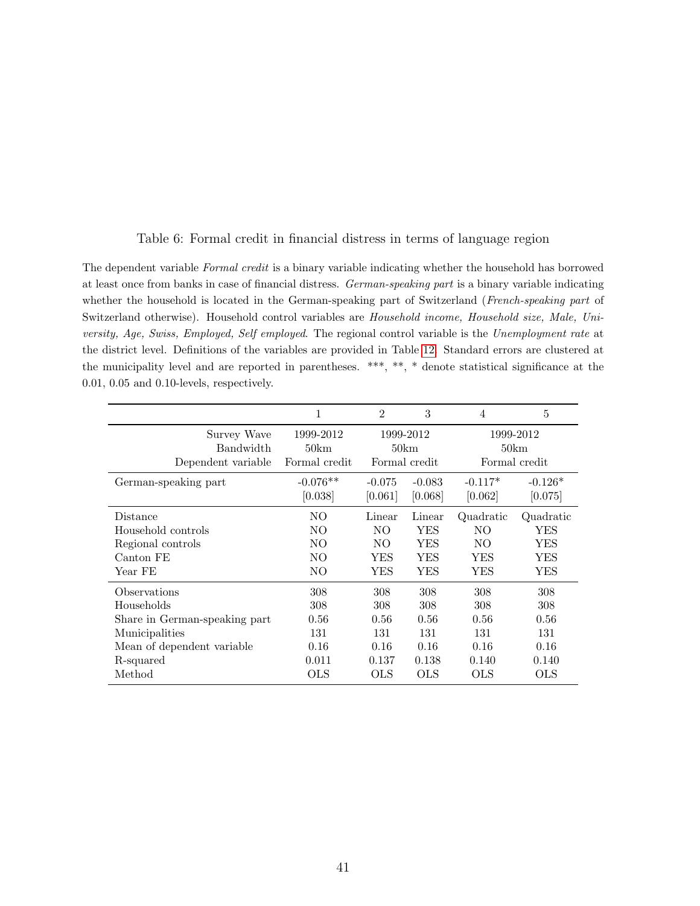Table 6: Formal credit in financial distress in terms of language region

The dependent variable *Formal credit* is a binary variable indicating whether the household has borrowed at least once from banks in case of financial distress. *German-speaking part* is a binary variable indicating whether the household is located in the German-speaking part of Switzerland (*French-speaking part* of Switzerland otherwise). Household control variables are *Household income, Household size, Male, University, Age, Swiss, Employed, Self employed*. The regional control variable is the *Unemployment rate* at the district level. Definitions of the variables are provided in Table 12. Standard errors are clustered at the municipality level and are reported in parentheses. ***, **, * denote statistical significance at the 0.01, 0.05 and 0.10-levels, respectively.

| | 1 | 2 | 3 | 4 | 5 |
|---|---|---|---|---|---|
| Survey Wave | 1999-2012 | 1999-2012 | | 1999-2012 | |
| Bandwidth | 50km | 50km | | 50km | |
| Dependent variable | Formal credit | Formal credit | | Formal credit | |
| German-speaking part | -0.076** | -0.075 | -0.083 | -0.117* | -0.126* |
| | [0.038] | [0.061] | [0.068] | [0.062] | [0.075] |
| Distance | NO | Linear | Linear | Quadratic | Quadratic |
| Household controls | NO | NO | YES | NO | YES |
| Regional controls | NO | NO | YES | NO | YES |
| Canton FE | NO | YES | YES | YES | YES |
| Year FE | NO | YES | YES | YES | YES |
| Observations | 308 | 308 | 308 | 308 | 308 |
| Households | 308 | 308 | 308 | 308 | 308 |
| Share in German-speaking part | 0.56 | 0.56 | 0.56 | 0.56 | 0.56 |
| Municipalities | 131 | 131 | 131 | 131 | 131 |
| Mean of dependent variable | 0.16 | 0.16 | 0.16 | 0.16 | 0.16 |
| R-squared | 0.011 | 0.137 | 0.138 | 0.140 | 0.140 |
| Method | OLS | OLS | OLS | OLS | OLS |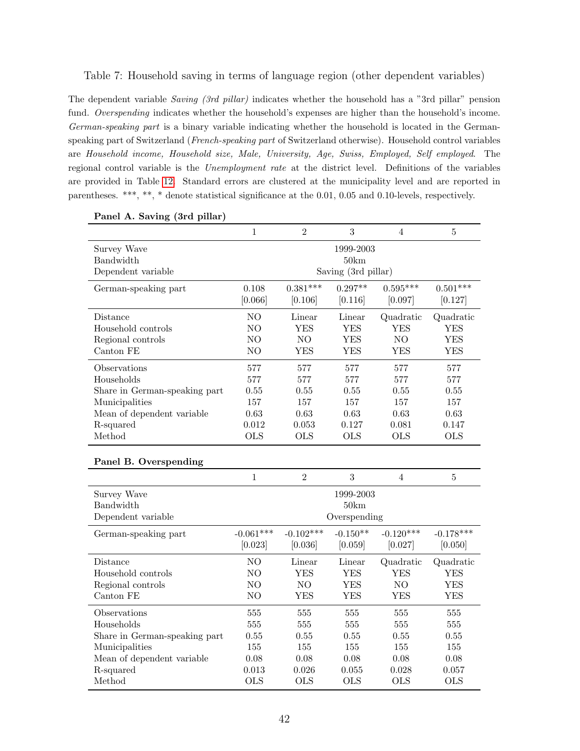Table 7: Household saving in terms of language region (other dependent variables)

The dependent variable *Saving (3rd pillar)* indicates whether the household has a "3rd pillar" pension fund. *Overspending* indicates whether the household's expenses are higher than the household's income. *German-speaking part* is a binary variable indicating whether the household is located in the German-speaking part of Switzerland (*French-speaking part* of Switzerland otherwise). Household control variables are *Household income, Household size, Male, University, Age, Swiss, Employed, Self employed*. The regional control variable is the *Unemployment rate* at the district level. Definitions of the variables are provided in Table 12. Standard errors are clustered at the municipality level and are reported in parentheses. ***, **, * denote statistical significance at the 0.01, 0.05 and 0.10-levels, respectively.

**Panel A. Saving (3rd pillar)**

| | 1 | 2 | 3 | 4 | 5 |
|---|---|---|---|---|---|
| Survey Wave | 1999-2003 | | | | |
| Bandwidth | 50km | | | | |
| Dependent variable | Saving (3rd pillar) | | | | |
| German-speaking part | 0.108 | 0.381*** | 0.297** | 0.595*** | 0.501*** |
| | [0.066] | [0.106] | [0.116] | [0.097] | [0.127] |
| Distance | NO | Linear | Linear | Quadratic | Quadratic |
| Household controls | NO | YES | YES | YES | YES |
| Regional controls | NO | NO | YES | NO | YES |
| Canton FE | NO | YES | YES | YES | YES |
| Observations | 577 | 577 | 577 | 577 | 577 |
| Households | 577 | 577 | 577 | 577 | 577 |
| Share in German-speaking part | 0.55 | 0.55 | 0.55 | 0.55 | 0.55 |
| Municipalities | 157 | 157 | 157 | 157 | 157 |
| Mean of dependent variable | 0.63 | 0.63 | 0.63 | 0.63 | 0.63 |
| R-squared | 0.012 | 0.053 | 0.127 | 0.081 | 0.147 |
| Method | OLS | OLS | OLS | OLS | OLS |

**Panel B. Overspending**

| | 1 | 2 | 3 | 4 | 5 |
|---|---|---|---|---|---|
| Survey Wave | 1999-2003 | | | | |
| Bandwidth | 50km | | | | |
| Dependent variable | Overspending | | | | |
| German-speaking part | -0.061*** | -0.102*** | -0.150** | -0.120*** | -0.178*** |
| | [0.023] | [0.036] | [0.059] | [0.027] | [0.050] |
| Distance | NO | Linear | Linear | Quadratic | Quadratic |
| Household controls | NO | YES | YES | YES | YES |
| Regional controls | NO | NO | YES | NO | YES |
| Canton FE | NO | YES | YES | YES | YES |
| Observations | 555 | 555 | 555 | 555 | 555 |
| Households | 555 | 555 | 555 | 555 | 555 |
| Share in German-speaking part | 0.55 | 0.55 | 0.55 | 0.55 | 0.55 |
| Municipalities | 155 | 155 | 155 | 155 | 155 |
| Mean of dependent variable | 0.08 | 0.08 | 0.08 | 0.08 | 0.08 |
| R-squared | 0.013 | 0.026 | 0.055 | 0.028 | 0.057 |
| Method | OLS | OLS | OLS | OLS | OLS |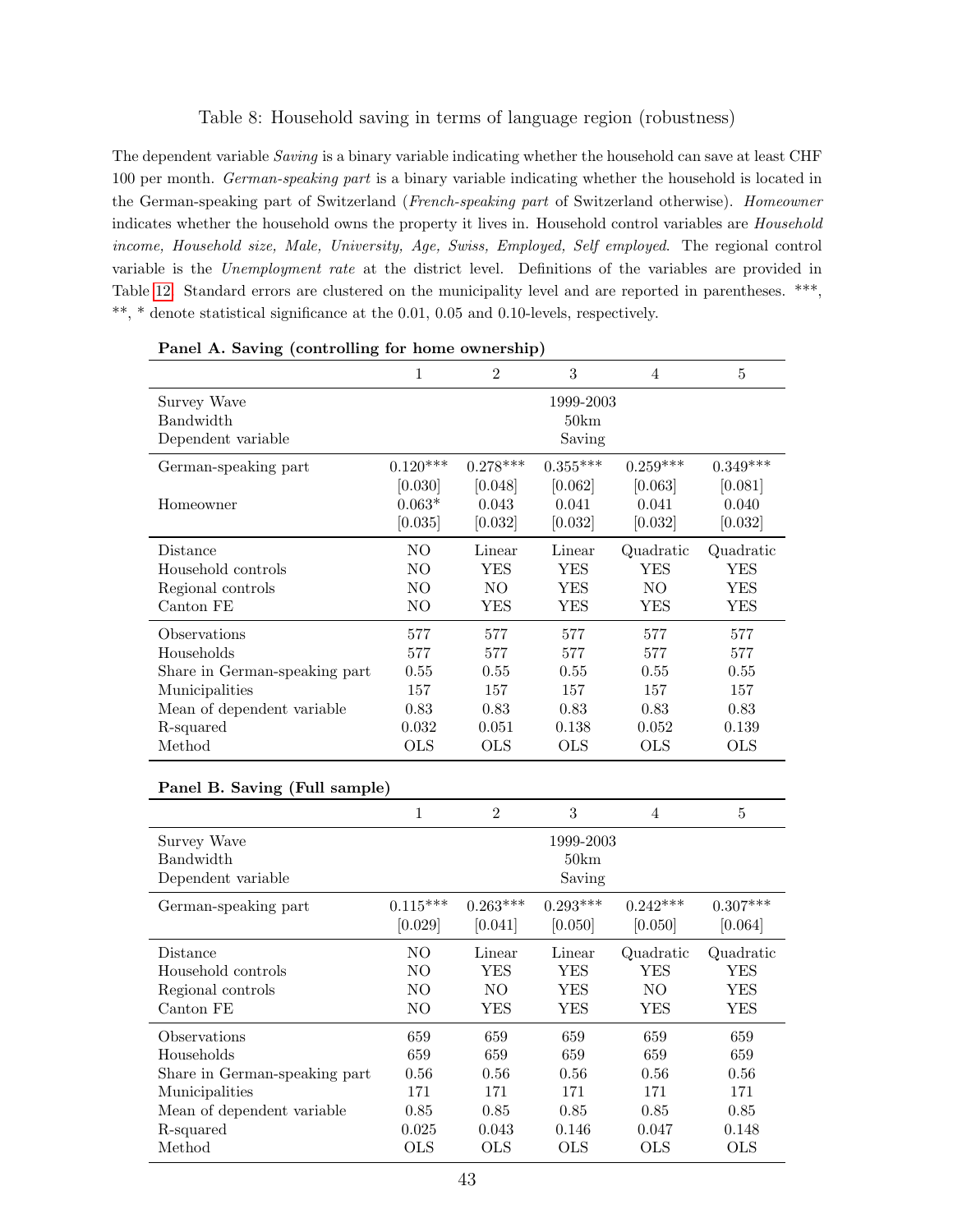Table 8: Household saving in terms of language region (robustness)

The dependent variable *Saving* is a binary variable indicating whether the household can save at least CHF 100 per month. *German-speaking part* is a binary variable indicating whether the household is located in the German-speaking part of Switzerland (*French-speaking part* of Switzerland otherwise). *Homeowner* indicates whether the household owns the property it lives in. Household control variables are *Household income, Household size, Male, University, Age, Swiss, Employed, Self employed*. The regional control variable is the *Unemployment rate* at the district level. Definitions of the variables are provided in Table 12. Standard errors are clustered on the municipality level and are reported in parentheses. ***, **, * denote statistical significance at the 0.01, 0.05 and 0.10-levels, respectively.

**Panel A. Saving (controlling for home ownership)**

| | 1 | 2 | 3 | 4 | 5 |
|---|---|---|---|---|---|
| Survey Wave | | | 1999-2003 | | |
| Bandwidth | | | 50km | | |
| Dependent variable | | | Saving | | |
| German-speaking part | 0.120*** | 0.278*** | 0.355*** | 0.259*** | 0.349*** |
| | [0.030] | [0.048] | [0.062] | [0.063] | [0.081] |
| Homeowner | 0.063* | 0.043 | 0.041 | 0.041 | 0.040 |
| | [0.035] | [0.032] | [0.032] | [0.032] | [0.032] |
| Distance | NO | Linear | Linear | Quadratic | Quadratic |
| Household controls | NO | YES | YES | YES | YES |
| Regional controls | NO | NO | YES | NO | YES |
| Canton FE | NO | YES | YES | YES | YES |
| Observations | 577 | 577 | 577 | 577 | 577 |
| Households | 577 | 577 | 577 | 577 | 577 |
| Share in German-speaking part | 0.55 | 0.55 | 0.55 | 0.55 | 0.55 |
| Municipalities | 157 | 157 | 157 | 157 | 157 |
| Mean of dependent variable | 0.83 | 0.83 | 0.83 | 0.83 | 0.83 |
| R-squared | 0.032 | 0.051 | 0.138 | 0.052 | 0.139 |
| Method | OLS | OLS | OLS | OLS | OLS |

**Panel B. Saving (Full sample)**

| | 1 | 2 | 3 | 4 | 5 |
|---|---|---|---|---|---|
| Survey Wave | | | 1999-2003 | | |
| Bandwidth | | | 50km | | |
| Dependent variable | | | Saving | | |
| German-speaking part | 0.115*** | 0.263*** | 0.293*** | 0.242*** | 0.307*** |
| | [0.029] | [0.041] | [0.050] | [0.050] | [0.064] |
| Distance | NO | Linear | Linear | Quadratic | Quadratic |
| Household controls | NO | YES | YES | YES | YES |
| Regional controls | NO | NO | YES | NO | YES |
| Canton FE | NO | YES | YES | YES | YES |
| Observations | 659 | 659 | 659 | 659 | 659 |
| Households | 659 | 659 | 659 | 659 | 659 |
| Share in German-speaking part | 0.56 | 0.56 | 0.56 | 0.56 | 0.56 |
| Municipalities | 171 | 171 | 171 | 171 | 171 |
| Mean of dependent variable | 0.85 | 0.85 | 0.85 | 0.85 | 0.85 |
| R-squared | 0.025 | 0.043 | 0.146 | 0.047 | 0.148 |
| Method | OLS | OLS | OLS | OLS | OLS |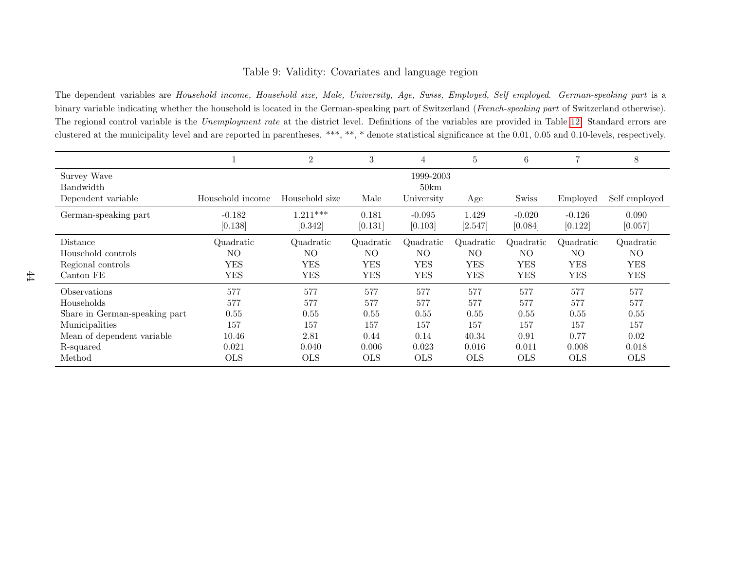Table 9: Validity: Covariates and language region

The dependent variables are *Household income, Household size, Male, University, Age, Swiss, Employed, Self employed*. *German-speaking part* is a binary variable indicating whether the household is located in the German-speaking part of Switzerland (*French-speaking part* of Switzerland otherwise). The regional control variable is the *Unemployment rate* at the district level. Definitions of the variables are provided in Table 12. Standard errors are clustered at the municipality level and are reported in parentheses. ***, **, * denote statistical significance at the 0.01, 0.05 and 0.10-levels, respectively.

| | 1 | 2 | 3 | 4 | 5 | 6 | 7 | 8 |
|---|---|---|---|---|---|---|---|---|
| Survey Wave | 1999-2003 | | | | | | | |
| Bandwidth | 50km | | | | | | | |
| Dependent variable | Household income | Household size | Male | University | Age | Swiss | Employed | Self employed |
| German-speaking part | -0.182 | 1.211*** | 0.181 | -0.095 | 1.429 | -0.020 | -0.126 | 0.090 |
| | [0.138] | [0.342] | [0.131] | [0.103] | [2.547] | [0.084] | [0.122] | [0.057] |
| Distance | Quadratic | Quadratic | Quadratic | Quadratic | Quadratic | Quadratic | Quadratic | Quadratic |
| Household controls | NO | NO | NO | NO | NO | NO | NO | NO |
| Regional controls | YES | YES | YES | YES | YES | YES | YES | YES |
| Canton FE | YES | YES | YES | YES | YES | YES | YES | YES |
| Observations | 577 | 577 | 577 | 577 | 577 | 577 | 577 | 577 |
| Households | 577 | 577 | 577 | 577 | 577 | 577 | 577 | 577 |
| Share in German-speaking part | 0.55 | 0.55 | 0.55 | 0.55 | 0.55 | 0.55 | 0.55 | 0.55 |
| Municipalities | 157 | 157 | 157 | 157 | 157 | 157 | 157 | 157 |
| Mean of dependent variable | 10.46 | 2.81 | 0.44 | 0.14 | 40.34 | 0.91 | 0.77 | 0.02 |
| R-squared | 0.021 | 0.040 | 0.006 | 0.023 | 0.016 | 0.011 | 0.008 | 0.018 |
| Method | OLS | OLS | OLS | OLS | OLS | OLS | OLS | OLS |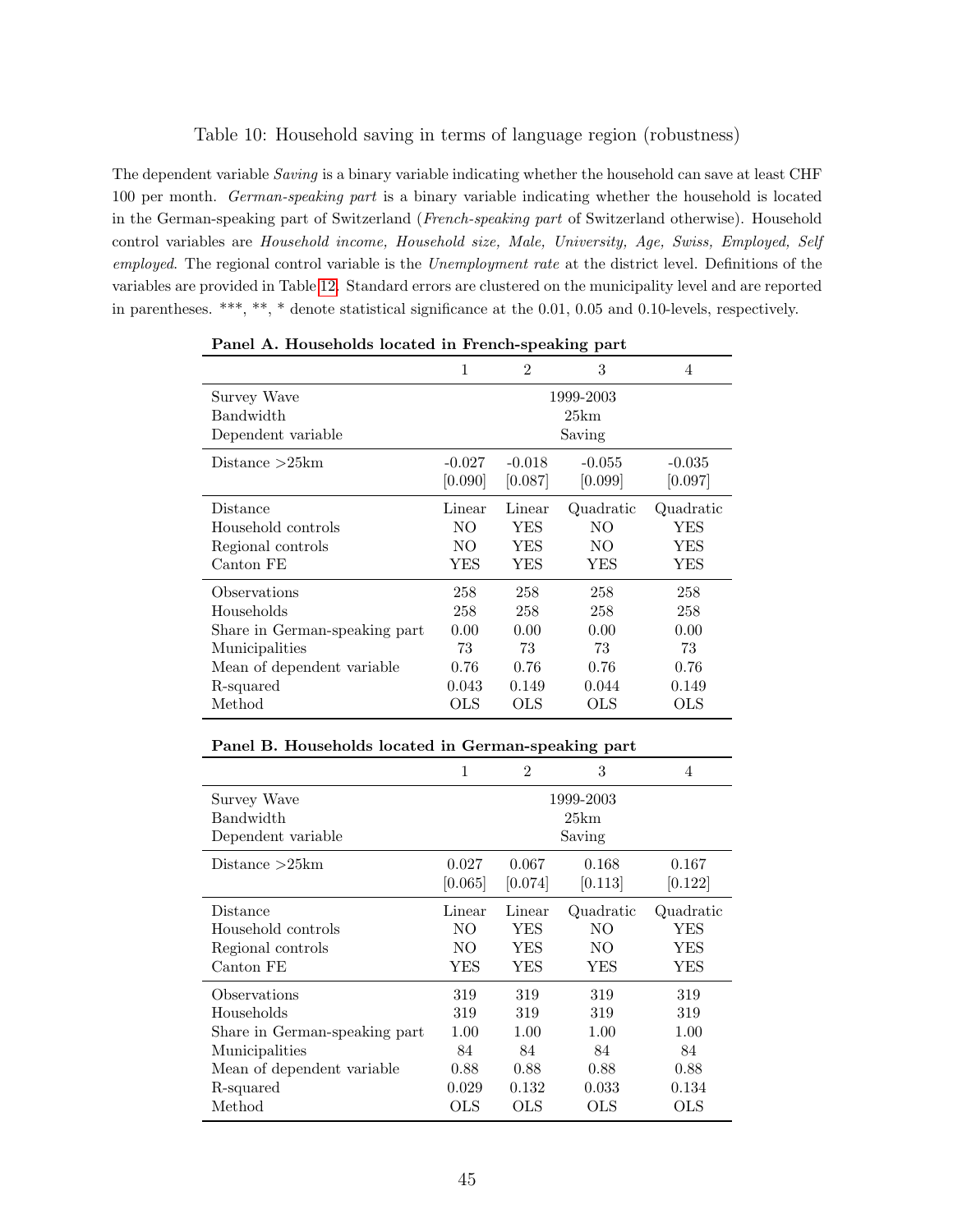Table 10: Household saving in terms of language region (robustness)

The dependent variable *Saving* is a binary variable indicating whether the household can save at least CHF 100 per month. *German-speaking part* is a binary variable indicating whether the household is located in the German-speaking part of Switzerland (*French-speaking part* of Switzerland otherwise). Household control variables are *Household income, Household size, Male, University, Age, Swiss, Employed, Self employed*. The regional control variable is the *Unemployment rate* at the district level. Definitions of the variables are provided in Table 12. Standard errors are clustered on the municipality level and are reported in parentheses. ***, **, * denote statistical significance at the 0.01, 0.05 and 0.10-levels, respectively.

**Panel A. Households located in French-speaking part**

| | 1 | 2 | 3 | 4 |
|---|---|---|---|---|
| Survey Wave | 1999-2003 | | | |
| Bandwidth | 25km | | | |
| Dependent variable | Saving | | | |
| Distance >25km | -0.027 | -0.018 | -0.055 | -0.035 |
| | [0.090] | [0.087] | [0.099] | [0.097] |
| Distance | Linear | Linear | Quadratic | Quadratic |
| Household controls | NO | YES | NO | YES |
| Regional controls | NO | YES | NO | YES |
| Canton FE | YES | YES | YES | YES |
| Observations | 258 | 258 | 258 | 258 |
| Households | 258 | 258 | 258 | 258 |
| Share in German-speaking part | 0.00 | 0.00 | 0.00 | 0.00 |
| Municipalities | 73 | 73 | 73 | 73 |
| Mean of dependent variable | 0.76 | 0.76 | 0.76 | 0.76 |
| R-squared | 0.043 | 0.149 | 0.044 | 0.149 |
| Method | OLS | OLS | OLS | OLS |

**Panel B. Households located in German-speaking part**

| | 1 | 2 | 3 | 4 |
|---|---|---|---|---|
| Survey Wave | 1999-2003 | | | |
| Bandwidth | 25km | | | |
| Dependent variable | Saving | | | |
| Distance >25km | 0.027 | 0.067 | 0.168 | 0.167 |
| | [0.065] | [0.074] | [0.113] | [0.122] |
| Distance | Linear | Linear | Quadratic | Quadratic |
| Household controls | NO | YES | NO | YES |
| Regional controls | NO | YES | NO | YES |
| Canton FE | YES | YES | YES | YES |
| Observations | 319 | 319 | 319 | 319 |
| Households | 319 | 319 | 319 | 319 |
| Share in German-speaking part | 1.00 | 1.00 | 1.00 | 1.00 |
| Municipalities | 84 | 84 | 84 | 84 |
| Mean of dependent variable | 0.88 | 0.88 | 0.88 | 0.88 |
| R-squared | 0.029 | 0.132 | 0.033 | 0.134 |
| Method | OLS | OLS | OLS | OLS |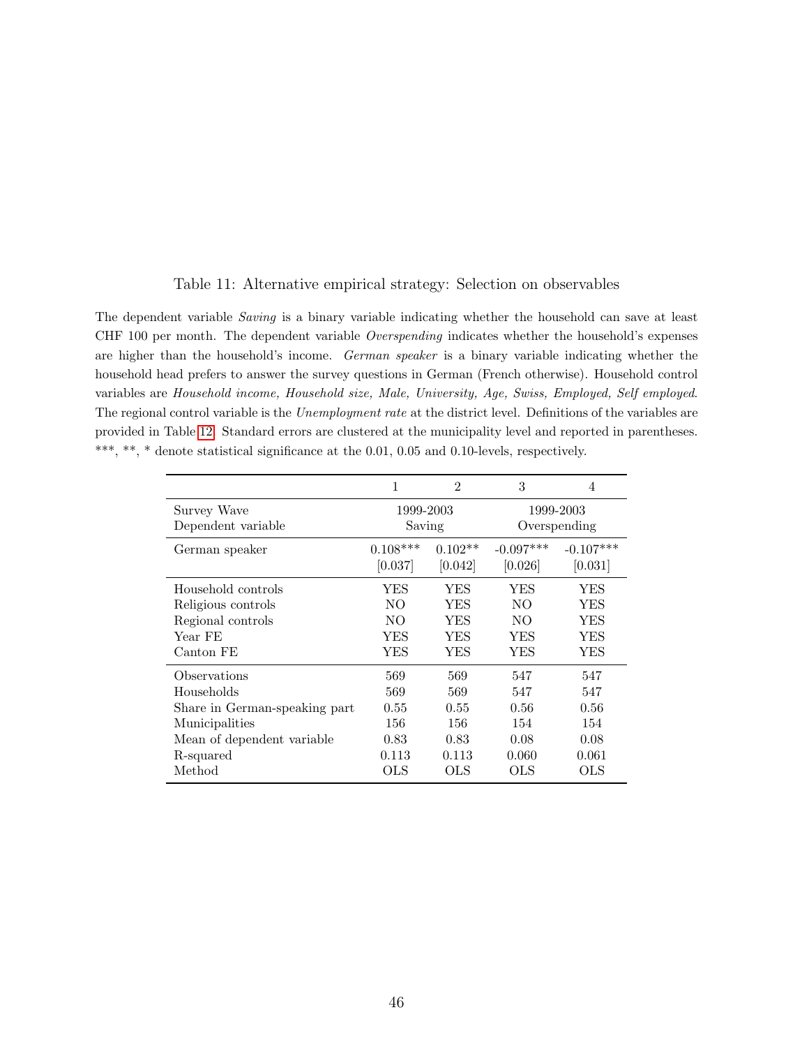Table 11: Alternative empirical strategy: Selection on observables

The dependent variable *Saving* is a binary variable indicating whether the household can save at least CHF 100 per month. The dependent variable *Overspending* indicates whether the household's expenses are higher than the household's income. *German speaker* is a binary variable indicating whether the household head prefers to answer the survey questions in German (French otherwise). Household control variables are *Household income, Household size, Male, University, Age, Swiss, Employed, Self employed*. The regional control variable is the *Unemployment rate* at the district level. Definitions of the variables are provided in Table 12. Standard errors are clustered at the municipality level and reported in parentheses. ***, **, * denote statistical significance at the 0.01, 0.05 and 0.10-levels, respectively.

| | 1 | 2 | 3 | 4 |
|---|---|---|---|---|
| Survey Wave | 1999-2003 | | 1999-2003 | |
| Dependent variable | Saving | | Overspending | |
| German speaker | 0.108*** | 0.102** | -0.097*** | -0.107*** |
| | [0.037] | [0.042] | [0.026] | [0.031] |
| Household controls | YES | YES | YES | YES |
| Religious controls | NO | YES | NO | YES |
| Regional controls | NO | YES | NO | YES |
| Year FE | YES | YES | YES | YES |
| Canton FE | YES | YES | YES | YES |
| Observations | 569 | 569 | 547 | 547 |
| Households | 569 | 569 | 547 | 547 |
| Share in German-speaking part | 0.55 | 0.55 | 0.56 | 0.56 |
| Municipalities | 156 | 156 | 154 | 154 |
| Mean of dependent variable | 0.83 | 0.83 | 0.08 | 0.08 |
| R-squared | 0.113 | 0.113 | 0.060 | 0.061 |
| Method | OLS | OLS | OLS | OLS |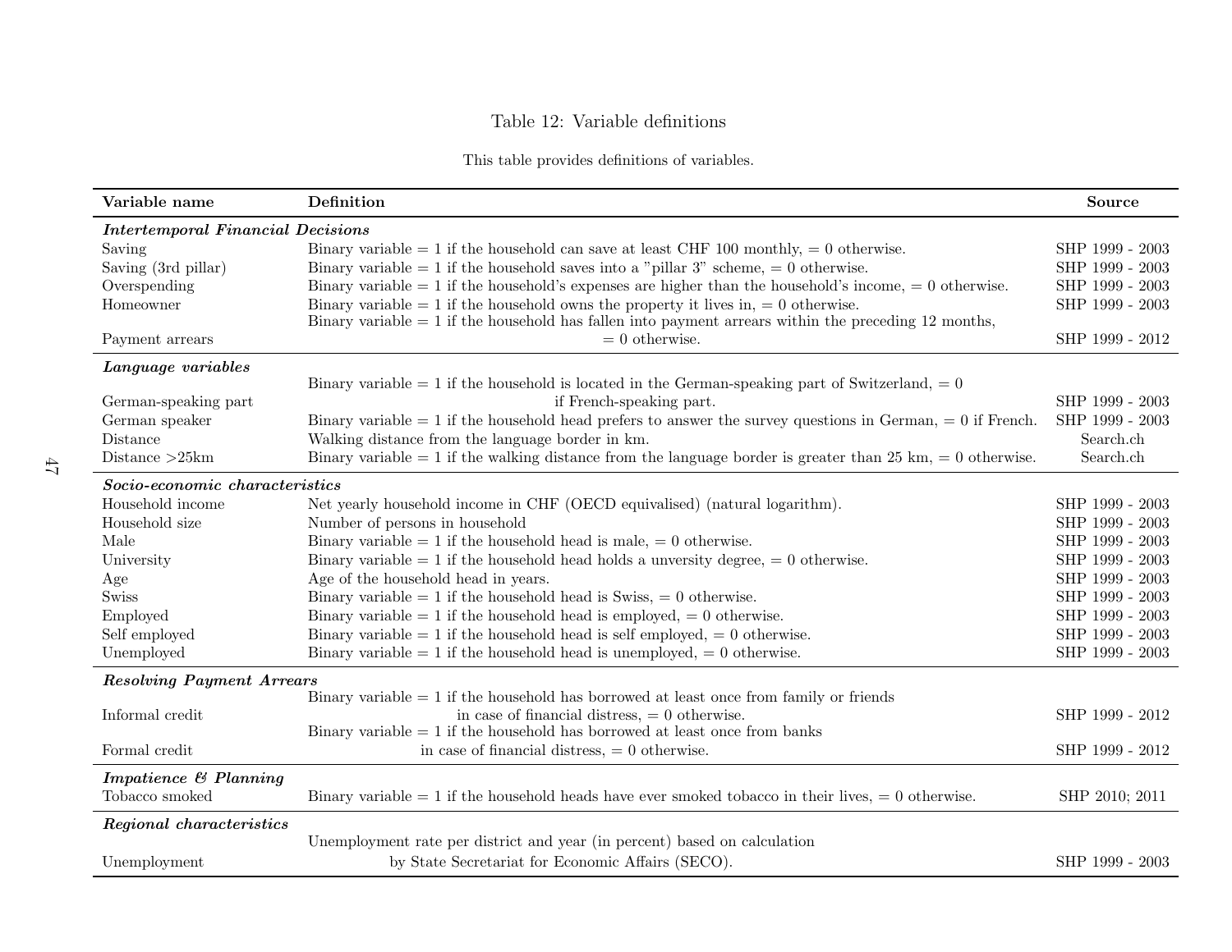Table 12: Variable definitions

This table provides definitions of variables.

| Variable name | Definition | Source |
|---|---|---|
| ***Intertemporal Financial Decisions*** | | |
| Saving | Binary variable = 1 if the household can save at least CHF 100 monthly, = 0 otherwise. | SHP 1999 - 2003 |
| Saving (3rd pillar) | Binary variable = 1 if the household saves into a "pillar 3" scheme, = 0 otherwise. | SHP 1999 - 2003 |
| Overspending | Binary variable = 1 if the household's expenses are higher than the household's income, = 0 otherwise. | SHP 1999 - 2003 |
| Homeowner | Binary variable = 1 if the household owns the property it lives in, = 0 otherwise. | SHP 1999 - 2003 |
| Payment arrears | Binary variable = 1 if the household has fallen into payment arrears within the preceding 12 months, = 0 otherwise. | SHP 1999 - 2012 |
| ***Language variables*** | | |
| German-speaking part | Binary variable = 1 if the household is located in the German-speaking part of Switzerland, = 0 if French-speaking part. | SHP 1999 - 2003 |
| German speaker | Binary variable = 1 if the household head prefers to answer the survey questions in German, = 0 if French. | SHP 1999 - 2003 |
| Distance | Walking distance from the language border in km. | Search.ch |
| Distance >25km | Binary variable = 1 if the walking distance from the language border is greater than 25 km, = 0 otherwise. | Search.ch |
| ***Socio-economic characteristics*** | | |
| Household income | Net yearly household income in CHF (OECD equivalised) (natural logarithm). | SHP 1999 - 2003 |
| Household size | Number of persons in household | SHP 1999 - 2003 |
| Male | Binary variable = 1 if the household head is male, = 0 otherwise. | SHP 1999 - 2003 |
| University | Binary variable = 1 if the household head holds a unversity degree, = 0 otherwise. | SHP 1999 - 2003 |
| Age | Age of the household head in years. | SHP 1999 - 2003 |
| Swiss | Binary variable = 1 if the household head is Swiss, = 0 otherwise. | SHP 1999 - 2003 |
| Employed | Binary variable = 1 if the household head is employed, = 0 otherwise. | SHP 1999 - 2003 |
| Self employed | Binary variable = 1 if the household head is self employed, = 0 otherwise. | SHP 1999 - 2003 |
| Unemployed | Binary variable = 1 if the household head is unemployed, = 0 otherwise. | SHP 1999 - 2003 |
| ***Resolving Payment Arrears*** | | |
| Informal credit | Binary variable = 1 if the household has borrowed at least once from family or friends in case of financial distress, = 0 otherwise. | SHP 1999 - 2012 |
| Formal credit | Binary variable = 1 if the household has borrowed at least once from banks in case of financial distress, = 0 otherwise. | SHP 1999 - 2012 |
| ***Impatience & Planning*** | | |
| Tobacco smoked | Binary variable = 1 if the household heads have ever smoked tobacco in their lives, = 0 otherwise. | SHP 2010; 2011 |
| ***Regional characteristics*** | | |
| Unemployment | Unemployment rate per district and year (in percent) based on calculation by State Secretariat for Economic Affairs (SECO). | SHP 1999 - 2003 |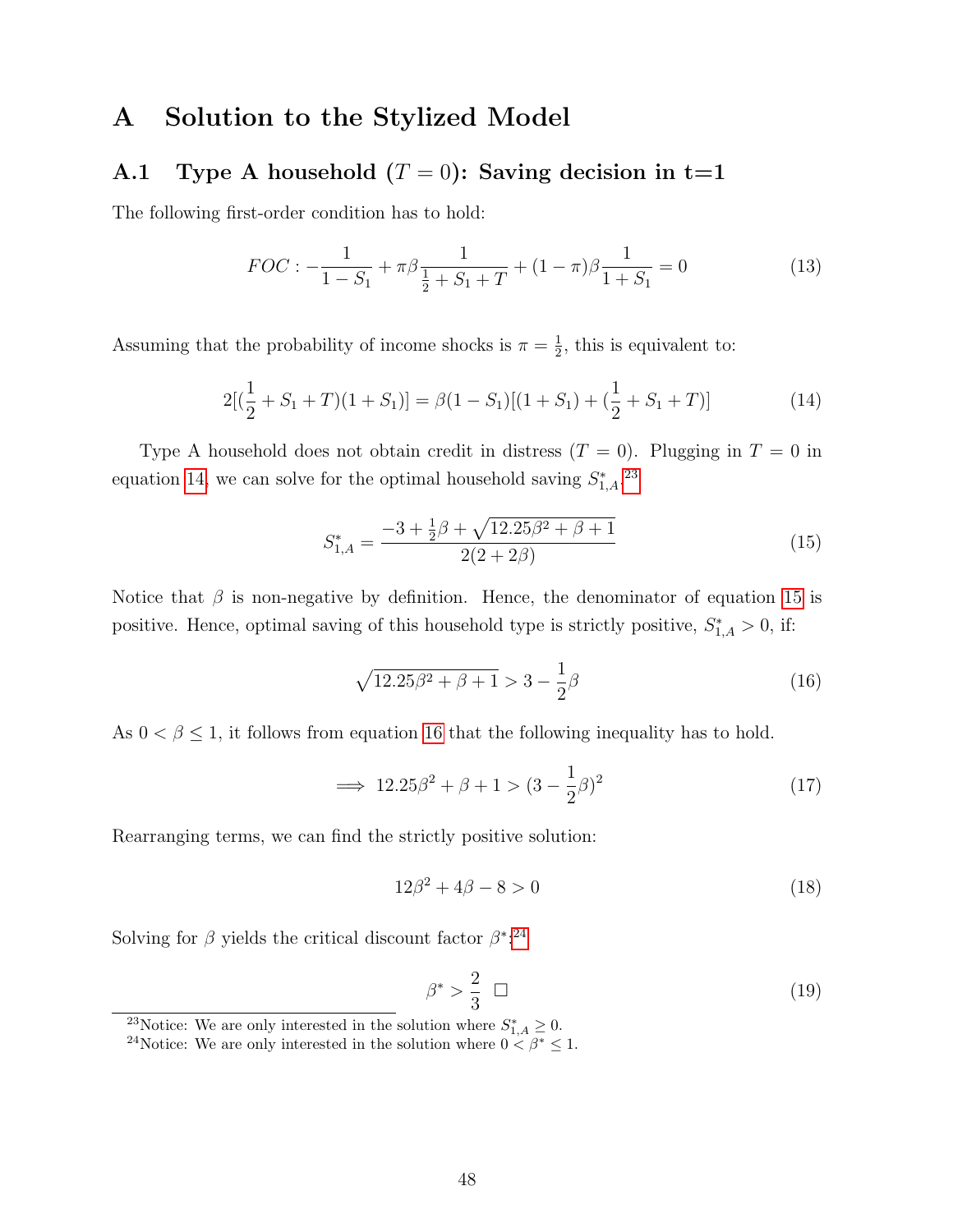# A Solution to the Stylized Model

## A.1 Type A household ($T = 0$): Saving decision in t=1

The following first-order condition has to hold:

$$FOC : -\frac{1}{1-S_1} + \pi\beta\frac{1}{\frac{1}{2}+S_1+T} + (1-\pi)\beta\frac{1}{1+S_1} = 0 \tag{13}$$

Assuming that the probability of income shocks is $\pi = \frac{1}{2}$, this is equivalent to:

$$2[(\frac{1}{2}+S_1+T)(1+S_1)] = \beta(1-S_1)[(1+S_1)+(\frac{1}{2}+S_1+T)] \tag{14}$$

Type A household does not obtain credit in distress ($T = 0$). Plugging in $T = 0$ in equation 14, we can solve for the optimal household saving $S^*_{1,A}$:[23]

$$S^*_{1,A} = \frac{-3+\frac{1}{2}\beta+\sqrt{12.25\beta^2+\beta+1}}{2(2+2\beta)} \tag{15}$$

Notice that $\beta$ is non-negative by definition. Hence, the denominator of equation 15 is positive. Hence, optimal saving of this household type is strictly positive, $S^*_{1,A} > 0$, if:

$$\sqrt{12.25\beta^2+\beta+1} > 3-\frac{1}{2}\beta \tag{16}$$

As $0 < \beta \leq 1$, it follows from equation 16 that the following inequality has to hold.

$$\implies 12.25\beta^2+\beta+1 > (3-\frac{1}{2}\beta)^2 \tag{17}$$

Rearranging terms, we can find the strictly positive solution:

$$12\beta^2+4\beta-8 > 0 \tag{18}$$

Solving for $\beta$ yields the critical discount factor $\beta^*$:[24]

$$\beta^* > \frac{2}{3} \quad \square \tag{19}$$

[23] Notice: We are only interested in the solution where $S^*_{1,A} \geq 0$.

[24] Notice: We are only interested in the solution where $0 < \beta^* \leq 1$.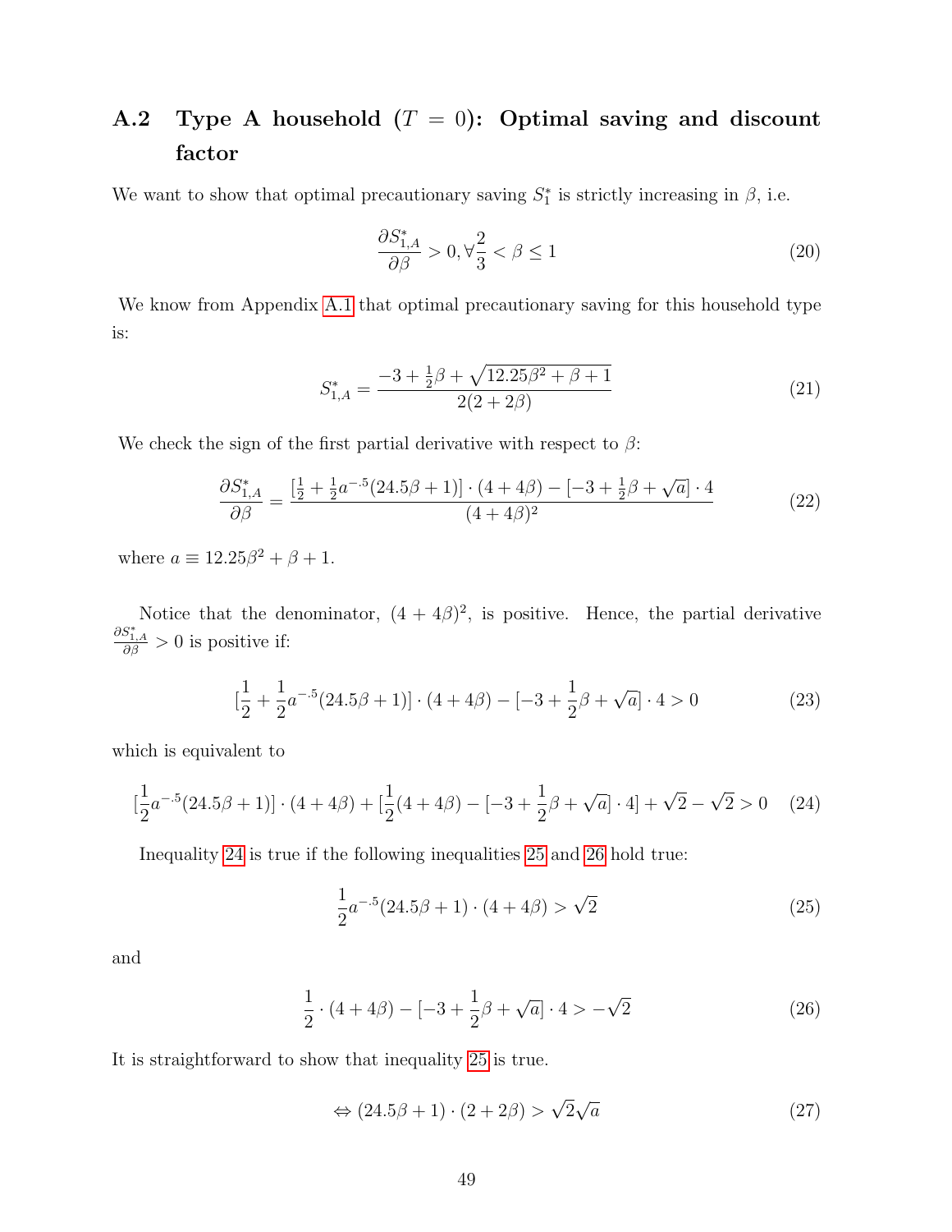## A.2 Type A household ($T = 0$): Optimal saving and discount factor

We want to show that optimal precautionary saving $S_1^*$ is strictly increasing in $\beta$, i.e.

$$\frac{\partial S_{1,A}^*}{\partial \beta} > 0, \forall \frac{2}{3} < \beta \leq 1 \tag{20}$$

We know from Appendix A.1 that optimal precautionary saving for this household type is:

$$S_{1,A}^* = \frac{-3 + \frac{1}{2}\beta + \sqrt{12.25\beta^2 + \beta + 1}}{2(2 + 2\beta)} \tag{21}$$

We check the sign of the first partial derivative with respect to $\beta$:

$$\frac{\partial S_{1,A}^*}{\partial \beta} = \frac{[\frac{1}{2} + \frac{1}{2}a^{-.5}(24.5\beta + 1)] \cdot (4 + 4\beta) - [-3 + \frac{1}{2}\beta + \sqrt{a}] \cdot 4}{(4 + 4\beta)^2} \tag{22}$$

where $a \equiv 12.25\beta^2 + \beta + 1$.

Notice that the denominator, $(4 + 4\beta)^2$, is positive. Hence, the partial derivative $\frac{\partial S_{1,A}^*}{\partial \beta} > 0$ is positive if:

$$[\frac{1}{2} + \frac{1}{2}a^{-.5}(24.5\beta + 1)] \cdot (4 + 4\beta) - [-3 + \frac{1}{2}\beta + \sqrt{a}] \cdot 4 > 0 \tag{23}$$

which is equivalent to

$$[\frac{1}{2}a^{-.5}(24.5\beta + 1)] \cdot (4 + 4\beta) + [\frac{1}{2}(4 + 4\beta) - [-3 + \frac{1}{2}\beta + \sqrt{a}] \cdot 4] + \sqrt{2} - \sqrt{2} > 0 \tag{24}$$

Inequality 24 is true if the following inequalities 25 and 26 hold true:

$$\frac{1}{2}a^{-.5}(24.5\beta + 1) \cdot (4 + 4\beta) > \sqrt{2} \tag{25}$$

and

$$\frac{1}{2} \cdot (4 + 4\beta) - [-3 + \frac{1}{2}\beta + \sqrt{a}] \cdot 4 > -\sqrt{2} \tag{26}$$

It is straightforward to show that inequality 25 is true.

$$\Leftrightarrow (24.5\beta + 1) \cdot (2 + 2\beta) > \sqrt{2}\sqrt{a} \tag{27}$$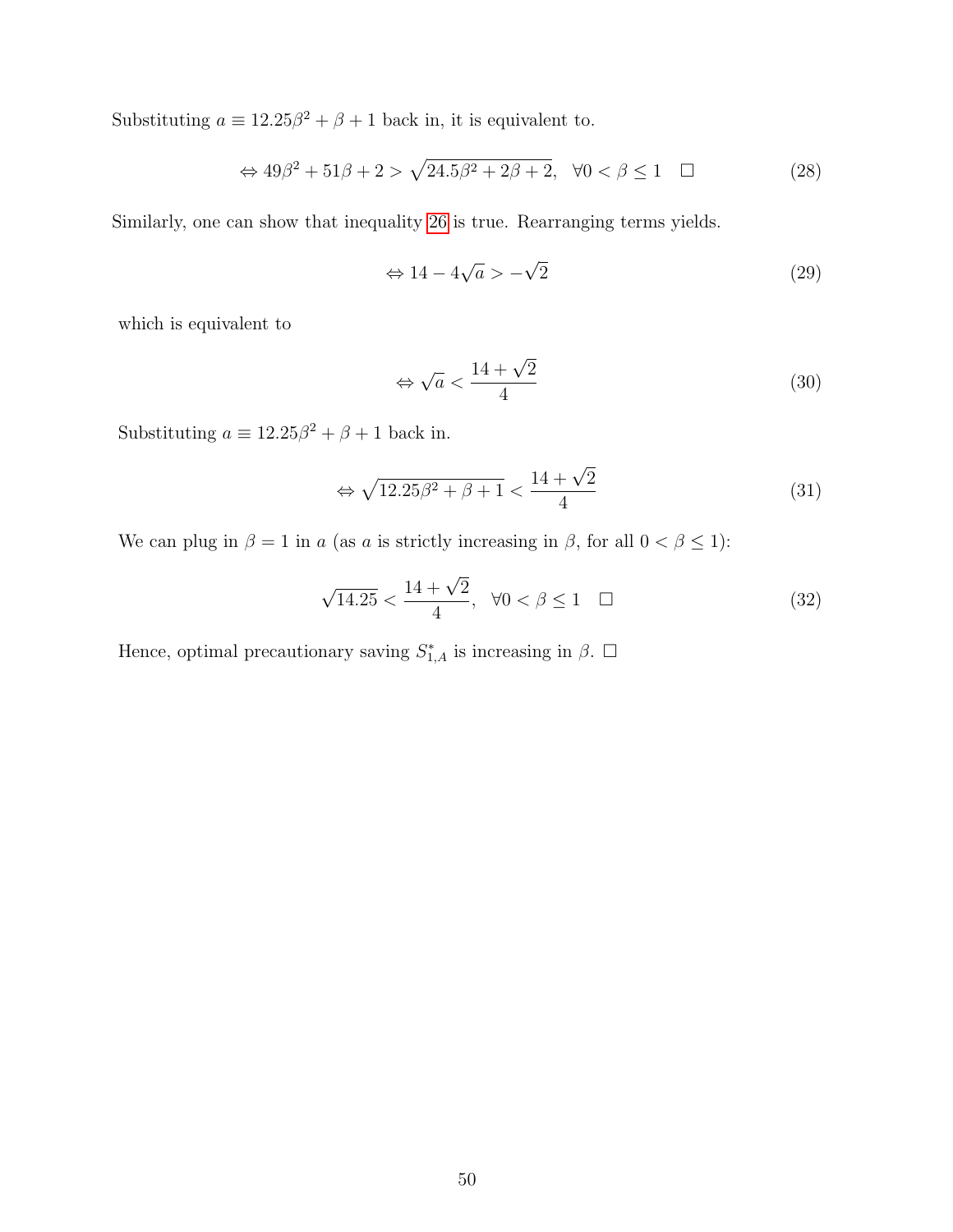Substituting $a \equiv 12.25\beta^2 + \beta + 1$ back in, it is equivalent to.

$$\Leftrightarrow 49\beta^2 + 51\beta + 2 > \sqrt{24.5\beta^2 + 2\beta + 2}, \quad \forall 0 < \beta \leq 1 \quad \square \tag{28}$$

Similarly, one can show that inequality 26 is true. Rearranging terms yields.

$$\Leftrightarrow 14 - 4\sqrt{a} > -\sqrt{2} \tag{29}$$

which is equivalent to

$$\Leftrightarrow \sqrt{a} < \frac{14 + \sqrt{2}}{4} \tag{30}$$

Substituting $a \equiv 12.25\beta^2 + \beta + 1$ back in.

$$\Leftrightarrow \sqrt{12.25\beta^2 + \beta + 1} < \frac{14 + \sqrt{2}}{4} \tag{31}$$

We can plug in $\beta = 1$ in $a$ (as $a$ is strictly increasing in $\beta$, for all $0 < \beta \leq 1$):

$$\sqrt{14.25} < \frac{14 + \sqrt{2}}{4}, \quad \forall 0 < \beta \leq 1 \quad \square \tag{32}$$

Hence, optimal precautionary saving $S^*_{1,A}$ is increasing in $\beta$. $\square$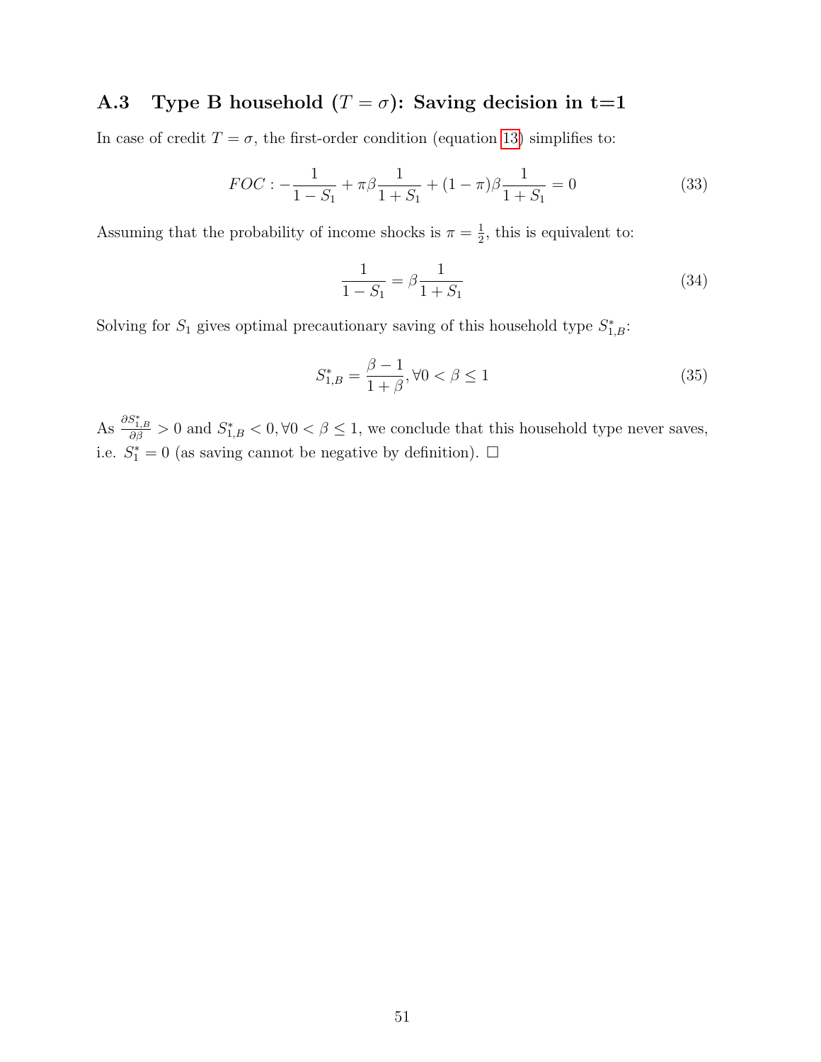### A.3 Type B household ($T = \sigma$): Saving decision in t=1

In case of credit $T = \sigma$, the first-order condition (equation 13) simplifies to:

$$FOC : -\frac{1}{1 - S_1} + \pi\beta\frac{1}{1 + S_1} + (1 - \pi)\beta\frac{1}{1 + S_1} = 0 \tag{33}$$

Assuming that the probability of income shocks is $\pi = \frac{1}{2}$, this is equivalent to:

$$\frac{1}{1 - S_1} = \beta\frac{1}{1 + S_1} \tag{34}$$

Solving for $S_1$ gives optimal precautionary saving of this household type $S^*_{1,B}$:

$$S^*_{1,B} = \frac{\beta - 1}{1 + \beta}, \forall 0 < \beta \leq 1 \tag{35}$$

As $\frac{\partial S^*_{1,B}}{\partial \beta} > 0$ and $S^*_{1,B} < 0, \forall 0 < \beta \leq 1$, we conclude that this household type never saves, i.e. $S^*_1 = 0$ (as saving cannot be negative by definition). □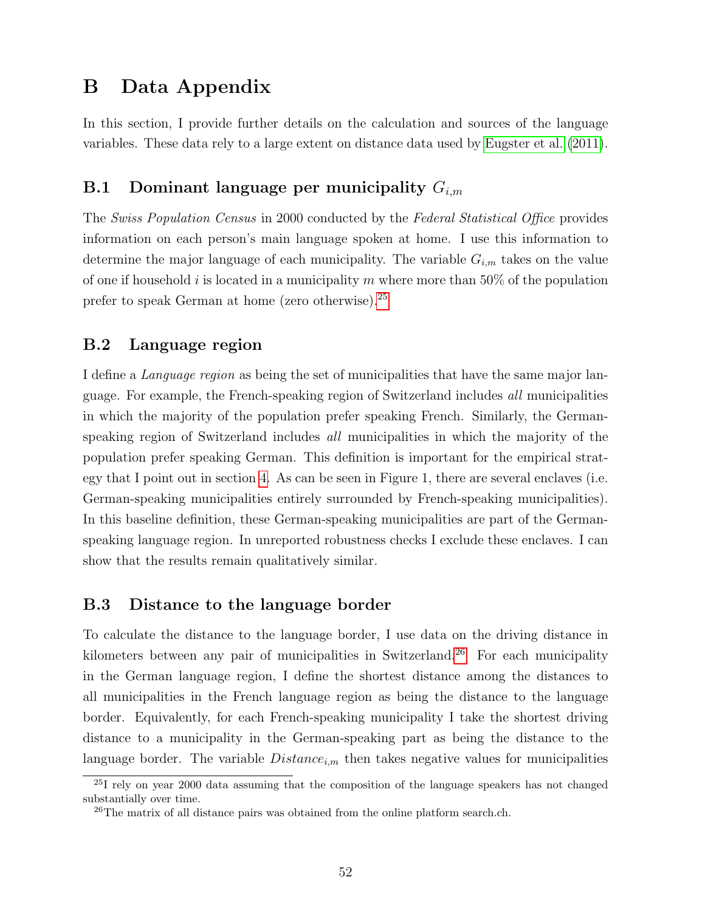# B Data Appendix

In this section, I provide further details on the calculation and sources of the language variables. These data rely to a large extent on distance data used by Eugster et al. (2011).

## B.1 Dominant language per municipality $G_{i,m}$

The *Swiss Population Census* in 2000 conducted by the *Federal Statistical Office* provides information on each person's main language spoken at home. I use this information to determine the major language of each municipality. The variable $G_{i,m}$ takes on the value of one if household $i$ is located in a municipality $m$ where more than 50% of the population prefer to speak German at home (zero otherwise).[25]

## B.2 Language region

I define a *Language region* as being the set of municipalities that have the same major language. For example, the French-speaking region of Switzerland includes *all* municipalities in which the majority of the population prefer speaking French. Similarly, the German-speaking region of Switzerland includes *all* municipalities in which the majority of the population prefer speaking German. This definition is important for the empirical strategy that I point out in section 4. As can be seen in Figure 1, there are several enclaves (i.e. German-speaking municipalities entirely surrounded by French-speaking municipalities). In this baseline definition, these German-speaking municipalities are part of the German-speaking language region. In unreported robustness checks I exclude these enclaves. I can show that the results remain qualitatively similar.

## B.3 Distance to the language border

To calculate the distance to the language border, I use data on the driving distance in kilometers between any pair of municipalities in Switzerland.[26] For each municipality in the German language region, I define the shortest distance among the distances to all municipalities in the French language region as being the distance to the language border. Equivalently, for each French-speaking municipality I take the shortest driving distance to a municipality in the German-speaking part as being the distance to the language border. The variable $Distance_{i,m}$ then takes negative values for municipalities

[25] I rely on year 2000 data assuming that the composition of the language speakers has not changed substantially over time.

[26] The matrix of all distance pairs was obtained from the online platform search.ch.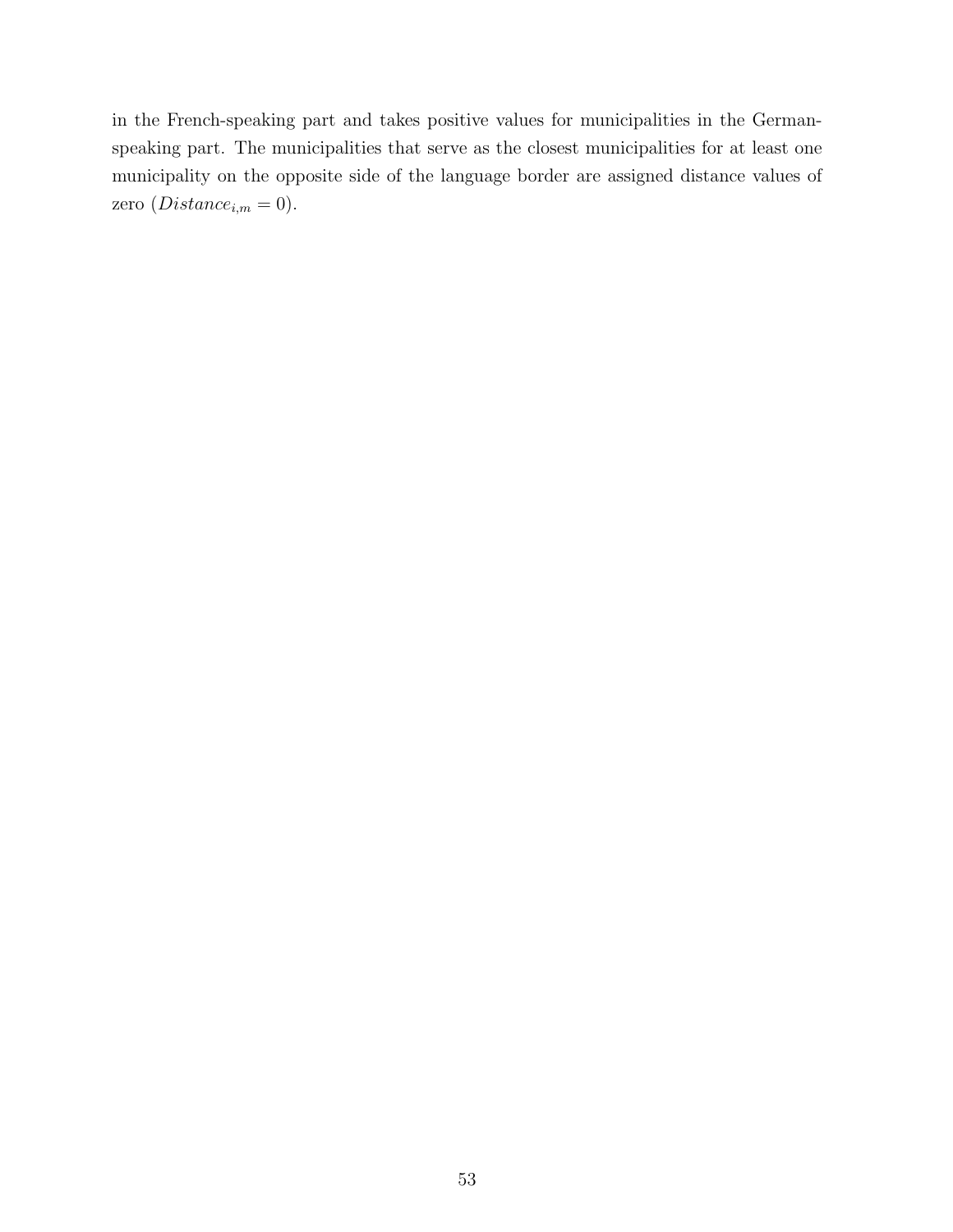in the French-speaking part and takes positive values for municipalities in the German-speaking part. The municipalities that serve as the closest municipalities for at least one municipality on the opposite side of the language border are assigned distance values of zero ($Distance_{i,m} = 0$).